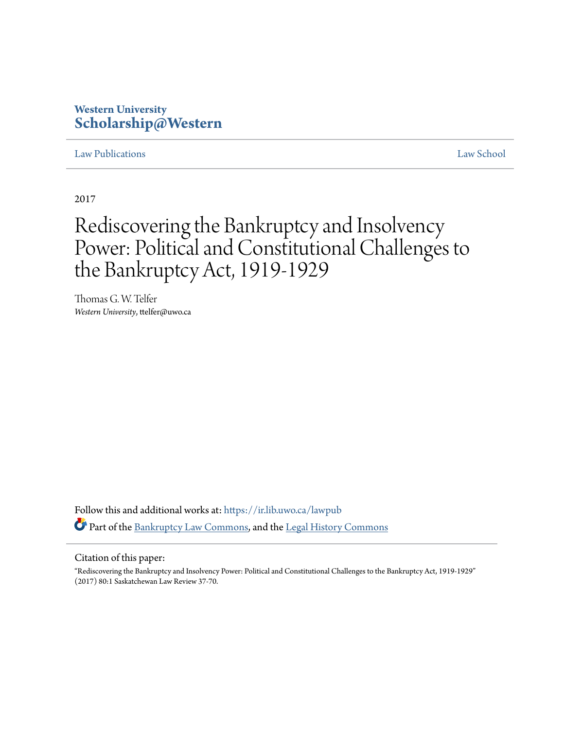Western University
Scholarship@Western

Law Publications | Law School

2017

# Rediscovering the Bankruptcy and Insolvency Power: Political and Constitutional Challenges to the Bankruptcy Act, 1919-1929

Thomas G. W. Telfer
*Western University*, ttelfer@uwo.ca

Follow this and additional works at: https://ir.lib.uwo.ca/lawpub

Part of the Bankruptcy Law Commons, and the Legal History Commons

Citation of this paper:
"Rediscovering the Bankruptcy and Insolvency Power: Political and Constitutional Challenges to the Bankruptcy Act, 1919-1929" (2017) 80:1 Saskatchewan Law Review 37-70.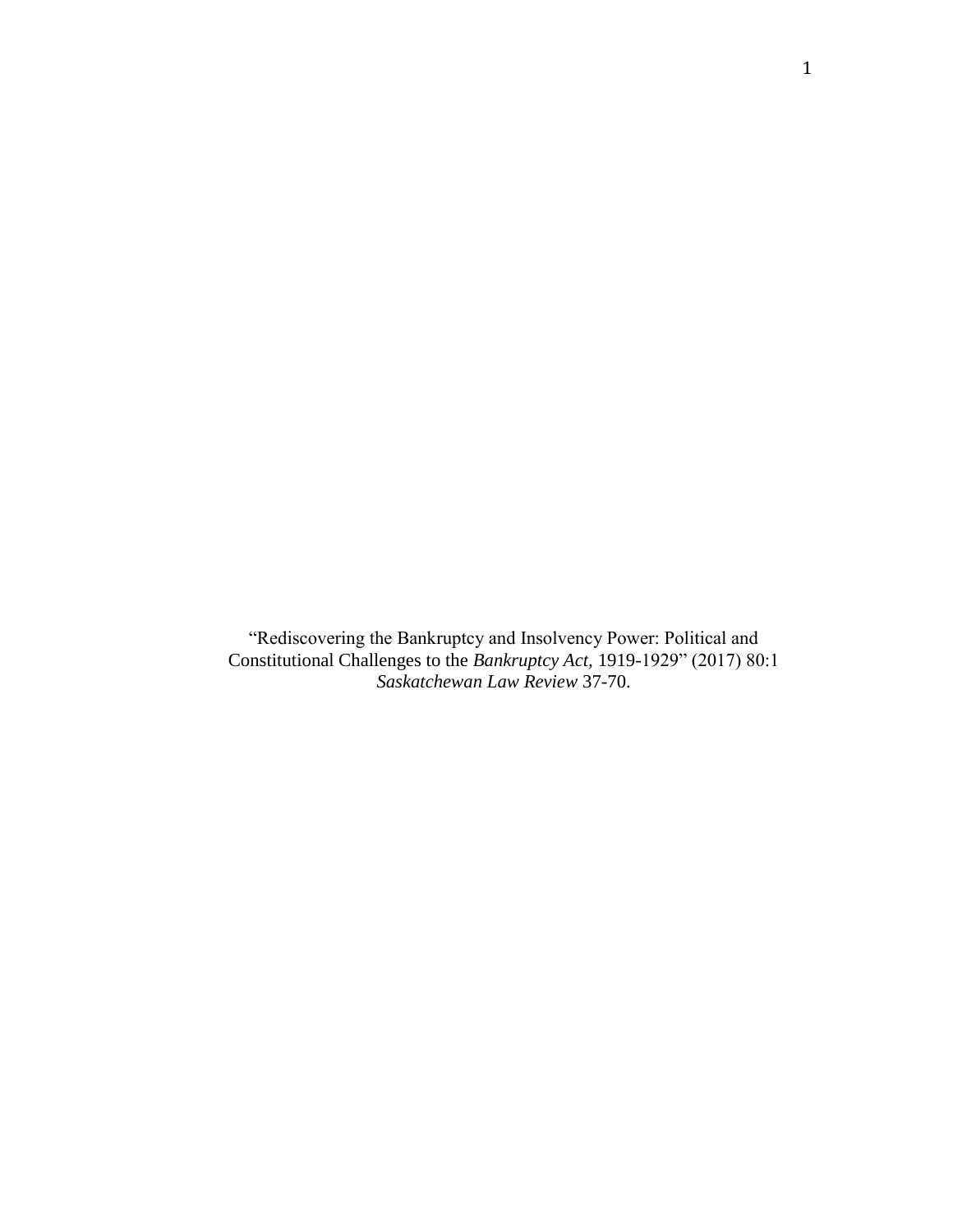"Rediscovering the Bankruptcy and Insolvency Power: Political and Constitutional Challenges to the *Bankruptcy Act*, 1919-1929" (2017) 80:1 *Saskatchewan Law Review* 37-70.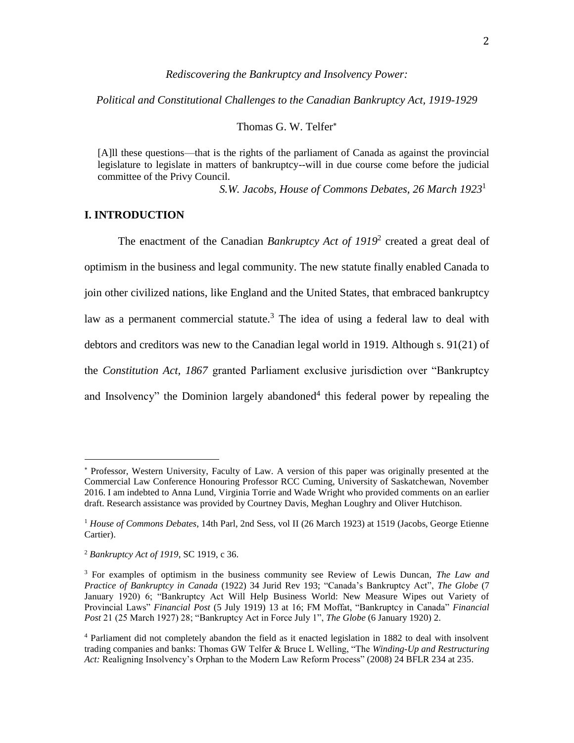*Rediscovering the Bankruptcy and Insolvency Power:*

*Political and Constitutional Challenges to the Canadian Bankruptcy Act, 1919-1929*

Thomas G. W. Telfer*

> [A]ll these questions—that is the rights of the parliament of Canada as against the provincial legislature to legislate in matters of bankruptcy--will in due course come before the judicial committee of the Privy Council.
>
> *S.W. Jacobs, House of Commons Debates, 26 March 1923*[1]

## I. INTRODUCTION

The enactment of the Canadian *Bankruptcy Act of 1919*[2] created a great deal of optimism in the business and legal community. The new statute finally enabled Canada to join other civilized nations, like England and the United States, that embraced bankruptcy law as a permanent commercial statute.[3] The idea of using a federal law to deal with debtors and creditors was new to the Canadian legal world in 1919. Although s. 91(21) of the *Constitution Act, 1867* granted Parliament exclusive jurisdiction over "Bankruptcy and Insolvency" the Dominion largely abandoned[4] this federal power by repealing the

---

* Professor, Western University, Faculty of Law. A version of this paper was originally presented at the Commercial Law Conference Honouring Professor RCC Cuming, University of Saskatchewan, November 2016. I am indebted to Anna Lund, Virginia Torrie and Wade Wright who provided comments on an earlier draft. Research assistance was provided by Courtney Davis, Meghan Loughry and Oliver Hutchison.

[1] *House of Commons Debates*, 14th Parl, 2nd Sess, vol II (26 March 1923) at 1519 (Jacobs, George Etienne Cartier).

[2] *Bankruptcy Act of 1919*, SC 1919, c 36.

[3] For examples of optimism in the business community see Review of Lewis Duncan, *The Law and Practice of Bankruptcy in Canada* (1922) 34 Jurid Rev 193; "Canada's Bankruptcy Act", *The Globe* (7 January 1920) 6; "Bankruptcy Act Will Help Business World: New Measure Wipes out Variety of Provincial Laws" *Financial Post* (5 July 1919) 13 at 16; FM Moffat, "Bankruptcy in Canada" *Financial Post* 21 (25 March 1927) 28; "Bankruptcy Act in Force July 1", *The Globe* (6 January 1920) 2.

[4] Parliament did not completely abandon the field as it enacted legislation in 1882 to deal with insolvent trading companies and banks: Thomas GW Telfer & Bruce L Welling, "The *Winding-Up and Restructuring Act:* Realigning Insolvency's Orphan to the Modern Law Reform Process" (2008) 24 BFLR 234 at 235.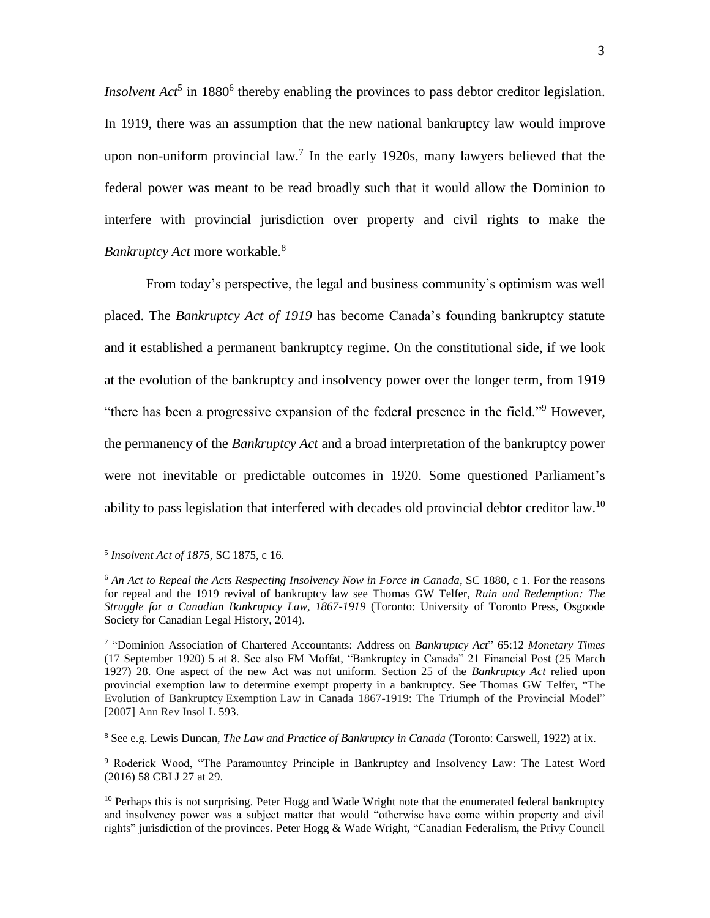*Insolvent Act*[5] in 1880[6] thereby enabling the provinces to pass debtor creditor legislation. In 1919, there was an assumption that the new national bankruptcy law would improve upon non-uniform provincial law.[7] In the early 1920s, many lawyers believed that the federal power was meant to be read broadly such that it would allow the Dominion to interfere with provincial jurisdiction over property and civil rights to make the *Bankruptcy Act* more workable.[8]

From today's perspective, the legal and business community's optimism was well placed. The *Bankruptcy Act of 1919* has become Canada's founding bankruptcy statute and it established a permanent bankruptcy regime. On the constitutional side, if we look at the evolution of the bankruptcy and insolvency power over the longer term, from 1919 "there has been a progressive expansion of the federal presence in the field."[9] However, the permanency of the *Bankruptcy Act* and a broad interpretation of the bankruptcy power were not inevitable or predictable outcomes in 1920. Some questioned Parliament's ability to pass legislation that interfered with decades old provincial debtor creditor law.[10]

---

[5] *Insolvent Act of 1875*, SC 1875, c 16.

[6] *An Act to Repeal the Acts Respecting Insolvency Now in Force in Canada*, SC 1880, c 1. For the reasons for repeal and the 1919 revival of bankruptcy law see Thomas GW Telfer, *Ruin and Redemption: The Struggle for a Canadian Bankruptcy Law, 1867-1919* (Toronto: University of Toronto Press, Osgoode Society for Canadian Legal History, 2014).

[7] "Dominion Association of Chartered Accountants: Address on *Bankruptcy Act*" 65:12 *Monetary Times* (17 September 1920) 5 at 8. See also FM Moffat, "Bankruptcy in Canada" 21 Financial Post (25 March 1927) 28. One aspect of the new Act was not uniform. Section 25 of the *Bankruptcy Act* relied upon provincial exemption law to determine exempt property in a bankruptcy. See Thomas GW Telfer, "The Evolution of Bankruptcy Exemption Law in Canada 1867-1919: The Triumph of the Provincial Model" [2007] Ann Rev Insol L 593.

[8] See e.g. Lewis Duncan, *The Law and Practice of Bankruptcy in Canada* (Toronto: Carswell, 1922) at ix.

[9] Roderick Wood, "The Paramountcy Principle in Bankruptcy and Insolvency Law: The Latest Word (2016) 58 CBLJ 27 at 29.

[10] Perhaps this is not surprising. Peter Hogg and Wade Wright note that the enumerated federal bankruptcy and insolvency power was a subject matter that would "otherwise have come within property and civil rights" jurisdiction of the provinces. Peter Hogg & Wade Wright, "Canadian Federalism, the Privy Council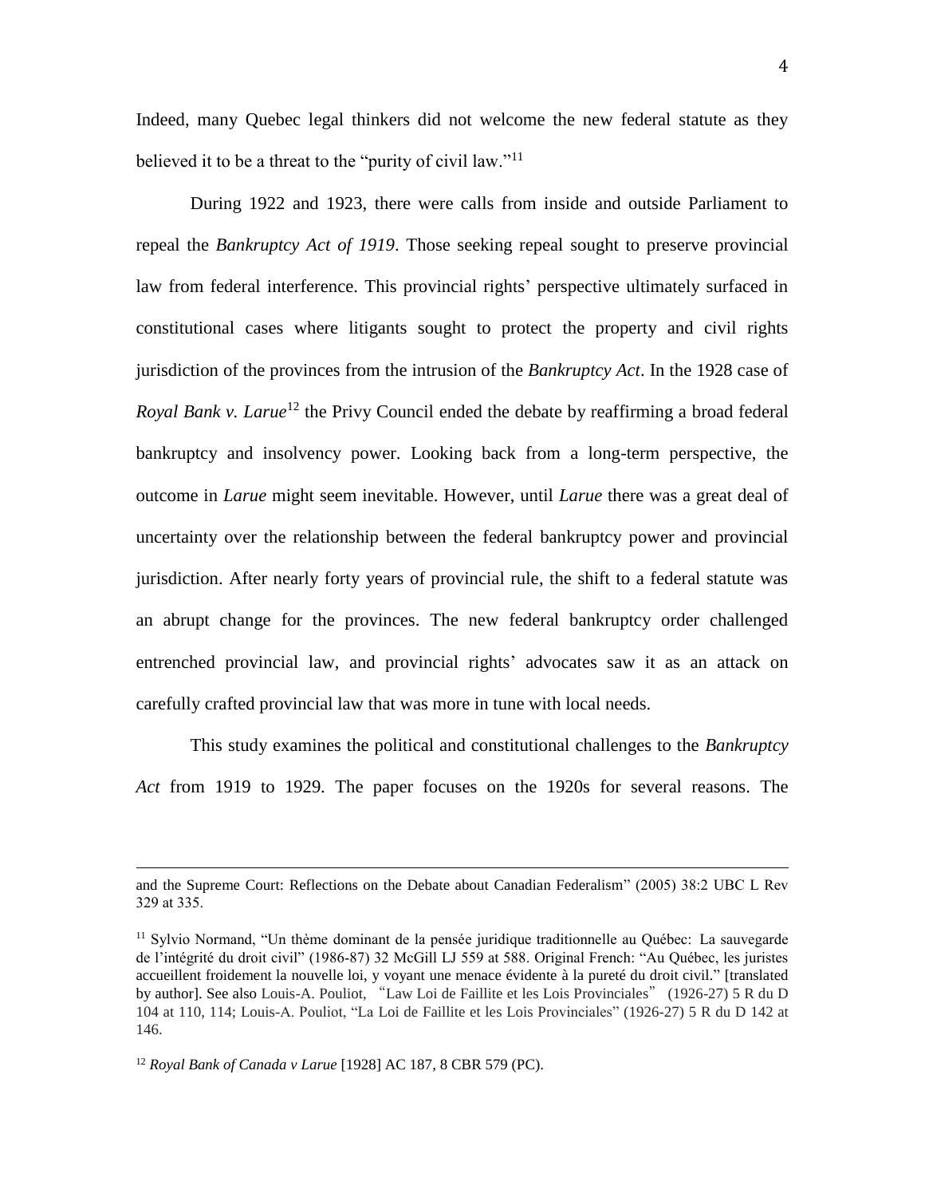Indeed, many Quebec legal thinkers did not welcome the new federal statute as they believed it to be a threat to the "purity of civil law."[11]

During 1922 and 1923, there were calls from inside and outside Parliament to repeal the *Bankruptcy Act of 1919*. Those seeking repeal sought to preserve provincial law from federal interference. This provincial rights' perspective ultimately surfaced in constitutional cases where litigants sought to protect the property and civil rights jurisdiction of the provinces from the intrusion of the *Bankruptcy Act*. In the 1928 case of *Royal Bank v. Larue*[12] the Privy Council ended the debate by reaffirming a broad federal bankruptcy and insolvency power. Looking back from a long-term perspective, the outcome in *Larue* might seem inevitable. However, until *Larue* there was a great deal of uncertainty over the relationship between the federal bankruptcy power and provincial jurisdiction. After nearly forty years of provincial rule, the shift to a federal statute was an abrupt change for the provinces. The new federal bankruptcy order challenged entrenched provincial law, and provincial rights' advocates saw it as an attack on carefully crafted provincial law that was more in tune with local needs.

This study examines the political and constitutional challenges to the *Bankruptcy Act* from 1919 to 1929. The paper focuses on the 1920s for several reasons. The

---

and the Supreme Court: Reflections on the Debate about Canadian Federalism" (2005) 38:2 UBC L Rev 329 at 335.

[11] Sylvio Normand, "Un thème dominant de la pensée juridique traditionnelle au Québec: La sauvegarde de l'intégrité du droit civil" (1986-87) 32 McGill LJ 559 at 588. Original French: "Au Québec, les juristes accueillent froidement la nouvelle loi, y voyant une menace évidente à la pureté du droit civil." [translated by author]. See also Louis-A. Pouliot, "Law Loi de Faillite et les Lois Provinciales" (1926-27) 5 R du D 104 at 110, 114; Louis-A. Pouliot, "La Loi de Faillite et les Lois Provinciales" (1926-27) 5 R du D 142 at 146.

[12] *Royal Bank of Canada v Larue* [1928] AC 187, 8 CBR 579 (PC).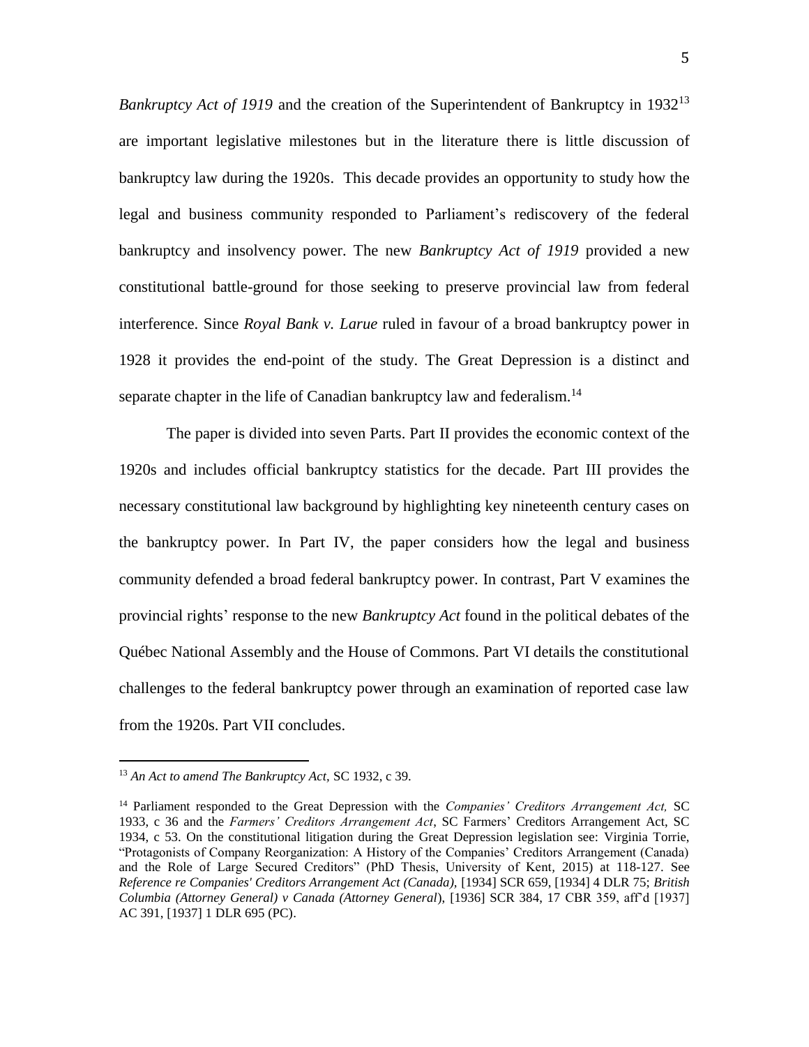*Bankruptcy Act of 1919* and the creation of the Superintendent of Bankruptcy in 1932[13] are important legislative milestones but in the literature there is little discussion of bankruptcy law during the 1920s. This decade provides an opportunity to study how the legal and business community responded to Parliament's rediscovery of the federal bankruptcy and insolvency power. The new *Bankruptcy Act of 1919* provided a new constitutional battle-ground for those seeking to preserve provincial law from federal interference. Since *Royal Bank v. Larue* ruled in favour of a broad bankruptcy power in 1928 it provides the end-point of the study. The Great Depression is a distinct and separate chapter in the life of Canadian bankruptcy law and federalism.[14]

The paper is divided into seven Parts. Part II provides the economic context of the 1920s and includes official bankruptcy statistics for the decade. Part III provides the necessary constitutional law background by highlighting key nineteenth century cases on the bankruptcy power. In Part IV, the paper considers how the legal and business community defended a broad federal bankruptcy power. In contrast, Part V examines the provincial rights' response to the new *Bankruptcy Act* found in the political debates of the Québec National Assembly and the House of Commons. Part VI details the constitutional challenges to the federal bankruptcy power through an examination of reported case law from the 1920s. Part VII concludes.

---

[13] *An Act to amend The Bankruptcy Act*, SC 1932, c 39.

[14] Parliament responded to the Great Depression with the *Companies' Creditors Arrangement Act,* SC 1933, c 36 and the *Farmers' Creditors Arrangement Act*, SC Farmers' Creditors Arrangement Act, SC 1934, c 53. On the constitutional litigation during the Great Depression legislation see: Virginia Torrie, "Protagonists of Company Reorganization: A History of the Companies' Creditors Arrangement (Canada) and the Role of Large Secured Creditors" (PhD Thesis, University of Kent, 2015) at 118-127. See *Reference re Companies' Creditors Arrangement Act (Canada)*, [1934] SCR 659, [1934] 4 DLR 75; *British Columbia (Attorney General) v Canada (Attorney General*), [1936] SCR 384, 17 CBR 359, aff'd [1937] AC 391, [1937] 1 DLR 695 (PC).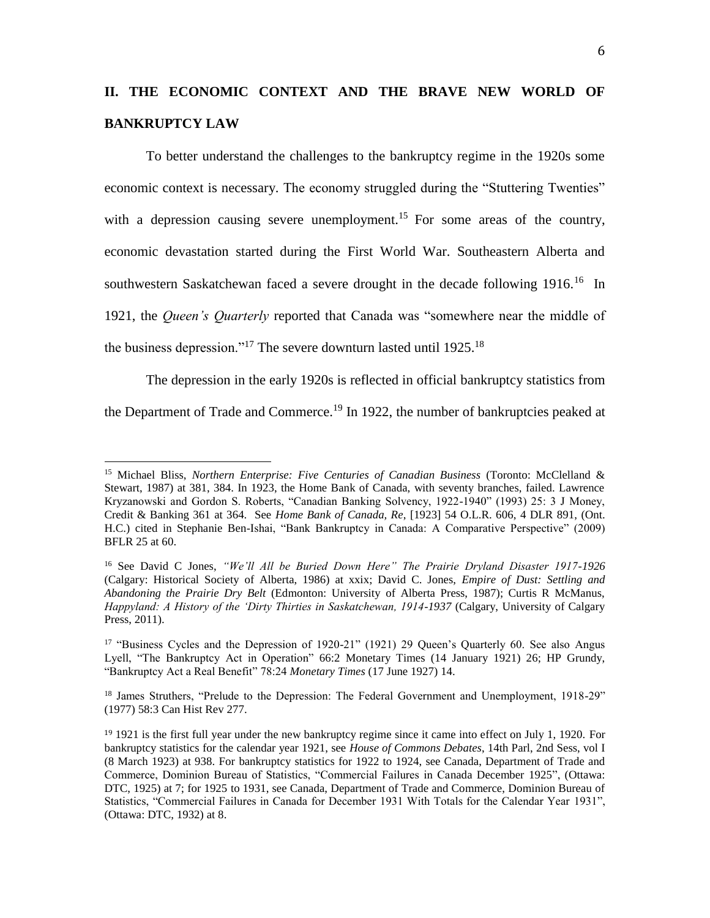## II. THE ECONOMIC CONTEXT AND THE BRAVE NEW WORLD OF BANKRUPTCY LAW

To better understand the challenges to the bankruptcy regime in the 1920s some economic context is necessary. The economy struggled during the "Stuttering Twenties" with a depression causing severe unemployment.[15] For some areas of the country, economic devastation started during the First World War. Southeastern Alberta and southwestern Saskatchewan faced a severe drought in the decade following 1916.[16] In 1921, the *Queen's Quarterly* reported that Canada was "somewhere near the middle of the business depression."[17] The severe downturn lasted until 1925.[18]

The depression in the early 1920s is reflected in official bankruptcy statistics from the Department of Trade and Commerce.[19] In 1922, the number of bankruptcies peaked at

---

[15] Michael Bliss, *Northern Enterprise: Five Centuries of Canadian Business* (Toronto: McClelland & Stewart, 1987) at 381, 384. In 1923, the Home Bank of Canada, with seventy branches, failed. Lawrence Kryzanowski and Gordon S. Roberts, "Canadian Banking Solvency, 1922-1940" (1993) 25: 3 J Money, Credit & Banking 361 at 364. See *Home Bank of Canada, Re*, [1923] 54 O.L.R. 606, 4 DLR 891, (Ont. H.C.) cited in Stephanie Ben-Ishai, "Bank Bankruptcy in Canada: A Comparative Perspective" (2009) BFLR 25 at 60.

[16] See David C Jones, *"We'll All be Buried Down Here" The Prairie Dryland Disaster 1917-1926* (Calgary: Historical Society of Alberta, 1986) at xxix; David C. Jones, *Empire of Dust: Settling and Abandoning the Prairie Dry Belt* (Edmonton: University of Alberta Press, 1987); Curtis R McManus, *Happyland: A History of the 'Dirty Thirties in Saskatchewan, 1914-1937* (Calgary, University of Calgary Press, 2011).

[17] "Business Cycles and the Depression of 1920-21" (1921) 29 Queen's Quarterly 60. See also Angus Lyell, "The Bankruptcy Act in Operation" 66:2 Monetary Times (14 January 1921) 26; HP Grundy, "Bankruptcy Act a Real Benefit" 78:24 *Monetary Times* (17 June 1927) 14.

[18] James Struthers, "Prelude to the Depression: The Federal Government and Unemployment, 1918-29" (1977) 58:3 Can Hist Rev 277.

[19] 1921 is the first full year under the new bankruptcy regime since it came into effect on July 1, 1920. For bankruptcy statistics for the calendar year 1921, see *House of Commons Debates*, 14th Parl, 2nd Sess, vol I (8 March 1923) at 938. For bankruptcy statistics for 1922 to 1924, see Canada, Department of Trade and Commerce, Dominion Bureau of Statistics, "Commercial Failures in Canada December 1925", (Ottawa: DTC, 1925) at 7; for 1925 to 1931, see Canada, Department of Trade and Commerce, Dominion Bureau of Statistics, "Commercial Failures in Canada for December 1931 With Totals for the Calendar Year 1931", (Ottawa: DTC, 1932) at 8.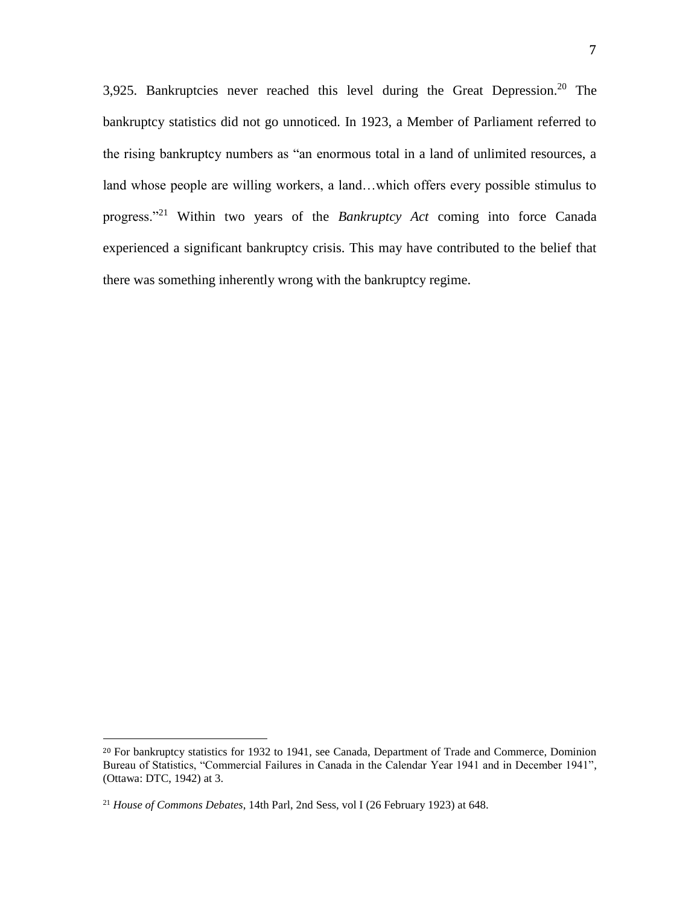3,925. Bankruptcies never reached this level during the Great Depression.[20] The bankruptcy statistics did not go unnoticed. In 1923, a Member of Parliament referred to the rising bankruptcy numbers as "an enormous total in a land of unlimited resources, a land whose people are willing workers, a land…which offers every possible stimulus to progress."[21] Within two years of the *Bankruptcy Act* coming into force Canada experienced a significant bankruptcy crisis. This may have contributed to the belief that there was something inherently wrong with the bankruptcy regime.

---

[20] For bankruptcy statistics for 1932 to 1941, see Canada, Department of Trade and Commerce, Dominion Bureau of Statistics, "Commercial Failures in Canada in the Calendar Year 1941 and in December 1941", (Ottawa: DTC, 1942) at 3.

[21] *House of Commons Debates*, 14th Parl, 2nd Sess, vol I (26 February 1923) at 648.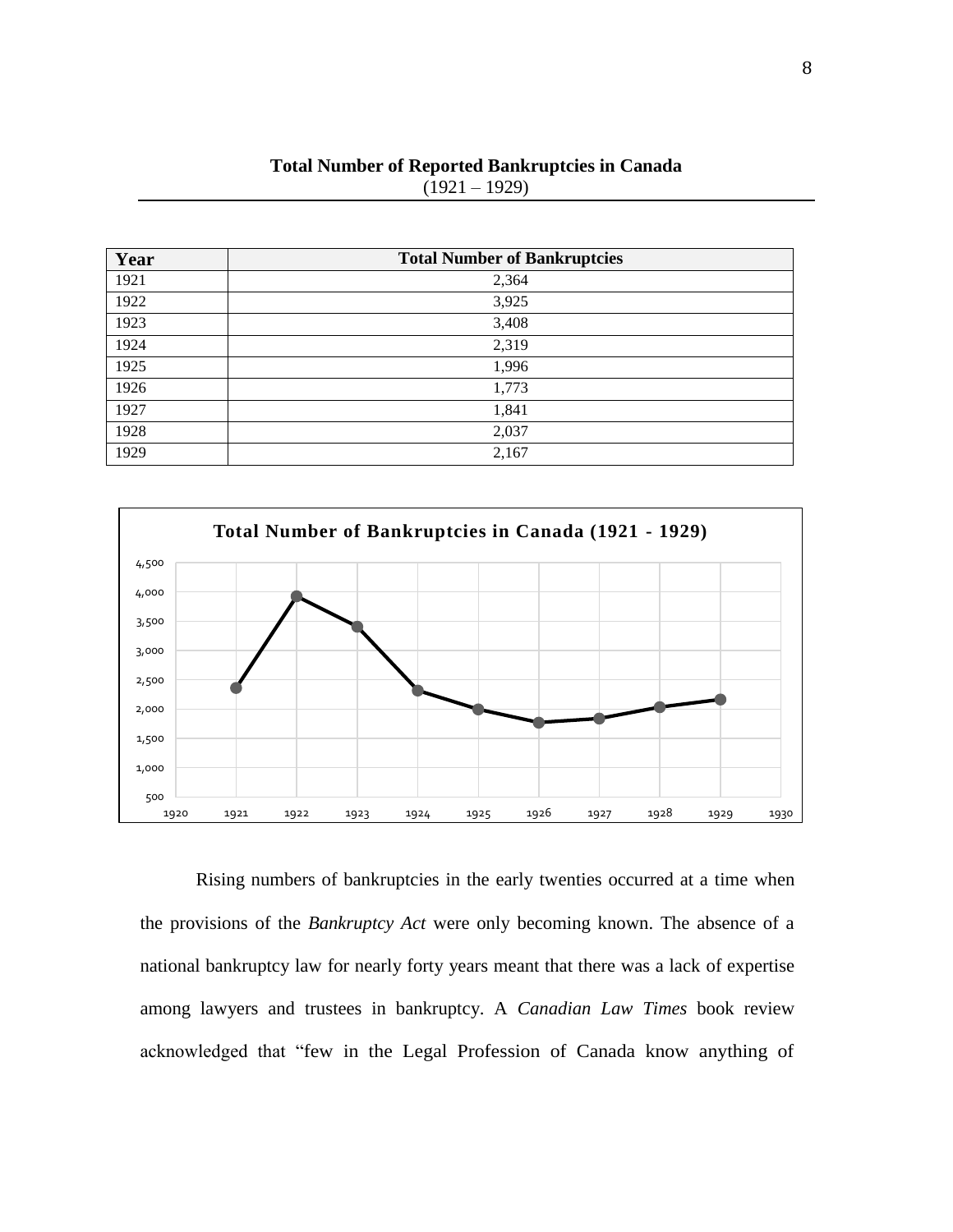**Total Number of Reported Bankruptcies in Canada**
(1921 – 1929)

| Year | Total Number of Bankruptcies |
|---|---|
| 1921 | 2,364 |
| 1922 | 3,925 |
| 1923 | 3,408 |
| 1924 | 2,319 |
| 1925 | 1,996 |
| 1926 | 1,773 |
| 1927 | 1,841 |
| 1928 | 2,037 |
| 1929 | 2,167 |

**Total Number of Bankruptcies in Canada (1921 - 1929)**

Rising numbers of bankruptcies in the early twenties occurred at a time when the provisions of the *Bankruptcy Act* were only becoming known. The absence of a national bankruptcy law for nearly forty years meant that there was a lack of expertise among lawyers and trustees in bankruptcy. A *Canadian Law Times* book review acknowledged that "few in the Legal Profession of Canada know anything of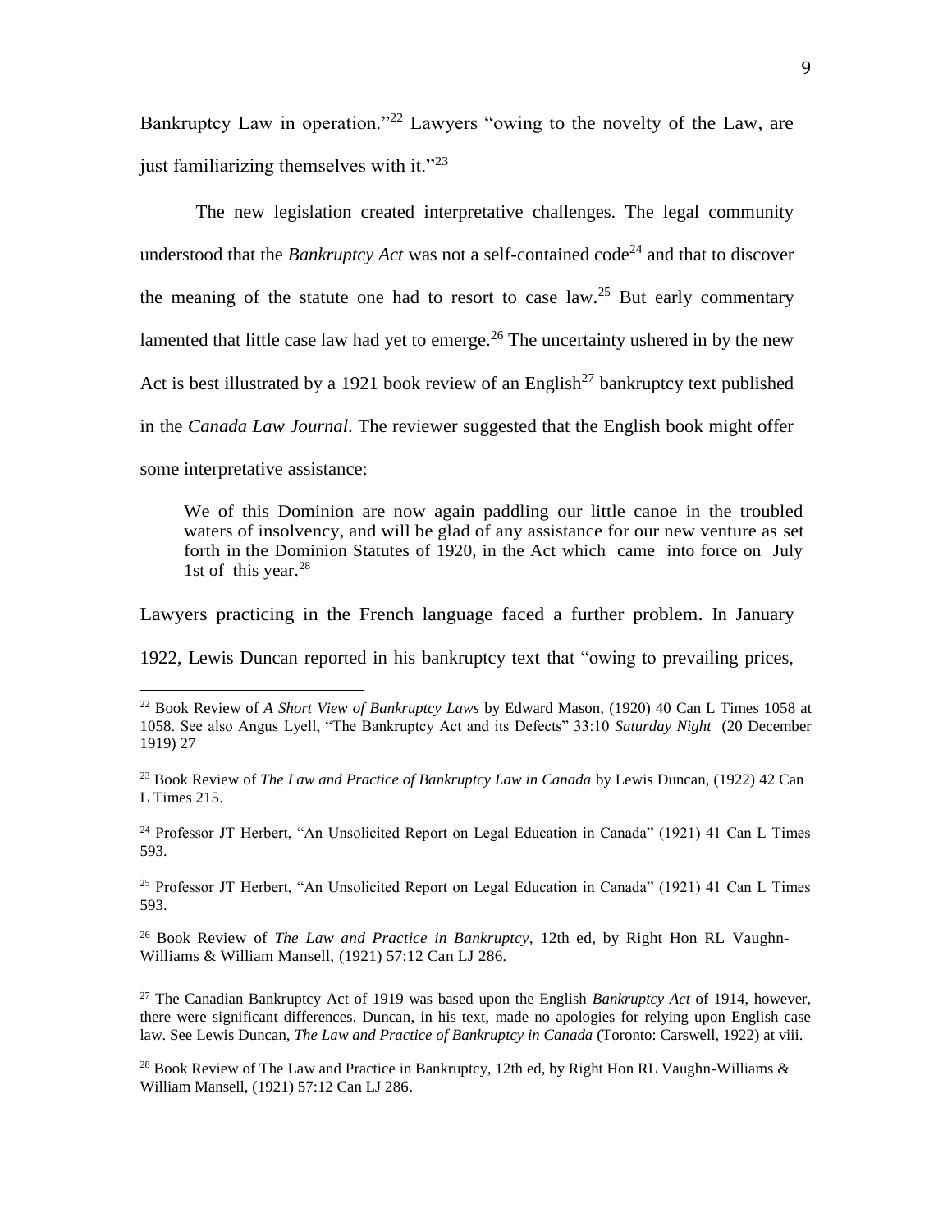Bankruptcy Law in operation."[22] Lawyers "owing to the novelty of the Law, are just familiarizing themselves with it."[23]

The new legislation created interpretative challenges. The legal community understood that the *Bankruptcy Act* was not a self-contained code[24] and that to discover the meaning of the statute one had to resort to case law.[25] But early commentary lamented that little case law had yet to emerge.[26] The uncertainty ushered in by the new Act is best illustrated by a 1921 book review of an English[27] bankruptcy text published in the *Canada Law Journal*. The reviewer suggested that the English book might offer some interpretative assistance:

> We of this Dominion are now again paddling our little canoe in the troubled waters of insolvency, and will be glad of any assistance for our new venture as set forth in the Dominion Statutes of 1920, in the Act which came into force on July 1st of this year.[28]

Lawyers practicing in the French language faced a further problem. In January 1922, Lewis Duncan reported in his bankruptcy text that "owing to prevailing prices,

---

[22] Book Review of *A Short View of Bankruptcy Laws* by Edward Mason, (1920) 40 Can L Times 1058 at 1058. See also Angus Lyell, "The Bankruptcy Act and its Defects" 33:10 *Saturday Night* (20 December 1919) 27

[23] Book Review of *The Law and Practice of Bankruptcy Law in Canada* by Lewis Duncan, (1922) 42 Can L Times 215.

[24] Professor JT Herbert, "An Unsolicited Report on Legal Education in Canada" (1921) 41 Can L Times 593.

[25] Professor JT Herbert, "An Unsolicited Report on Legal Education in Canada" (1921) 41 Can L Times 593.

[26] Book Review of *The Law and Practice in Bankruptcy*, 12th ed, by Right Hon RL Vaughn-Williams & William Mansell, (1921) 57:12 Can LJ 286.

[27] The Canadian Bankruptcy Act of 1919 was based upon the English *Bankruptcy Act* of 1914, however, there were significant differences. Duncan, in his text, made no apologies for relying upon English case law. See Lewis Duncan, *The Law and Practice of Bankruptcy in Canada* (Toronto: Carswell, 1922) at viii.

[28] Book Review of The Law and Practice in Bankruptcy, 12th ed, by Right Hon RL Vaughn-Williams & William Mansell, (1921) 57:12 Can LJ 286.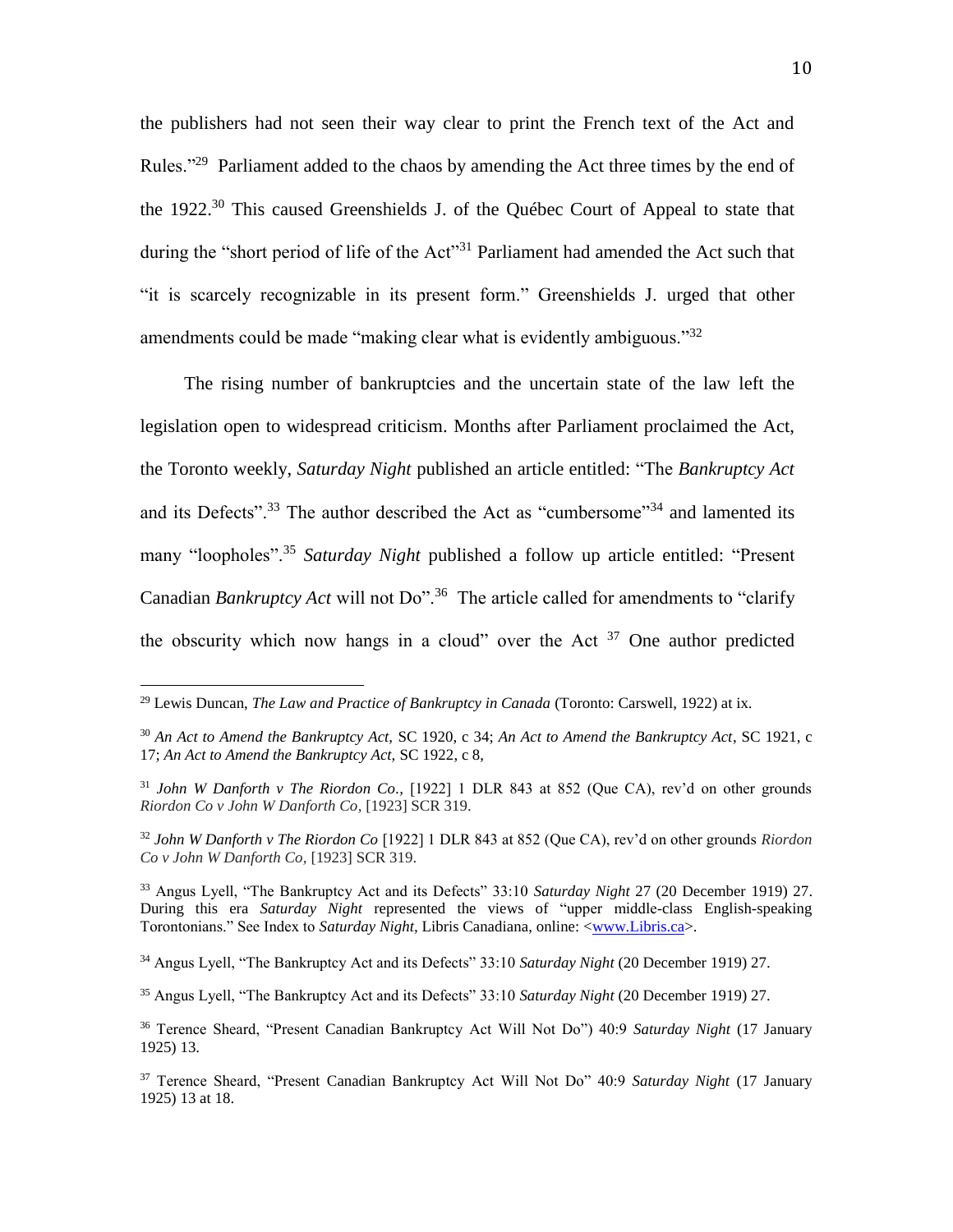the publishers had not seen their way clear to print the French text of the Act and Rules."[29] Parliament added to the chaos by amending the Act three times by the end of the 1922.[30] This caused Greenshields J. of the Québec Court of Appeal to state that during the "short period of life of the Act"[31] Parliament had amended the Act such that "it is scarcely recognizable in its present form." Greenshields J. urged that other amendments could be made "making clear what is evidently ambiguous."[32]

The rising number of bankruptcies and the uncertain state of the law left the legislation open to widespread criticism. Months after Parliament proclaimed the Act, the Toronto weekly, *Saturday Night* published an article entitled: "The *Bankruptcy Act* and its Defects".[33] The author described the Act as "cumbersome"[34] and lamented its many "loopholes".[35] *Saturday Night* published a follow up article entitled: "Present Canadian *Bankruptcy Act* will not Do".[36] The article called for amendments to "clarify the obscurity which now hangs in a cloud" over the Act [37] One author predicted

---

[29] Lewis Duncan, *The Law and Practice of Bankruptcy in Canada* (Toronto: Carswell, 1922) at ix.

[30] *An Act to Amend the Bankruptcy Act,* SC 1920, c 34; *An Act to Amend the Bankruptcy Act*, SC 1921, c 17; *An Act to Amend the Bankruptcy Act,* SC 1922, c 8,

[31] *John W Danforth v The Riordon Co.,* [1922] 1 DLR 843 at 852 (Que CA), rev'd on other grounds *Riordon Co v John W Danforth Co,* [1923] SCR 319.

[32] *John W Danforth v The Riordon Co* [1922] 1 DLR 843 at 852 (Que CA), rev'd on other grounds *Riordon Co v John W Danforth Co,* [1923] SCR 319.

[33] Angus Lyell, "The Bankruptcy Act and its Defects" 33:10 *Saturday Night* 27 (20 December 1919) 27. During this era *Saturday Night* represented the views of "upper middle-class English-speaking Torontonians." See Index to *Saturday Night,* Libris Canadiana, online: <www.Libris.ca>.

[34] Angus Lyell, "The Bankruptcy Act and its Defects" 33:10 *Saturday Night* (20 December 1919) 27.

[35] Angus Lyell, "The Bankruptcy Act and its Defects" 33:10 *Saturday Night* (20 December 1919) 27.

[36] Terence Sheard, "Present Canadian Bankruptcy Act Will Not Do") 40:9 *Saturday Night* (17 January 1925) 13.

[37] Terence Sheard, "Present Canadian Bankruptcy Act Will Not Do" 40:9 *Saturday Night* (17 January 1925) 13 at 18.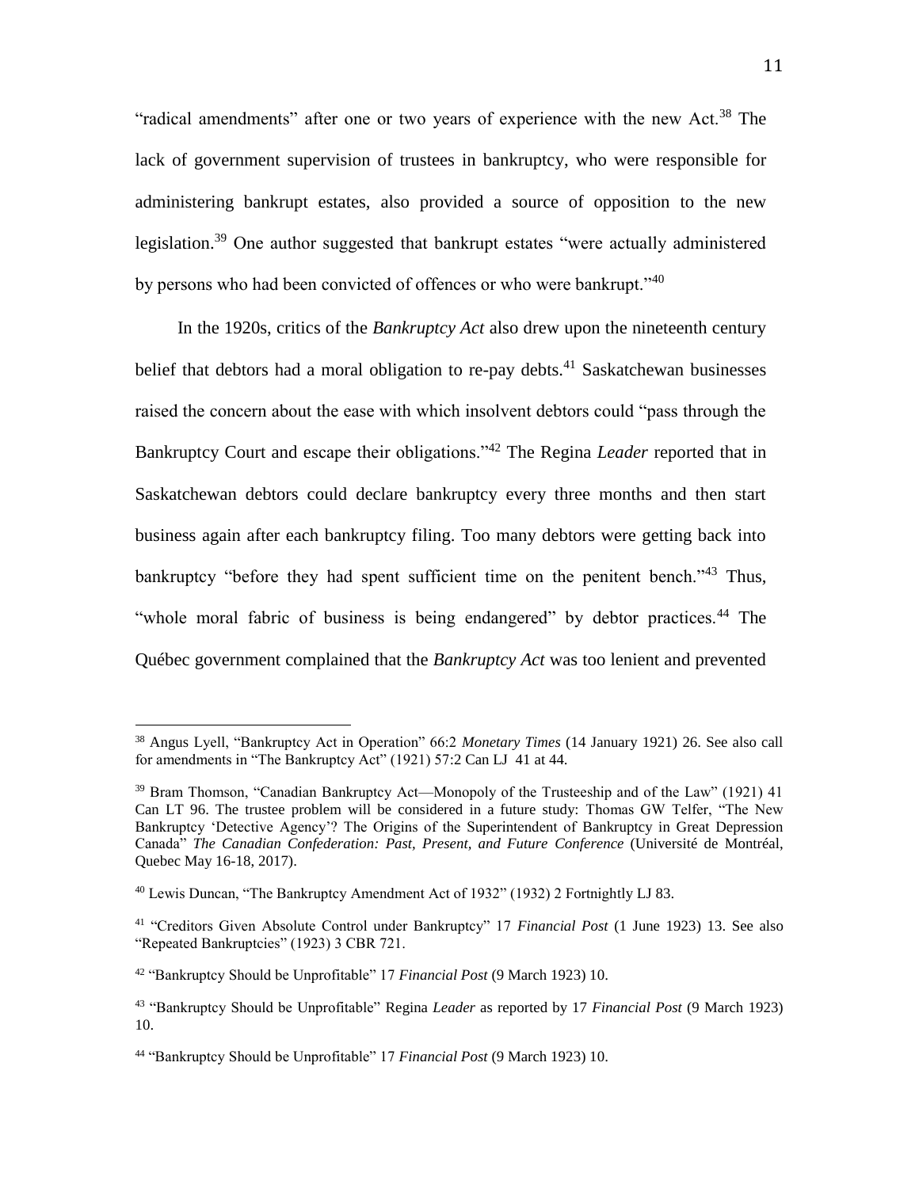"radical amendments" after one or two years of experience with the new Act.[38] The lack of government supervision of trustees in bankruptcy, who were responsible for administering bankrupt estates, also provided a source of opposition to the new legislation.[39] One author suggested that bankrupt estates "were actually administered by persons who had been convicted of offences or who were bankrupt."[40]

In the 1920s, critics of the *Bankruptcy Act* also drew upon the nineteenth century belief that debtors had a moral obligation to re-pay debts.[41] Saskatchewan businesses raised the concern about the ease with which insolvent debtors could "pass through the Bankruptcy Court and escape their obligations."[42] The Regina *Leader* reported that in Saskatchewan debtors could declare bankruptcy every three months and then start business again after each bankruptcy filing. Too many debtors were getting back into bankruptcy "before they had spent sufficient time on the penitent bench."[43] Thus, "whole moral fabric of business is being endangered" by debtor practices.[44] The Québec government complained that the *Bankruptcy Act* was too lenient and prevented

---

[38] Angus Lyell, "Bankruptcy Act in Operation" 66:2 *Monetary Times* (14 January 1921) 26. See also call for amendments in "The Bankruptcy Act" (1921) 57:2 Can LJ 41 at 44.

[39] Bram Thomson, "Canadian Bankruptcy Act—Monopoly of the Trusteeship and of the Law" (1921) 41 Can LT 96. The trustee problem will be considered in a future study: Thomas GW Telfer, "The New Bankruptcy 'Detective Agency'? The Origins of the Superintendent of Bankruptcy in Great Depression Canada" *The Canadian Confederation: Past, Present, and Future Conference* (Université de Montréal, Quebec May 16-18, 2017).

[40] Lewis Duncan, "The Bankruptcy Amendment Act of 1932" (1932) 2 Fortnightly LJ 83.

[41] "Creditors Given Absolute Control under Bankruptcy" 17 *Financial Post* (1 June 1923) 13. See also "Repeated Bankruptcies" (1923) 3 CBR 721.

[42] "Bankruptcy Should be Unprofitable" 17 *Financial Post* (9 March 1923) 10.

[43] "Bankruptcy Should be Unprofitable" Regina *Leader* as reported by 17 *Financial Post* (9 March 1923) 10.

[44] "Bankruptcy Should be Unprofitable" 17 *Financial Post* (9 March 1923) 10.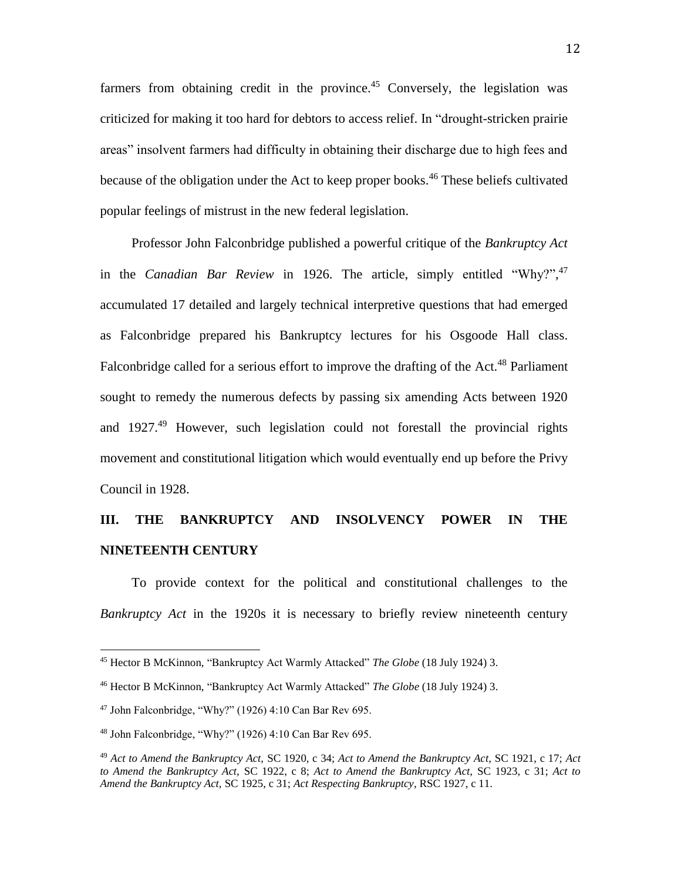farmers from obtaining credit in the province.[45] Conversely, the legislation was criticized for making it too hard for debtors to access relief. In "drought-stricken prairie areas" insolvent farmers had difficulty in obtaining their discharge due to high fees and because of the obligation under the Act to keep proper books.[46] These beliefs cultivated popular feelings of mistrust in the new federal legislation.

Professor John Falconbridge published a powerful critique of the *Bankruptcy Act* in the *Canadian Bar Review* in 1926. The article, simply entitled "Why?",[47] accumulated 17 detailed and largely technical interpretive questions that had emerged as Falconbridge prepared his Bankruptcy lectures for his Osgoode Hall class. Falconbridge called for a serious effort to improve the drafting of the Act.[48] Parliament sought to remedy the numerous defects by passing six amending Acts between 1920 and 1927.[49] However, such legislation could not forestall the provincial rights movement and constitutional litigation which would eventually end up before the Privy Council in 1928.

## III. THE BANKRUPTCY AND INSOLVENCY POWER IN THE NINETEENTH CENTURY

To provide context for the political and constitutional challenges to the *Bankruptcy Act* in the 1920s it is necessary to briefly review nineteenth century

---

[45] Hector B McKinnon, "Bankruptcy Act Warmly Attacked" *The Globe* (18 July 1924) 3.

[46] Hector B McKinnon, "Bankruptcy Act Warmly Attacked" *The Globe* (18 July 1924) 3.

[47] John Falconbridge, "Why?" (1926) 4:10 Can Bar Rev 695.

[48] John Falconbridge, "Why?" (1926) 4:10 Can Bar Rev 695.

[49] *Act to Amend the Bankruptcy Act*, SC 1920, c 34; *Act to Amend the Bankruptcy Act*, SC 1921, c 17; *Act to Amend the Bankruptcy Act*, SC 1922, c 8; *Act to Amend the Bankruptcy Act*, SC 1923, c 31; *Act to Amend the Bankruptcy Act*, SC 1925, c 31; *Act Respecting Bankruptcy*, RSC 1927, c 11.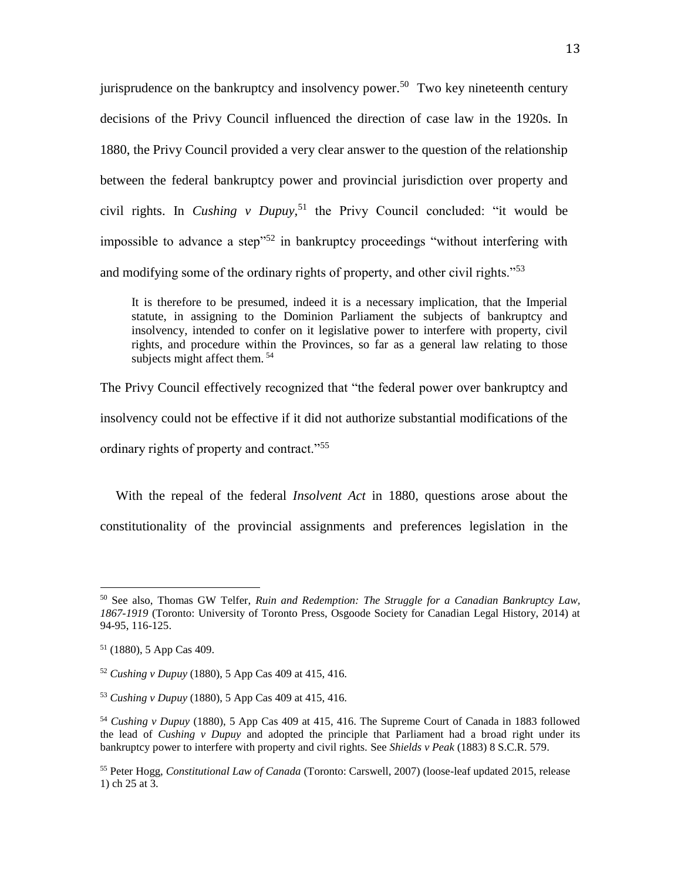jurisprudence on the bankruptcy and insolvency power.[50] Two key nineteenth century decisions of the Privy Council influenced the direction of case law in the 1920s. In 1880, the Privy Council provided a very clear answer to the question of the relationship between the federal bankruptcy power and provincial jurisdiction over property and civil rights. In *Cushing v Dupuy*,[51] the Privy Council concluded: "it would be impossible to advance a step"[52] in bankruptcy proceedings "without interfering with and modifying some of the ordinary rights of property, and other civil rights."[53]

> It is therefore to be presumed, indeed it is a necessary implication, that the Imperial statute, in assigning to the Dominion Parliament the subjects of bankruptcy and insolvency, intended to confer on it legislative power to interfere with property, civil rights, and procedure within the Provinces, so far as a general law relating to those subjects might affect them. [54]

The Privy Council effectively recognized that "the federal power over bankruptcy and insolvency could not be effective if it did not authorize substantial modifications of the ordinary rights of property and contract."[55]

With the repeal of the federal *Insolvent Act* in 1880, questions arose about the constitutionality of the provincial assignments and preferences legislation in the

---

[50] See also, Thomas GW Telfer, *Ruin and Redemption: The Struggle for a Canadian Bankruptcy Law, 1867-1919* (Toronto: University of Toronto Press, Osgoode Society for Canadian Legal History, 2014) at 94-95, 116-125.

[51] (1880), 5 App Cas 409.

[52] *Cushing v Dupuy* (1880), 5 App Cas 409 at 415, 416.

[53] *Cushing v Dupuy* (1880), 5 App Cas 409 at 415, 416.

[54] *Cushing v Dupuy* (1880), 5 App Cas 409 at 415, 416. The Supreme Court of Canada in 1883 followed the lead of *Cushing v Dupuy* and adopted the principle that Parliament had a broad right under its bankruptcy power to interfere with property and civil rights. See *Shields v Peak* (1883) 8 S.C.R. 579.

[55] Peter Hogg, *Constitutional Law of Canada* (Toronto: Carswell, 2007) (loose-leaf updated 2015, release 1) ch 25 at 3.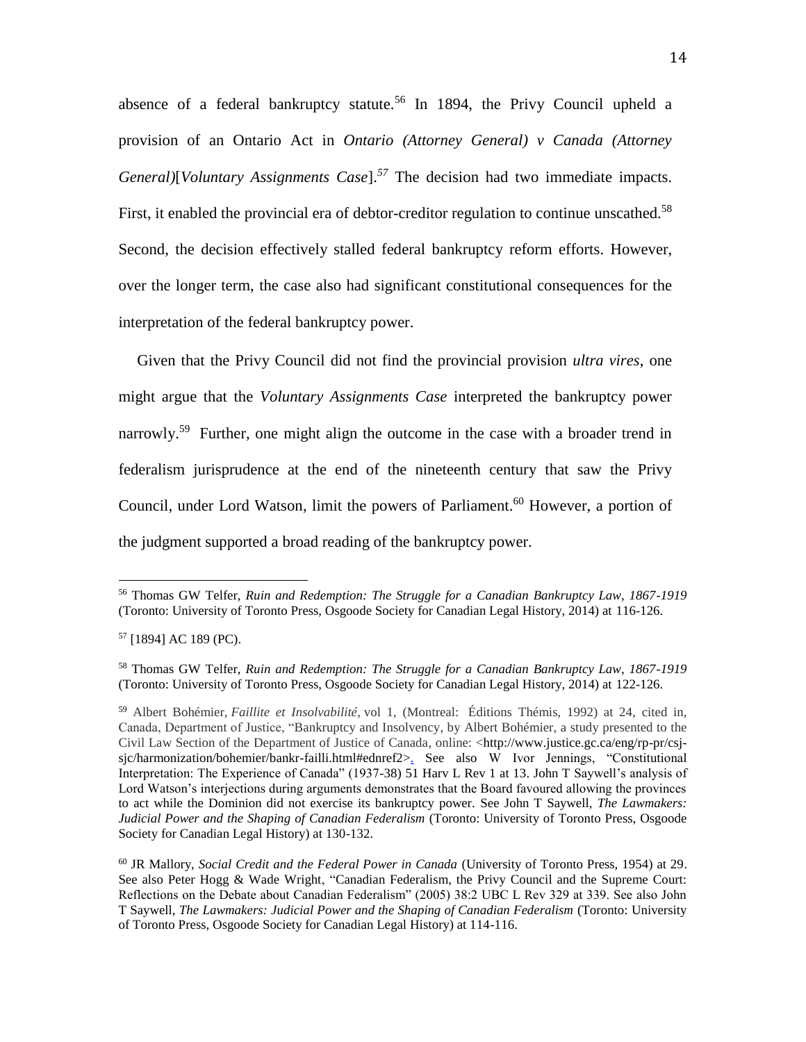absence of a federal bankruptcy statute.[56] In 1894, the Privy Council upheld a provision of an Ontario Act in *Ontario (Attorney General) v Canada (Attorney General)*[*Voluntary Assignments Case*].[57] The decision had two immediate impacts. First, it enabled the provincial era of debtor-creditor regulation to continue unscathed.[58] Second, the decision effectively stalled federal bankruptcy reform efforts. However, over the longer term, the case also had significant constitutional consequences for the interpretation of the federal bankruptcy power.

Given that the Privy Council did not find the provincial provision *ultra vires*, one might argue that the *Voluntary Assignments Case* interpreted the bankruptcy power narrowly.[59] Further, one might align the outcome in the case with a broader trend in federalism jurisprudence at the end of the nineteenth century that saw the Privy Council, under Lord Watson, limit the powers of Parliament.[60] However, a portion of the judgment supported a broad reading of the bankruptcy power.

---

[56] Thomas GW Telfer, *Ruin and Redemption: The Struggle for a Canadian Bankruptcy Law, 1867-1919* (Toronto: University of Toronto Press, Osgoode Society for Canadian Legal History, 2014) at 116-126.

[57] [1894] AC 189 (PC).

[58] Thomas GW Telfer, *Ruin and Redemption: The Struggle for a Canadian Bankruptcy Law, 1867-1919* (Toronto: University of Toronto Press, Osgoode Society for Canadian Legal History, 2014) at 122-126.

[59] Albert Bohémier, *Faillite et Insolvabilité*, vol 1, (Montreal: Éditions Thémis, 1992) at 24, cited in, Canada, Department of Justice, "Bankruptcy and Insolvency, by Albert Bohémier, a study presented to the Civil Law Section of the Department of Justice of Canada, online: <http://www.justice.gc.ca/eng/rp-pr/csj-sjc/harmonization/bohemier/bankr-failli.html#ednref2>. See also W Ivor Jennings, "Constitutional Interpretation: The Experience of Canada" (1937-38) 51 Harv L Rev 1 at 13. John T Saywell's analysis of Lord Watson's interjections during arguments demonstrates that the Board favoured allowing the provinces to act while the Dominion did not exercise its bankruptcy power. See John T Saywell, *The Lawmakers: Judicial Power and the Shaping of Canadian Federalism* (Toronto: University of Toronto Press, Osgoode Society for Canadian Legal History) at 130-132.

[60] JR Mallory, *Social Credit and the Federal Power in Canada* (University of Toronto Press, 1954) at 29. See also Peter Hogg & Wade Wright, "Canadian Federalism, the Privy Council and the Supreme Court: Reflections on the Debate about Canadian Federalism" (2005) 38:2 UBC L Rev 329 at 339. See also John T Saywell, *The Lawmakers: Judicial Power and the Shaping of Canadian Federalism* (Toronto: University of Toronto Press, Osgoode Society for Canadian Legal History) at 114-116.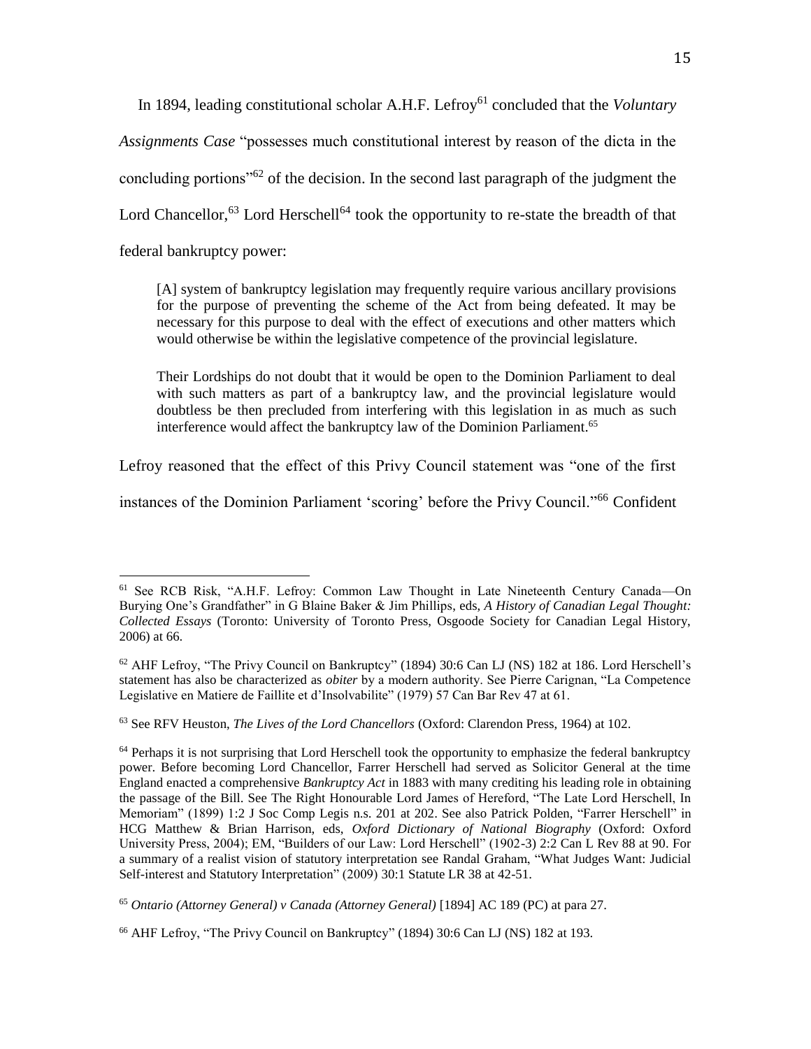In 1894, leading constitutional scholar A.H.F. Lefroy[61] concluded that the *Voluntary Assignments Case* "possesses much constitutional interest by reason of the dicta in the concluding portions"[62] of the decision. In the second last paragraph of the judgment the Lord Chancellor,[63] Lord Herschell[64] took the opportunity to re-state the breadth of that federal bankruptcy power:

> [A] system of bankruptcy legislation may frequently require various ancillary provisions for the purpose of preventing the scheme of the Act from being defeated. It may be necessary for this purpose to deal with the effect of executions and other matters which would otherwise be within the legislative competence of the provincial legislature.
>
> Their Lordships do not doubt that it would be open to the Dominion Parliament to deal with such matters as part of a bankruptcy law, and the provincial legislature would doubtless be then precluded from interfering with this legislation in as much as such interference would affect the bankruptcy law of the Dominion Parliament.[65]

Lefroy reasoned that the effect of this Privy Council statement was "one of the first instances of the Dominion Parliament 'scoring' before the Privy Council."[66] Confident

---

[61] See RCB Risk, "A.H.F. Lefroy: Common Law Thought in Late Nineteenth Century Canada—On Burying One's Grandfather" in G Blaine Baker & Jim Phillips, eds, *A History of Canadian Legal Thought: Collected Essays* (Toronto: University of Toronto Press, Osgoode Society for Canadian Legal History, 2006) at 66.

[62] AHF Lefroy, "The Privy Council on Bankruptcy" (1894) 30:6 Can LJ (NS) 182 at 186. Lord Herschell's statement has also be characterized as *obiter* by a modern authority. See Pierre Carignan, "La Competence Legislative en Matiere de Faillite et d'Insolvabilite" (1979) 57 Can Bar Rev 47 at 61.

[63] See RFV Heuston, *The Lives of the Lord Chancellors* (Oxford: Clarendon Press, 1964) at 102.

[64] Perhaps it is not surprising that Lord Herschell took the opportunity to emphasize the federal bankruptcy power. Before becoming Lord Chancellor, Farrer Herschell had served as Solicitor General at the time England enacted a comprehensive *Bankruptcy Act* in 1883 with many crediting his leading role in obtaining the passage of the Bill. See The Right Honourable Lord James of Hereford, "The Late Lord Herschell, In Memoriam" (1899) 1:2 J Soc Comp Legis n.s. 201 at 202. See also Patrick Polden, "Farrer Herschell" in HCG Matthew & Brian Harrison, eds, *Oxford Dictionary of National Biography* (Oxford: Oxford University Press, 2004); EM, "Builders of our Law: Lord Herschell" (1902-3) 2:2 Can L Rev 88 at 90. For a summary of a realist vision of statutory interpretation see Randal Graham, "What Judges Want: Judicial Self-interest and Statutory Interpretation" (2009) 30:1 Statute LR 38 at 42-51.

[65] *Ontario (Attorney General) v Canada (Attorney General)* [1894] AC 189 (PC) at para 27.

[66] AHF Lefroy, "The Privy Council on Bankruptcy" (1894) 30:6 Can LJ (NS) 182 at 193.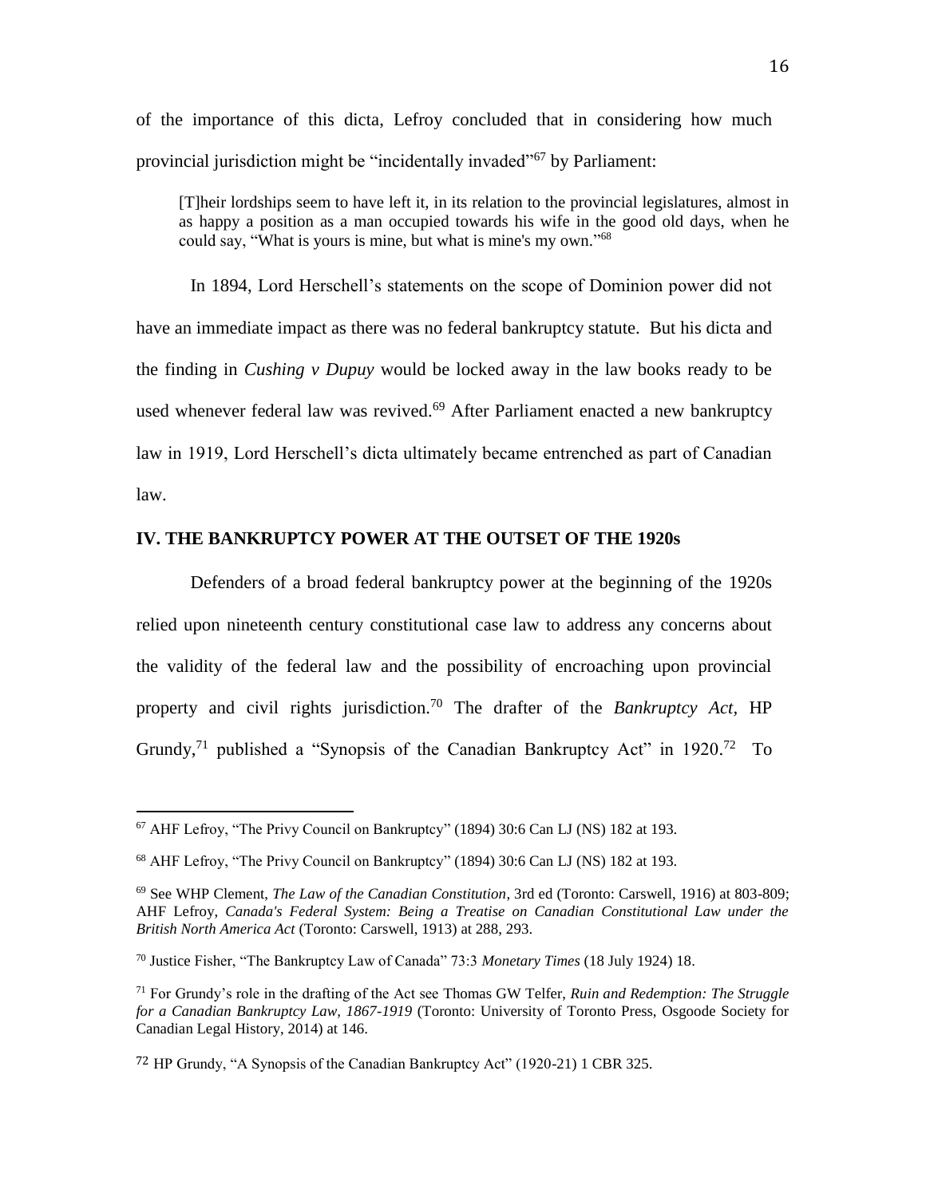of the importance of this dicta, Lefroy concluded that in considering how much provincial jurisdiction might be "incidentally invaded"[67] by Parliament:

> [T]heir lordships seem to have left it, in its relation to the provincial legislatures, almost in as happy a position as a man occupied towards his wife in the good old days, when he could say, "What is yours is mine, but what is mine's my own."[68]

In 1894, Lord Herschell's statements on the scope of Dominion power did not have an immediate impact as there was no federal bankruptcy statute. But his dicta and the finding in *Cushing v Dupuy* would be locked away in the law books ready to be used whenever federal law was revived.[69] After Parliament enacted a new bankruptcy law in 1919, Lord Herschell's dicta ultimately became entrenched as part of Canadian law.

## IV. THE BANKRUPTCY POWER AT THE OUTSET OF THE 1920s

Defenders of a broad federal bankruptcy power at the beginning of the 1920s relied upon nineteenth century constitutional case law to address any concerns about the validity of the federal law and the possibility of encroaching upon provincial property and civil rights jurisdiction.[70] The drafter of the *Bankruptcy Act*, HP Grundy,[71] published a "Synopsis of the Canadian Bankruptcy Act" in 1920.[72] To

---

[67] AHF Lefroy, "The Privy Council on Bankruptcy" (1894) 30:6 Can LJ (NS) 182 at 193.

[68] AHF Lefroy, "The Privy Council on Bankruptcy" (1894) 30:6 Can LJ (NS) 182 at 193.

[69] See WHP Clement, *The Law of the Canadian Constitution*, 3rd ed (Toronto: Carswell, 1916) at 803-809; AHF Lefroy, *Canada's Federal System: Being a Treatise on Canadian Constitutional Law under the British North America Act* (Toronto: Carswell, 1913) at 288, 293.

[70] Justice Fisher, "The Bankruptcy Law of Canada" 73:3 *Monetary Times* (18 July 1924) 18.

[71] For Grundy's role in the drafting of the Act see Thomas GW Telfer, *Ruin and Redemption: The Struggle for a Canadian Bankruptcy Law, 1867-1919* (Toronto: University of Toronto Press, Osgoode Society for Canadian Legal History, 2014) at 146.

[72] HP Grundy, "A Synopsis of the Canadian Bankruptcy Act" (1920-21) 1 CBR 325.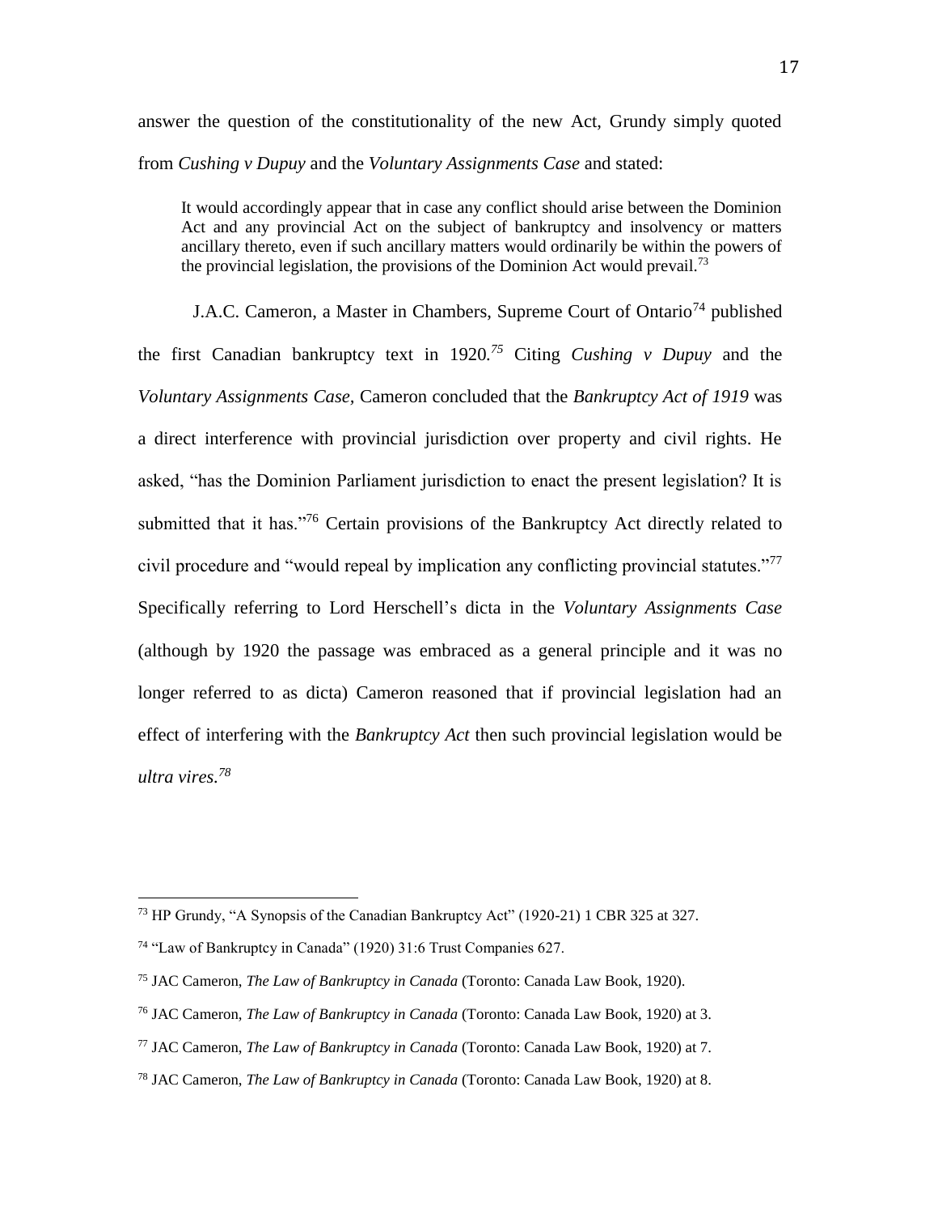answer the question of the constitutionality of the new Act, Grundy simply quoted from *Cushing v Dupuy* and the *Voluntary Assignments Case* and stated:

> It would accordingly appear that in case any conflict should arise between the Dominion Act and any provincial Act on the subject of bankruptcy and insolvency or matters ancillary thereto, even if such ancillary matters would ordinarily be within the powers of the provincial legislation, the provisions of the Dominion Act would prevail.[73]

J.A.C. Cameron, a Master in Chambers, Supreme Court of Ontario[74] published the first Canadian bankruptcy text in 1920.[75] Citing *Cushing v Dupuy* and the *Voluntary Assignments Case,* Cameron concluded that the *Bankruptcy Act of 1919* was a direct interference with provincial jurisdiction over property and civil rights. He asked, "has the Dominion Parliament jurisdiction to enact the present legislation? It is submitted that it has."[76] Certain provisions of the Bankruptcy Act directly related to civil procedure and "would repeal by implication any conflicting provincial statutes."[77] Specifically referring to Lord Herschell's dicta in the *Voluntary Assignments Case* (although by 1920 the passage was embraced as a general principle and it was no longer referred to as dicta) Cameron reasoned that if provincial legislation had an effect of interfering with the *Bankruptcy Act* then such provincial legislation would be *ultra vires.*[78]

---

[73] HP Grundy, "A Synopsis of the Canadian Bankruptcy Act" (1920-21) 1 CBR 325 at 327.

[74] "Law of Bankruptcy in Canada" (1920) 31:6 Trust Companies 627.

[75] JAC Cameron, *The Law of Bankruptcy in Canada* (Toronto: Canada Law Book, 1920).

[76] JAC Cameron, *The Law of Bankruptcy in Canada* (Toronto: Canada Law Book, 1920) at 3.

[77] JAC Cameron, *The Law of Bankruptcy in Canada* (Toronto: Canada Law Book, 1920) at 7.

[78] JAC Cameron, *The Law of Bankruptcy in Canada* (Toronto: Canada Law Book, 1920) at 8.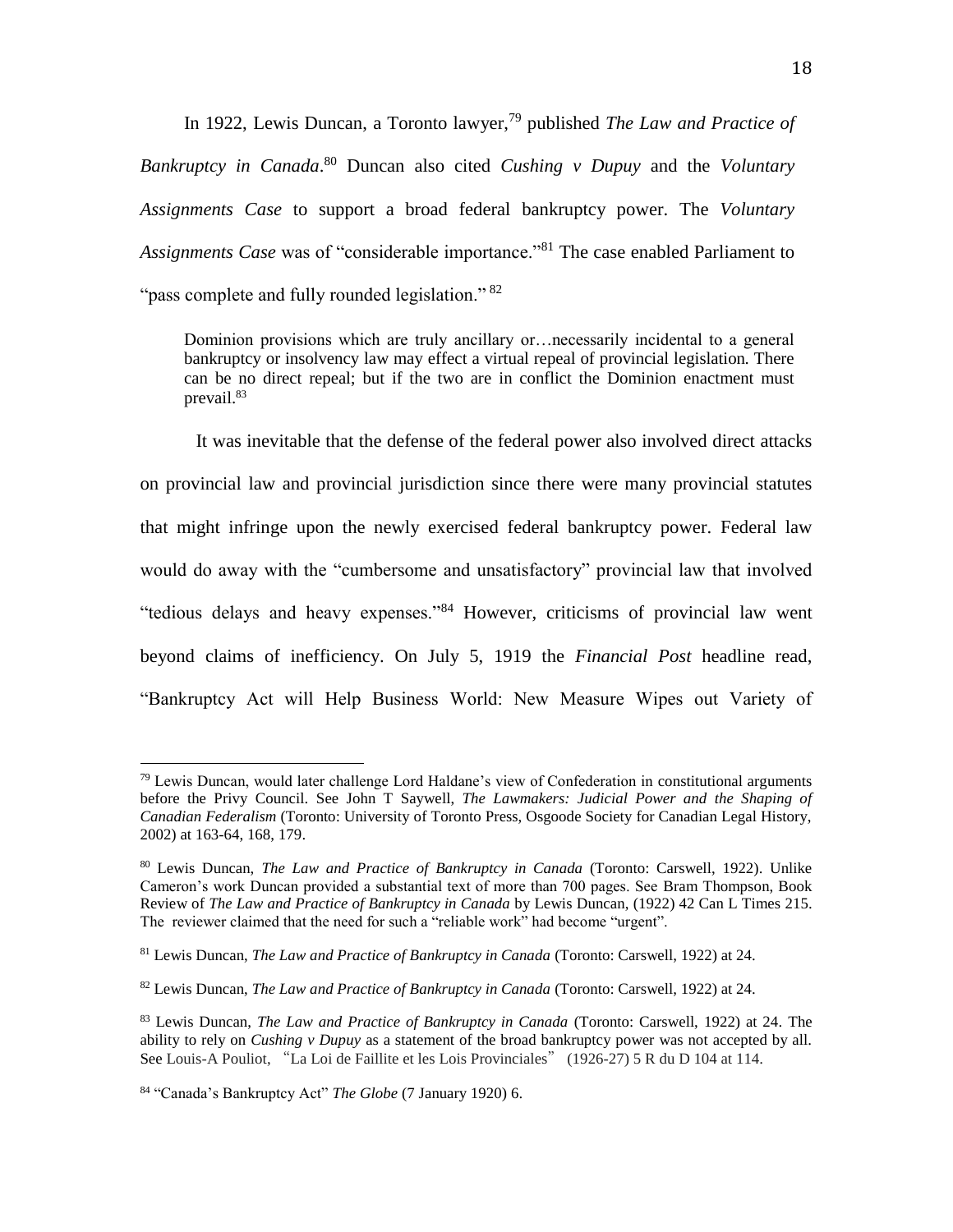In 1922, Lewis Duncan, a Toronto lawyer,[79] published *The Law and Practice of Bankruptcy in Canada*.[80] Duncan also cited *Cushing v Dupuy* and the *Voluntary Assignments Case* to support a broad federal bankruptcy power. The *Voluntary Assignments Case* was of "considerable importance."[81] The case enabled Parliament to "pass complete and fully rounded legislation." [82]

> Dominion provisions which are truly ancillary or…necessarily incidental to a general bankruptcy or insolvency law may effect a virtual repeal of provincial legislation. There can be no direct repeal; but if the two are in conflict the Dominion enactment must prevail.[83]

It was inevitable that the defense of the federal power also involved direct attacks on provincial law and provincial jurisdiction since there were many provincial statutes that might infringe upon the newly exercised federal bankruptcy power. Federal law would do away with the "cumbersome and unsatisfactory" provincial law that involved "tedious delays and heavy expenses."[84] However, criticisms of provincial law went beyond claims of inefficiency. On July 5, 1919 the *Financial Post* headline read, "Bankruptcy Act will Help Business World: New Measure Wipes out Variety of

---

[79] Lewis Duncan, would later challenge Lord Haldane's view of Confederation in constitutional arguments before the Privy Council. See John T Saywell, *The Lawmakers: Judicial Power and the Shaping of Canadian Federalism* (Toronto: University of Toronto Press, Osgoode Society for Canadian Legal History, 2002) at 163-64, 168, 179.

[80] Lewis Duncan, *The Law and Practice of Bankruptcy in Canada* (Toronto: Carswell, 1922). Unlike Cameron's work Duncan provided a substantial text of more than 700 pages. See Bram Thompson, Book Review of *The Law and Practice of Bankruptcy in Canada* by Lewis Duncan, (1922) 42 Can L Times 215. The reviewer claimed that the need for such a "reliable work" had become "urgent".

[81] Lewis Duncan, *The Law and Practice of Bankruptcy in Canada* (Toronto: Carswell, 1922) at 24.

[82] Lewis Duncan, *The Law and Practice of Bankruptcy in Canada* (Toronto: Carswell, 1922) at 24.

[83] Lewis Duncan, *The Law and Practice of Bankruptcy in Canada* (Toronto: Carswell, 1922) at 24. The ability to rely on *Cushing v Dupuy* as a statement of the broad bankruptcy power was not accepted by all. See Louis-A Pouliot, "La Loi de Faillite et les Lois Provinciales" (1926-27) 5 R du D 104 at 114.

[84] "Canada's Bankruptcy Act" *The Globe* (7 January 1920) 6.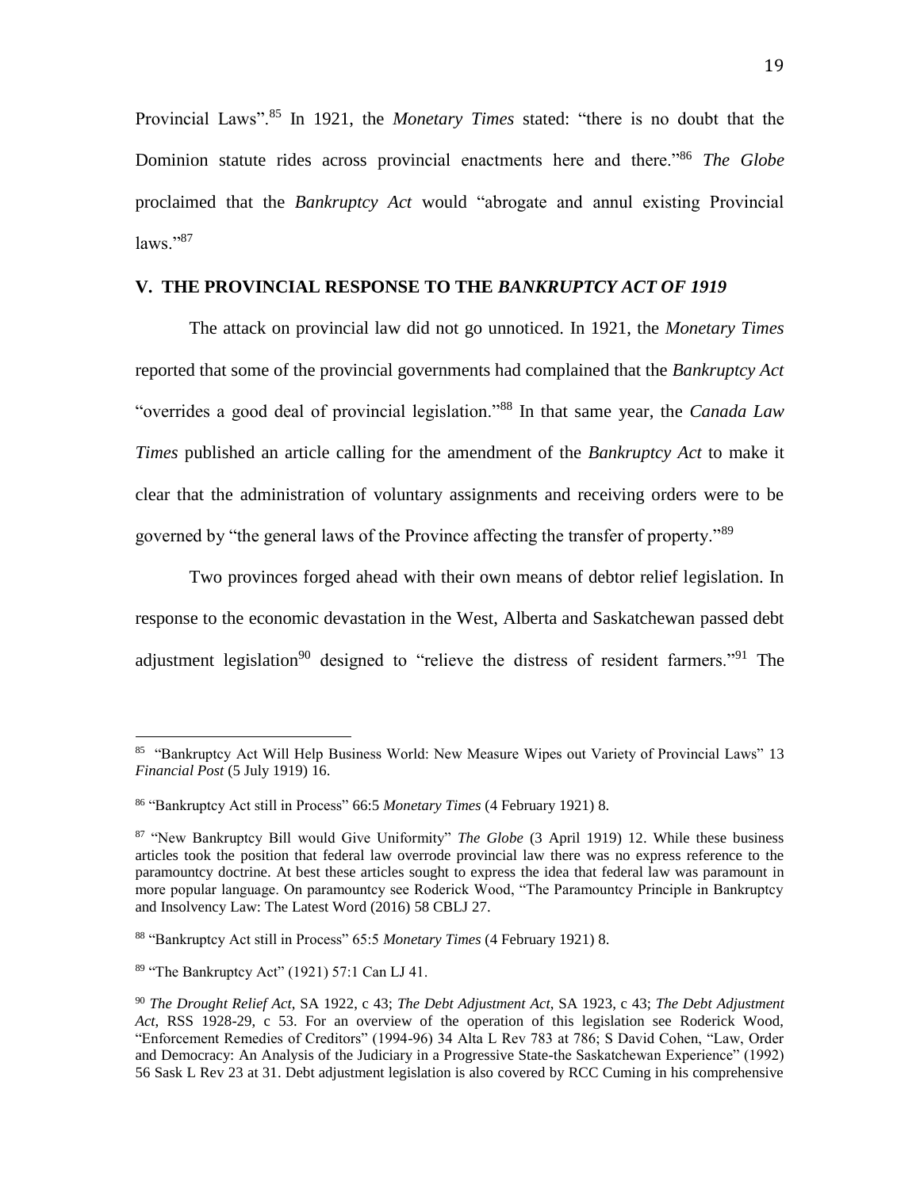Provincial Laws".[85] In 1921, the *Monetary Times* stated: "there is no doubt that the Dominion statute rides across provincial enactments here and there."[86] *The Globe* proclaimed that the *Bankruptcy Act* would "abrogate and annul existing Provincial laws."[87]

## V. THE PROVINCIAL RESPONSE TO THE *BANKRUPTCY ACT OF 1919*

The attack on provincial law did not go unnoticed. In 1921, the *Monetary Times* reported that some of the provincial governments had complained that the *Bankruptcy Act* "overrides a good deal of provincial legislation."[88] In that same year, the *Canada Law Times* published an article calling for the amendment of the *Bankruptcy Act* to make it clear that the administration of voluntary assignments and receiving orders were to be governed by "the general laws of the Province affecting the transfer of property."[89]

Two provinces forged ahead with their own means of debtor relief legislation. In response to the economic devastation in the West, Alberta and Saskatchewan passed debt adjustment legislation[90] designed to "relieve the distress of resident farmers."[91] The

---

[85] "Bankruptcy Act Will Help Business World: New Measure Wipes out Variety of Provincial Laws" 13 *Financial Post* (5 July 1919) 16.

[86] "Bankruptcy Act still in Process" 66:5 *Monetary Times* (4 February 1921) 8.

[87] "New Bankruptcy Bill would Give Uniformity" *The Globe* (3 April 1919) 12. While these business articles took the position that federal law overrode provincial law there was no express reference to the paramountcy doctrine. At best these articles sought to express the idea that federal law was paramount in more popular language. On paramountcy see Roderick Wood, "The Paramountcy Principle in Bankruptcy and Insolvency Law: The Latest Word (2016) 58 CBLJ 27.

[88] "Bankruptcy Act still in Process" 65:5 *Monetary Times* (4 February 1921) 8.

[89] "The Bankruptcy Act" (1921) 57:1 Can LJ 41.

[90] *The Drought Relief Act*, SA 1922, c 43; *The Debt Adjustment Act*, SA 1923, c 43; *The Debt Adjustment Act*, RSS 1928-29, c 53. For an overview of the operation of this legislation see Roderick Wood, "Enforcement Remedies of Creditors" (1994-96) 34 Alta L Rev 783 at 786; S David Cohen, "Law, Order and Democracy: An Analysis of the Judiciary in a Progressive State-the Saskatchewan Experience" (1992) 56 Sask L Rev 23 at 31. Debt adjustment legislation is also covered by RCC Cuming in his comprehensive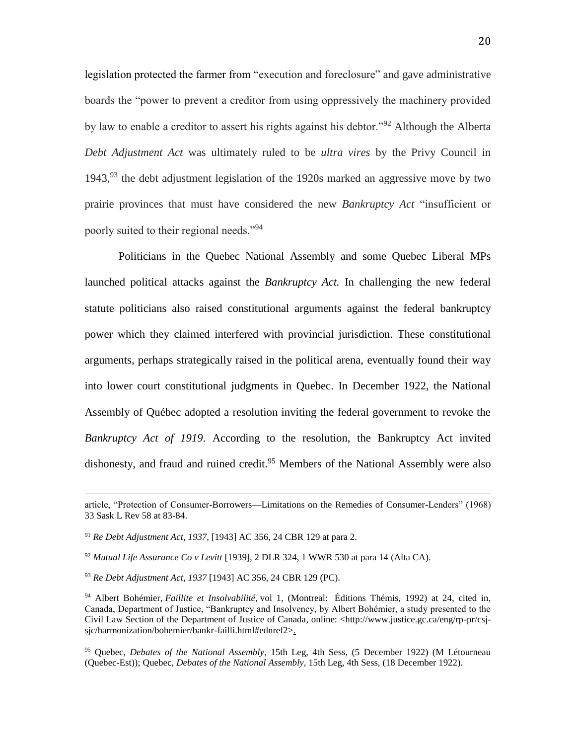legislation protected the farmer from "execution and foreclosure" and gave administrative boards the "power to prevent a creditor from using oppressively the machinery provided by law to enable a creditor to assert his rights against his debtor."[92] Although the Alberta *Debt Adjustment Act* was ultimately ruled to be *ultra vires* by the Privy Council in 1943,[93] the debt adjustment legislation of the 1920s marked an aggressive move by two prairie provinces that must have considered the new *Bankruptcy Act* "insufficient or poorly suited to their regional needs."[94]

Politicians in the Quebec National Assembly and some Quebec Liberal MPs launched political attacks against the *Bankruptcy Act.* In challenging the new federal statute politicians also raised constitutional arguments against the federal bankruptcy power which they claimed interfered with provincial jurisdiction. These constitutional arguments, perhaps strategically raised in the political arena, eventually found their way into lower court constitutional judgments in Quebec. In December 1922, the National Assembly of Québec adopted a resolution inviting the federal government to revoke the *Bankruptcy Act of 1919*. According to the resolution, the Bankruptcy Act invited dishonesty, and fraud and ruined credit.[95] Members of the National Assembly were also

---

article, "Protection of Consumer-Borrowers—Limitations on the Remedies of Consumer-Lenders" (1968) 33 Sask L Rev 58 at 83-84.

[91] *Re Debt Adjustment Act, 1937*, [1943] AC 356, 24 CBR 129 at para 2.

[92] *Mutual Life Assurance Co v Levitt* [1939], 2 DLR 324, 1 WWR 530 at para 14 (Alta CA).

[93] *Re Debt Adjustment Act, 1937* [1943] AC 356, 24 CBR 129 (PC).

[94] Albert Bohémier, *Faillite et Insolvabilité*, vol 1, (Montreal: Éditions Thémis, 1992) at 24, cited in, Canada, Department of Justice, "Bankruptcy and Insolvency, by Albert Bohémier, a study presented to the Civil Law Section of the Department of Justice of Canada, online: <http://www.justice.gc.ca/eng/rp-pr/csj-sjc/harmonization/bohemier/bankr-failli.html#ednref2>.

[95] Quebec, *Debates of the National Assembly*, 15th Leg, 4th Sess, (5 December 1922) (M Létourneau (Quebec-Est)); Quebec, *Debates of the National Assembly*, 15th Leg, 4th Sess, (18 December 1922).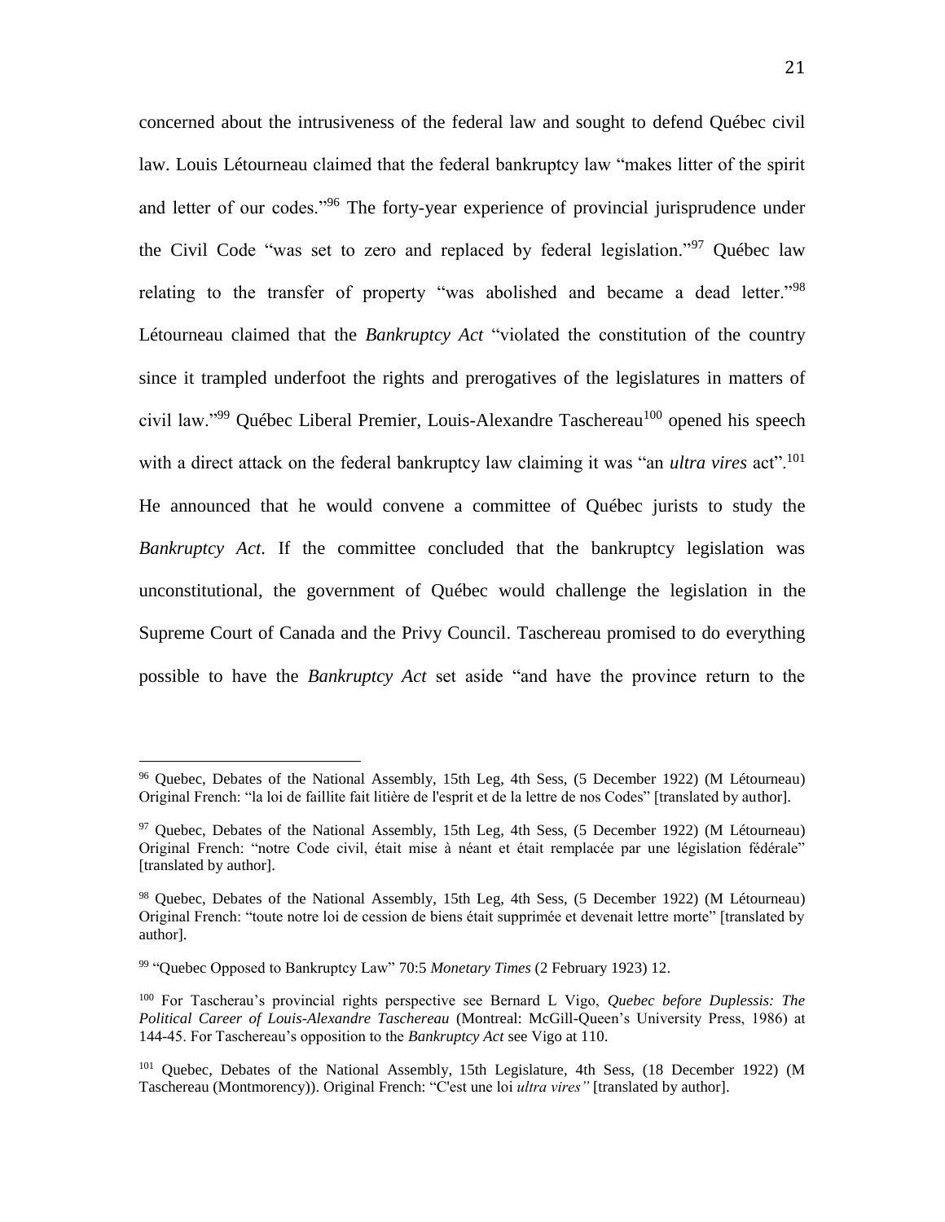concerned about the intrusiveness of the federal law and sought to defend Québec civil law. Louis Létourneau claimed that the federal bankruptcy law "makes litter of the spirit and letter of our codes."[96] The forty-year experience of provincial jurisprudence under the Civil Code "was set to zero and replaced by federal legislation."[97] Québec law relating to the transfer of property "was abolished and became a dead letter."[98] Létourneau claimed that the *Bankruptcy Act* "violated the constitution of the country since it trampled underfoot the rights and prerogatives of the legislatures in matters of civil law."[99] Québec Liberal Premier, Louis-Alexandre Taschereau[100] opened his speech with a direct attack on the federal bankruptcy law claiming it was "an *ultra vires* act".[101] He announced that he would convene a committee of Québec jurists to study the *Bankruptcy Act*. If the committee concluded that the bankruptcy legislation was unconstitutional, the government of Québec would challenge the legislation in the Supreme Court of Canada and the Privy Council. Taschereau promised to do everything possible to have the *Bankruptcy Act* set aside "and have the province return to the

---

[96] Quebec, Debates of the National Assembly, 15th Leg, 4th Sess, (5 December 1922) (M Létourneau) Original French: "la loi de faillite fait litière de l'esprit et de la lettre de nos Codes" [translated by author].

[97] Quebec, Debates of the National Assembly, 15th Leg, 4th Sess, (5 December 1922) (M Létourneau) Original French: "notre Code civil, était mise à néant et était remplacée par une législation fédérale" [translated by author].

[98] Quebec, Debates of the National Assembly, 15th Leg, 4th Sess, (5 December 1922) (M Létourneau) Original French: "toute notre loi de cession de biens était supprimée et devenait lettre morte" [translated by author].

[99] "Quebec Opposed to Bankruptcy Law" 70:5 *Monetary Times* (2 February 1923) 12.

[100] For Tascherau's provincial rights perspective see Bernard L Vigo, *Quebec before Duplessis: The Political Career of Louis-Alexandre Taschereau* (Montreal: McGill-Queen's University Press, 1986) at 144-45. For Taschereau's opposition to the *Bankruptcy Act* see Vigo at 110.

[101] Quebec, Debates of the National Assembly, 15th Legislature, 4th Sess, (18 December 1922) (M Taschereau (Montmorency)). Original French: "C'est une loi *ultra vires"* [translated by author].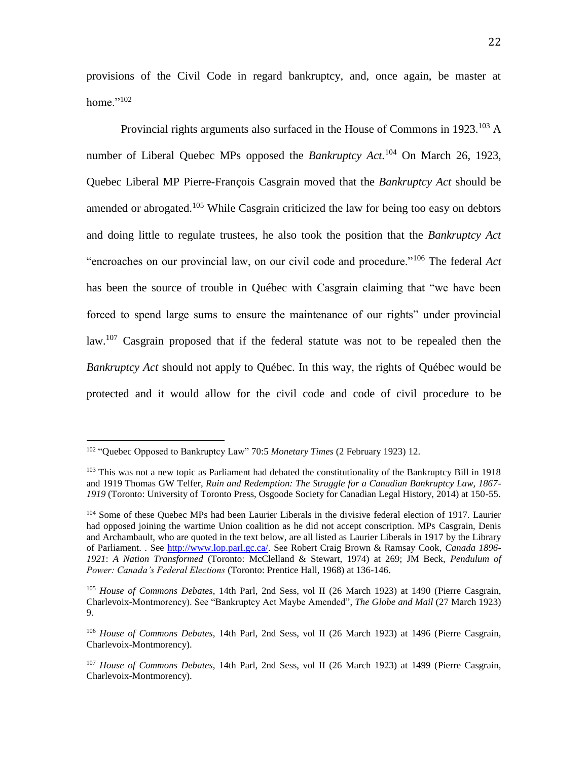provisions of the Civil Code in regard bankruptcy, and, once again, be master at home."[102]

Provincial rights arguments also surfaced in the House of Commons in 1923.[103] A number of Liberal Quebec MPs opposed the *Bankruptcy Act.*[104] On March 26, 1923, Quebec Liberal MP Pierre-François Casgrain moved that the *Bankruptcy Act* should be amended or abrogated.[105] While Casgrain criticized the law for being too easy on debtors and doing little to regulate trustees, he also took the position that the *Bankruptcy Act* "encroaches on our provincial law, on our civil code and procedure."[106] The federal *Act* has been the source of trouble in Québec with Casgrain claiming that "we have been forced to spend large sums to ensure the maintenance of our rights" under provincial law.[107] Casgrain proposed that if the federal statute was not to be repealed then the *Bankruptcy Act* should not apply to Québec. In this way, the rights of Québec would be protected and it would allow for the civil code and code of civil procedure to be

---

[102] "Quebec Opposed to Bankruptcy Law" 70:5 *Monetary Times* (2 February 1923) 12.

[103] This was not a new topic as Parliament had debated the constitutionality of the Bankruptcy Bill in 1918 and 1919 Thomas GW Telfer, *Ruin and Redemption: The Struggle for a Canadian Bankruptcy Law, 1867-1919* (Toronto: University of Toronto Press, Osgoode Society for Canadian Legal History, 2014) at 150-55.

[104] Some of these Quebec MPs had been Laurier Liberals in the divisive federal election of 1917. Laurier had opposed joining the wartime Union coalition as he did not accept conscription. MPs Casgrain, Denis and Archambault, who are quoted in the text below, are all listed as Laurier Liberals in 1917 by the Library of Parliament. . See http://www.lop.parl.gc.ca/. See Robert Craig Brown & Ramsay Cook, *Canada 1896-1921*: *A Nation Transformed* (Toronto: McClelland & Stewart, 1974) at 269; JM Beck, *Pendulum of Power: Canada's Federal Elections* (Toronto: Prentice Hall, 1968) at 136-146.

[105] *House of Commons Debates*, 14th Parl, 2nd Sess, vol II (26 March 1923) at 1490 (Pierre Casgrain, Charlevoix-Montmorency). See "Bankruptcy Act Maybe Amended", *The Globe and Mail* (27 March 1923) 9.

[106] *House of Commons Debates*, 14th Parl, 2nd Sess, vol II (26 March 1923) at 1496 (Pierre Casgrain, Charlevoix-Montmorency).

[107] *House of Commons Debates*, 14th Parl, 2nd Sess, vol II (26 March 1923) at 1499 (Pierre Casgrain, Charlevoix-Montmorency).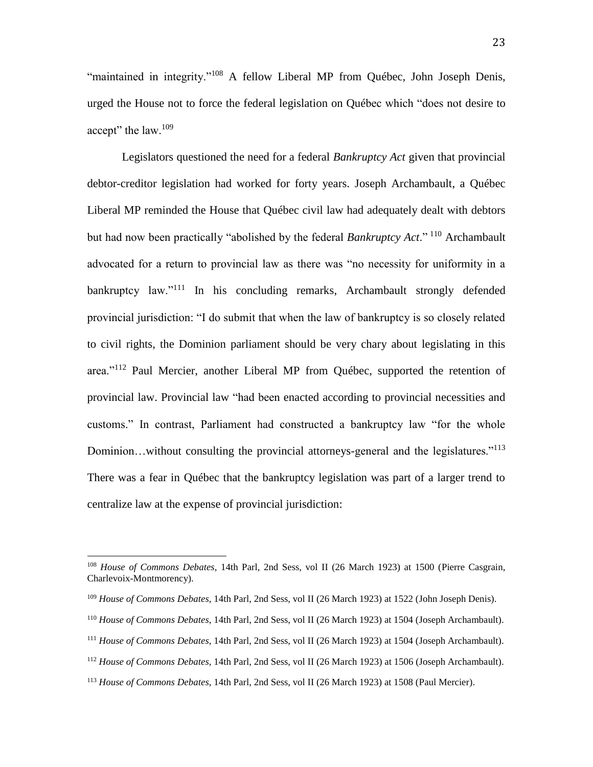"maintained in integrity."[108] A fellow Liberal MP from Québec, John Joseph Denis, urged the House not to force the federal legislation on Québec which "does not desire to accept" the law.[109]

Legislators questioned the need for a federal *Bankruptcy Act* given that provincial debtor-creditor legislation had worked for forty years. Joseph Archambault, a Québec Liberal MP reminded the House that Québec civil law had adequately dealt with debtors but had now been practically "abolished by the federal *Bankruptcy Act*." [110] Archambault advocated for a return to provincial law as there was "no necessity for uniformity in a bankruptcy law."[111] In his concluding remarks, Archambault strongly defended provincial jurisdiction: "I do submit that when the law of bankruptcy is so closely related to civil rights, the Dominion parliament should be very chary about legislating in this area."[112] Paul Mercier, another Liberal MP from Québec, supported the retention of provincial law. Provincial law "had been enacted according to provincial necessities and customs." In contrast, Parliament had constructed a bankruptcy law "for the whole Dominion…without consulting the provincial attorneys-general and the legislatures."[113] There was a fear in Québec that the bankruptcy legislation was part of a larger trend to centralize law at the expense of provincial jurisdiction:

---

[108] *House of Commons Debates*, 14th Parl, 2nd Sess, vol II (26 March 1923) at 1500 (Pierre Casgrain, Charlevoix-Montmorency).

[109] *House of Commons Debates*, 14th Parl, 2nd Sess, vol II (26 March 1923) at 1522 (John Joseph Denis).

[110] *House of Commons Debates*, 14th Parl, 2nd Sess, vol II (26 March 1923) at 1504 (Joseph Archambault).

[111] *House of Commons Debates*, 14th Parl, 2nd Sess, vol II (26 March 1923) at 1504 (Joseph Archambault).

[112] *House of Commons Debates*, 14th Parl, 2nd Sess, vol II (26 March 1923) at 1506 (Joseph Archambault).

[113] *House of Commons Debates*, 14th Parl, 2nd Sess, vol II (26 March 1923) at 1508 (Paul Mercier).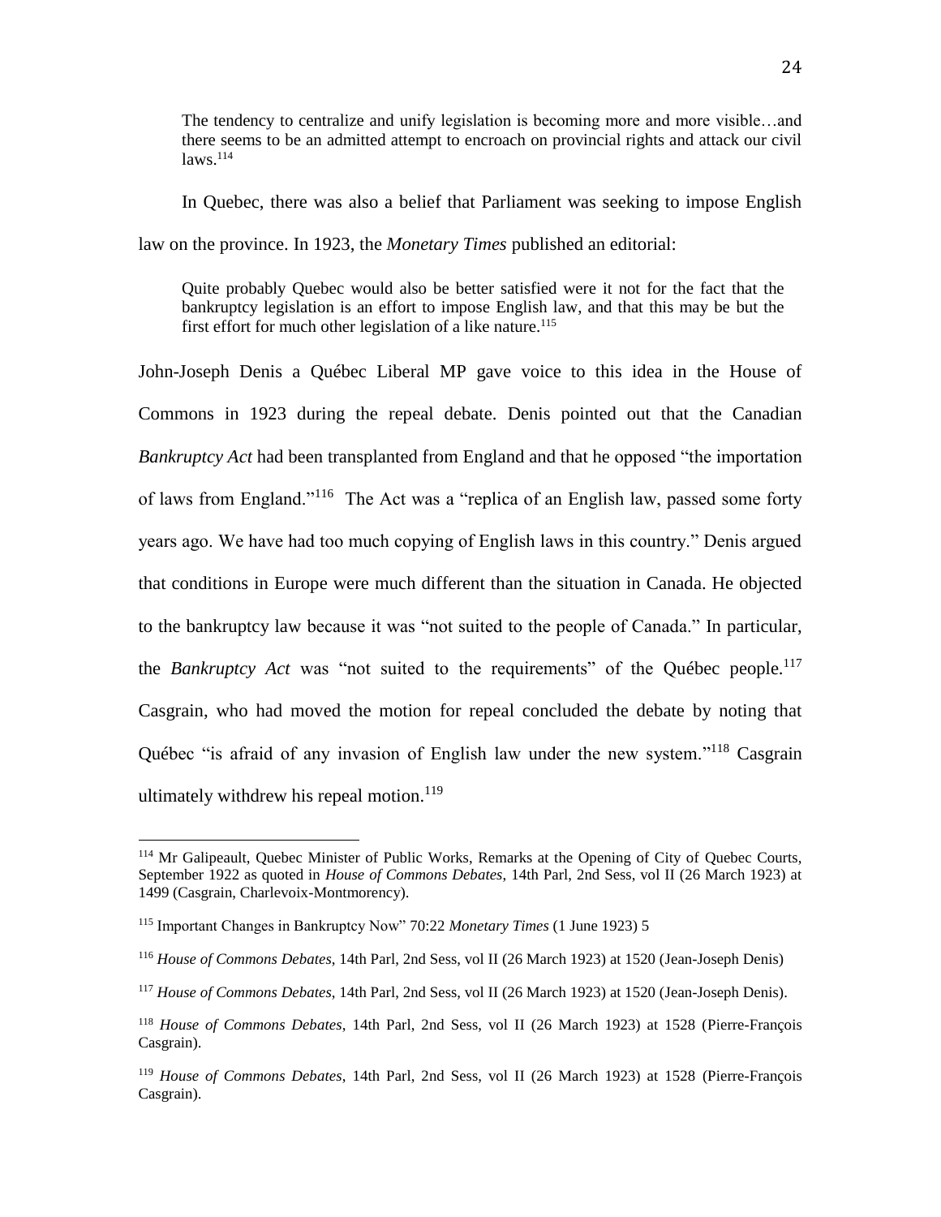> The tendency to centralize and unify legislation is becoming more and more visible…and there seems to be an admitted attempt to encroach on provincial rights and attack our civil laws.[114]

In Quebec, there was also a belief that Parliament was seeking to impose English law on the province. In 1923, the *Monetary Times* published an editorial:

> Quite probably Quebec would also be better satisfied were it not for the fact that the bankruptcy legislation is an effort to impose English law, and that this may be but the first effort for much other legislation of a like nature.[115]

John-Joseph Denis a Québec Liberal MP gave voice to this idea in the House of Commons in 1923 during the repeal debate. Denis pointed out that the Canadian *Bankruptcy Act* had been transplanted from England and that he opposed "the importation of laws from England."[116] The Act was a "replica of an English law, passed some forty years ago. We have had too much copying of English laws in this country." Denis argued that conditions in Europe were much different than the situation in Canada. He objected to the bankruptcy law because it was "not suited to the people of Canada." In particular, the *Bankruptcy Act* was "not suited to the requirements" of the Québec people.[117] Casgrain, who had moved the motion for repeal concluded the debate by noting that Québec "is afraid of any invasion of English law under the new system."[118] Casgrain ultimately withdrew his repeal motion.[119]

---

[114] Mr Galipeault, Quebec Minister of Public Works, Remarks at the Opening of City of Quebec Courts, September 1922 as quoted in *House of Commons Debates*, 14th Parl, 2nd Sess, vol II (26 March 1923) at 1499 (Casgrain, Charlevoix-Montmorency).

[115] Important Changes in Bankruptcy Now" 70:22 *Monetary Times* (1 June 1923) 5

[116] *House of Commons Debates*, 14th Parl, 2nd Sess, vol II (26 March 1923) at 1520 (Jean-Joseph Denis)

[117] *House of Commons Debates*, 14th Parl, 2nd Sess, vol II (26 March 1923) at 1520 (Jean-Joseph Denis).

[118] *House of Commons Debates*, 14th Parl, 2nd Sess, vol II (26 March 1923) at 1528 (Pierre-François Casgrain).

[119] *House of Commons Debates*, 14th Parl, 2nd Sess, vol II (26 March 1923) at 1528 (Pierre-François Casgrain).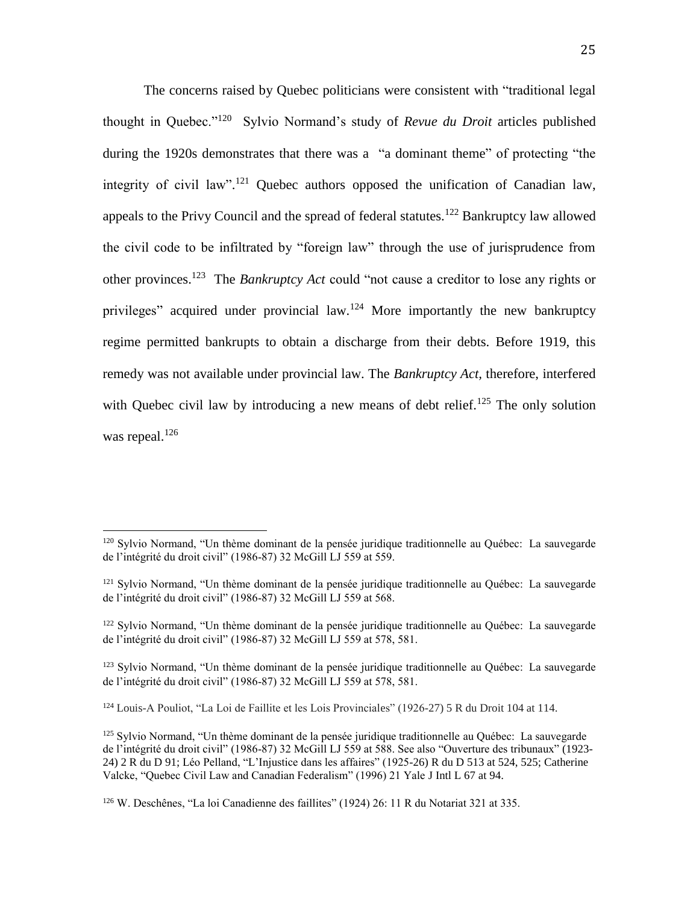The concerns raised by Quebec politicians were consistent with "traditional legal thought in Quebec."[120] Sylvio Normand's study of *Revue du Droit* articles published during the 1920s demonstrates that there was a "a dominant theme" of protecting "the integrity of civil law".[121] Quebec authors opposed the unification of Canadian law, appeals to the Privy Council and the spread of federal statutes.[122] Bankruptcy law allowed the civil code to be infiltrated by "foreign law" through the use of jurisprudence from other provinces.[123] The *Bankruptcy Act* could "not cause a creditor to lose any rights or privileges" acquired under provincial law.[124] More importantly the new bankruptcy regime permitted bankrupts to obtain a discharge from their debts. Before 1919, this remedy was not available under provincial law. The *Bankruptcy Act*, therefore, interfered with Quebec civil law by introducing a new means of debt relief.[125] The only solution was repeal.[126]

---

[120] Sylvio Normand, "Un thème dominant de la pensée juridique traditionnelle au Québec: La sauvegarde de l'intégrité du droit civil" (1986-87) 32 McGill LJ 559 at 559.

[121] Sylvio Normand, "Un thème dominant de la pensée juridique traditionnelle au Québec: La sauvegarde de l'intégrité du droit civil" (1986-87) 32 McGill LJ 559 at 568.

[122] Sylvio Normand, "Un thème dominant de la pensée juridique traditionnelle au Québec: La sauvegarde de l'intégrité du droit civil" (1986-87) 32 McGill LJ 559 at 578, 581.

[123] Sylvio Normand, "Un thème dominant de la pensée juridique traditionnelle au Québec: La sauvegarde de l'intégrité du droit civil" (1986-87) 32 McGill LJ 559 at 578, 581.

[124] Louis-A Pouliot, "La Loi de Faillite et les Lois Provinciales" (1926-27) 5 R du Droit 104 at 114.

[125] Sylvio Normand, "Un thème dominant de la pensée juridique traditionnelle au Québec: La sauvegarde de l'intégrité du droit civil" (1986-87) 32 McGill LJ 559 at 588. See also "Ouverture des tribunaux" (1923-24) 2 R du D 91; Léo Pelland, "L'Injustice dans les affaires" (1925-26) R du D 513 at 524, 525; Catherine Valcke, "Quebec Civil Law and Canadian Federalism" (1996) 21 Yale J Intl L 67 at 94.

[126] W. Deschênes, "La loi Canadienne des faillites" (1924) 26: 11 R du Notariat 321 at 335.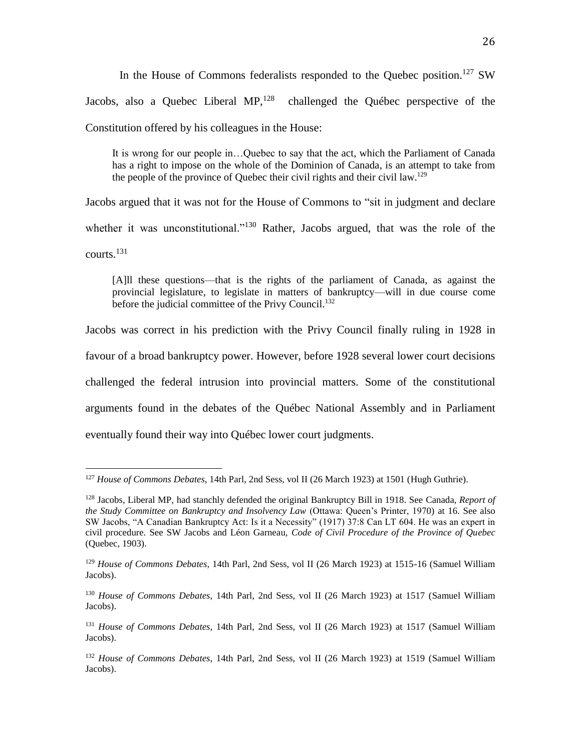In the House of Commons federalists responded to the Quebec position.[127] SW Jacobs, also a Quebec Liberal MP,[128] challenged the Québec perspective of the Constitution offered by his colleagues in the House:

> It is wrong for our people in…Quebec to say that the act, which the Parliament of Canada has a right to impose on the whole of the Dominion of Canada, is an attempt to take from the people of the province of Quebec their civil rights and their civil law.[129]

Jacobs argued that it was not for the House of Commons to "sit in judgment and declare whether it was unconstitutional."[130] Rather, Jacobs argued, that was the role of the courts.[131]

> [A]ll these questions—that is the rights of the parliament of Canada, as against the provincial legislature, to legislate in matters of bankruptcy—will in due course come before the judicial committee of the Privy Council.[132]

Jacobs was correct in his prediction with the Privy Council finally ruling in 1928 in favour of a broad bankruptcy power. However, before 1928 several lower court decisions challenged the federal intrusion into provincial matters. Some of the constitutional arguments found in the debates of the Québec National Assembly and in Parliament eventually found their way into Québec lower court judgments.

---

[127] *House of Commons Debates*, 14th Parl, 2nd Sess, vol II (26 March 1923) at 1501 (Hugh Guthrie).

[128] Jacobs, Liberal MP, had stanchly defended the original Bankruptcy Bill in 1918. See Canada, *Report of the Study Committee on Bankruptcy and Insolvency Law* (Ottawa: Queen's Printer, 1970) at 16. See also SW Jacobs, "A Canadian Bankruptcy Act: Is it a Necessity" (1917) 37:8 Can LT 604. He was an expert in civil procedure. See SW Jacobs and Léon Garneau, *Code of Civil Procedure of the Province of Quebec* (Quebec, 1903).

[129] *House of Commons Debates*, 14th Parl, 2nd Sess, vol II (26 March 1923) at 1515-16 (Samuel William Jacobs).

[130] *House of Commons Debates*, 14th Parl, 2nd Sess, vol II (26 March 1923) at 1517 (Samuel William Jacobs).

[131] *House of Commons Debates*, 14th Parl, 2nd Sess, vol II (26 March 1923) at 1517 (Samuel William Jacobs).

[132] *House of Commons Debates*, 14th Parl, 2nd Sess, vol II (26 March 1923) at 1519 (Samuel William Jacobs).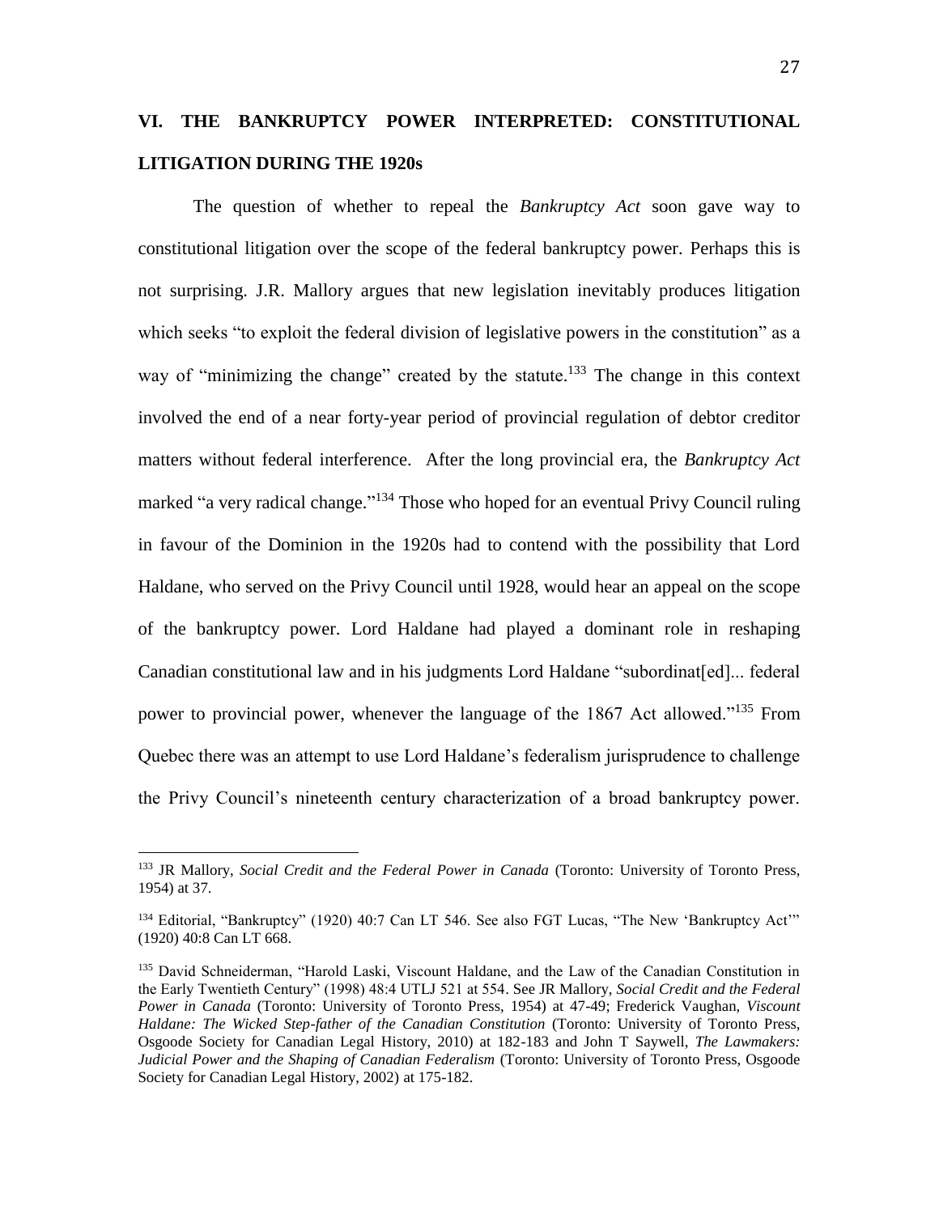## VI. THE BANKRUPTCY POWER INTERPRETED: CONSTITUTIONAL LITIGATION DURING THE 1920s

The question of whether to repeal the *Bankruptcy Act* soon gave way to constitutional litigation over the scope of the federal bankruptcy power. Perhaps this is not surprising. J.R. Mallory argues that new legislation inevitably produces litigation which seeks "to exploit the federal division of legislative powers in the constitution" as a way of "minimizing the change" created by the statute.[133] The change in this context involved the end of a near forty-year period of provincial regulation of debtor creditor matters without federal interference. After the long provincial era, the *Bankruptcy Act* marked "a very radical change."[134] Those who hoped for an eventual Privy Council ruling in favour of the Dominion in the 1920s had to contend with the possibility that Lord Haldane, who served on the Privy Council until 1928, would hear an appeal on the scope of the bankruptcy power. Lord Haldane had played a dominant role in reshaping Canadian constitutional law and in his judgments Lord Haldane "subordinat[ed]... federal power to provincial power, whenever the language of the 1867 Act allowed."[135] From Quebec there was an attempt to use Lord Haldane's federalism jurisprudence to challenge the Privy Council's nineteenth century characterization of a broad bankruptcy power.

---

[133] JR Mallory, *Social Credit and the Federal Power in Canada* (Toronto: University of Toronto Press, 1954) at 37.

[134] Editorial, "Bankruptcy" (1920) 40:7 Can LT 546. See also FGT Lucas, "The New 'Bankruptcy Act'" (1920) 40:8 Can LT 668.

[135] David Schneiderman, "Harold Laski, Viscount Haldane, and the Law of the Canadian Constitution in the Early Twentieth Century" (1998) 48:4 UTLJ 521 at 554. See JR Mallory, *Social Credit and the Federal Power in Canada* (Toronto: University of Toronto Press, 1954) at 47-49; Frederick Vaughan, *Viscount Haldane: The Wicked Step-father of the Canadian Constitution* (Toronto: University of Toronto Press, Osgoode Society for Canadian Legal History, 2010) at 182-183 and John T Saywell, *The Lawmakers: Judicial Power and the Shaping of Canadian Federalism* (Toronto: University of Toronto Press, Osgoode Society for Canadian Legal History, 2002) at 175-182.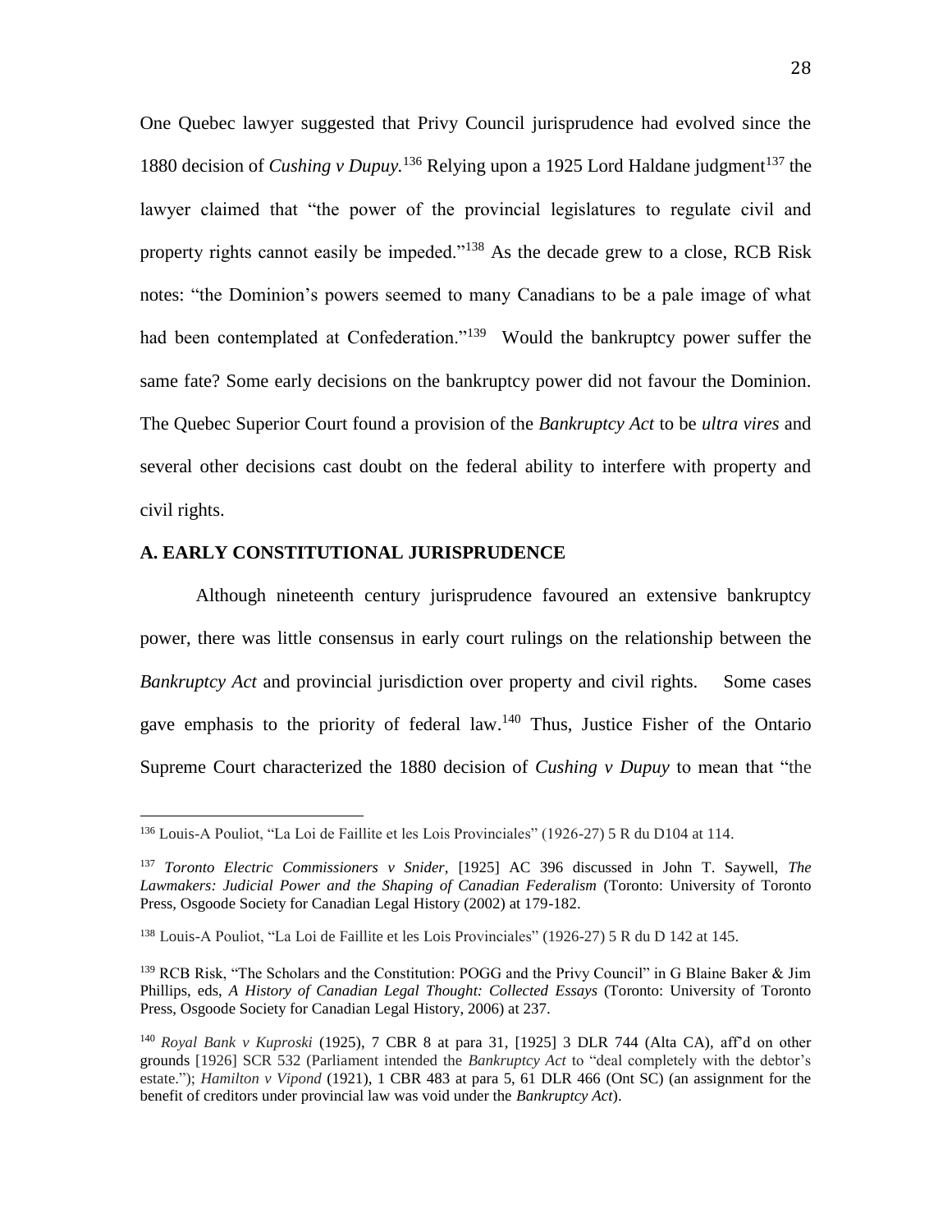One Quebec lawyer suggested that Privy Council jurisprudence had evolved since the 1880 decision of *Cushing v Dupuy.*[136] Relying upon a 1925 Lord Haldane judgment[137] the lawyer claimed that "the power of the provincial legislatures to regulate civil and property rights cannot easily be impeded."[138] As the decade grew to a close, RCB Risk notes: "the Dominion's powers seemed to many Canadians to be a pale image of what had been contemplated at Confederation."[139] Would the bankruptcy power suffer the same fate? Some early decisions on the bankruptcy power did not favour the Dominion. The Quebec Superior Court found a provision of the *Bankruptcy Act* to be *ultra vires* and several other decisions cast doubt on the federal ability to interfere with property and civil rights.

### A. EARLY CONSTITUTIONAL JURISPRUDENCE

Although nineteenth century jurisprudence favoured an extensive bankruptcy power, there was little consensus in early court rulings on the relationship between the *Bankruptcy Act* and provincial jurisdiction over property and civil rights. Some cases gave emphasis to the priority of federal law.[140] Thus, Justice Fisher of the Ontario Supreme Court characterized the 1880 decision of *Cushing v Dupuy* to mean that "the

---

[136] Louis-A Pouliot, "La Loi de Faillite et les Lois Provinciales" (1926-27) 5 R du D104 at 114.

[137] *Toronto Electric Commissioners v Snider,* [1925] AC 396 discussed in John T. Saywell, *The Lawmakers: Judicial Power and the Shaping of Canadian Federalism* (Toronto: University of Toronto Press, Osgoode Society for Canadian Legal History (2002) at 179-182.

[138] Louis-A Pouliot, "La Loi de Faillite et les Lois Provinciales" (1926-27) 5 R du D 142 at 145.

[139] RCB Risk, "The Scholars and the Constitution: POGG and the Privy Council" in G Blaine Baker & Jim Phillips, eds, *A History of Canadian Legal Thought: Collected Essays* (Toronto: University of Toronto Press, Osgoode Society for Canadian Legal History, 2006) at 237.

[140] *Royal Bank v Kuproski* (1925), 7 CBR 8 at para 31, [1925] 3 DLR 744 (Alta CA), aff'd on other grounds [1926] SCR 532 (Parliament intended the *Bankruptcy Act* to "deal completely with the debtor's estate."); *Hamilton v Vipond* (1921), 1 CBR 483 at para 5, 61 DLR 466 (Ont SC) (an assignment for the benefit of creditors under provincial law was void under the *Bankruptcy Act*).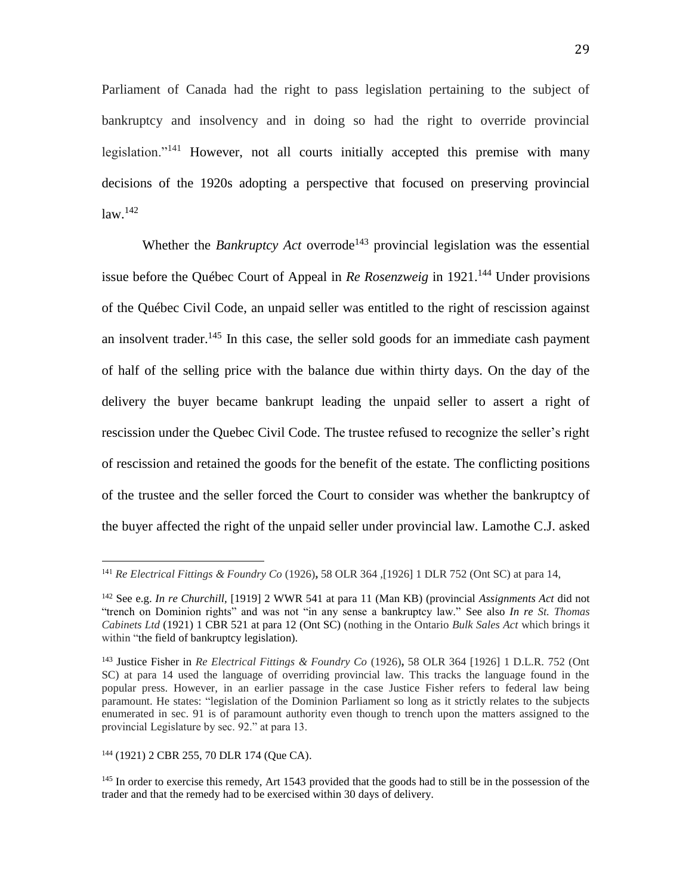Parliament of Canada had the right to pass legislation pertaining to the subject of bankruptcy and insolvency and in doing so had the right to override provincial legislation."[141] However, not all courts initially accepted this premise with many decisions of the 1920s adopting a perspective that focused on preserving provincial law.[142]

Whether the *Bankruptcy Act* overrode[143] provincial legislation was the essential issue before the Québec Court of Appeal in *Re Rosenzweig* in 1921.[144] Under provisions of the Québec Civil Code, an unpaid seller was entitled to the right of rescission against an insolvent trader.[145] In this case, the seller sold goods for an immediate cash payment of half of the selling price with the balance due within thirty days. On the day of the delivery the buyer became bankrupt leading the unpaid seller to assert a right of rescission under the Quebec Civil Code. The trustee refused to recognize the seller's right of rescission and retained the goods for the benefit of the estate. The conflicting positions of the trustee and the seller forced the Court to consider was whether the bankruptcy of the buyer affected the right of the unpaid seller under provincial law. Lamothe C.J. asked

---

[141] *Re Electrical Fittings & Foundry Co* (1926)**,** 58 OLR 364 ,[1926] 1 DLR 752 (Ont SC) at para 14,

[142] See e.g. *In re Churchill*, [1919] 2 WWR 541 at para 11 (Man KB) (provincial *Assignments Act* did not "trench on Dominion rights" and was not "in any sense a bankruptcy law." See also *In re St. Thomas Cabinets Ltd* (1921) 1 CBR 521 at para 12 (Ont SC) (nothing in the Ontario *Bulk Sales Act* which brings it within "the field of bankruptcy legislation).

[143] Justice Fisher in *Re Electrical Fittings & Foundry Co* (1926)**,** 58 OLR 364 [1926] 1 D.L.R. 752 (Ont SC) at para 14 used the language of overriding provincial law. This tracks the language found in the popular press. However, in an earlier passage in the case Justice Fisher refers to federal law being paramount. He states: "legislation of the Dominion Parliament so long as it strictly relates to the subjects enumerated in sec. 91 is of paramount authority even though to trench upon the matters assigned to the provincial Legislature by sec. 92." at para 13.

[144] (1921) 2 CBR 255, 70 DLR 174 (Que CA).

[145] In order to exercise this remedy, Art 1543 provided that the goods had to still be in the possession of the trader and that the remedy had to be exercised within 30 days of delivery.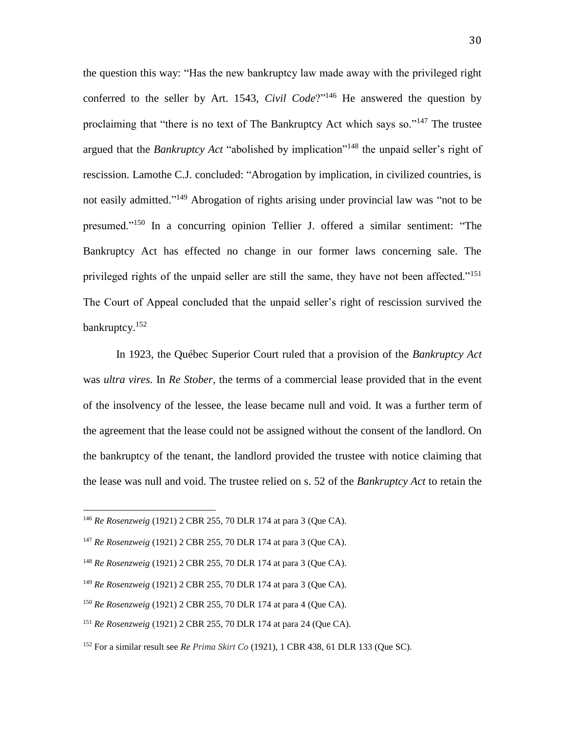the question this way: "Has the new bankruptcy law made away with the privileged right conferred to the seller by Art. 1543, *Civil Code*?"[146] He answered the question by proclaiming that "there is no text of The Bankruptcy Act which says so."[147] The trustee argued that the *Bankruptcy Act* "abolished by implication"[148] the unpaid seller's right of rescission. Lamothe C.J. concluded: "Abrogation by implication, in civilized countries, is not easily admitted."[149] Abrogation of rights arising under provincial law was "not to be presumed."[150] In a concurring opinion Tellier J. offered a similar sentiment: "The Bankruptcy Act has effected no change in our former laws concerning sale. The privileged rights of the unpaid seller are still the same, they have not been affected."[151] The Court of Appeal concluded that the unpaid seller's right of rescission survived the bankruptcy.[152]

In 1923, the Québec Superior Court ruled that a provision of the *Bankruptcy Act* was *ultra vires.* In *Re Stober*, the terms of a commercial lease provided that in the event of the insolvency of the lessee, the lease became null and void. It was a further term of the agreement that the lease could not be assigned without the consent of the landlord. On the bankruptcy of the tenant, the landlord provided the trustee with notice claiming that the lease was null and void. The trustee relied on s. 52 of the *Bankruptcy Act* to retain the

---

[146] *Re Rosenzweig* (1921) 2 CBR 255, 70 DLR 174 at para 3 (Que CA).

[147] *Re Rosenzweig* (1921) 2 CBR 255, 70 DLR 174 at para 3 (Que CA).

[148] *Re Rosenzweig* (1921) 2 CBR 255, 70 DLR 174 at para 3 (Que CA).

[149] *Re Rosenzweig* (1921) 2 CBR 255, 70 DLR 174 at para 3 (Que CA).

[150] *Re Rosenzweig* (1921) 2 CBR 255, 70 DLR 174 at para 4 (Que CA).

[151] *Re Rosenzweig* (1921) 2 CBR 255, 70 DLR 174 at para 24 (Que CA).

[152] For a similar result see *Re Prima Skirt Co* (1921), 1 CBR 438, 61 DLR 133 (Que SC).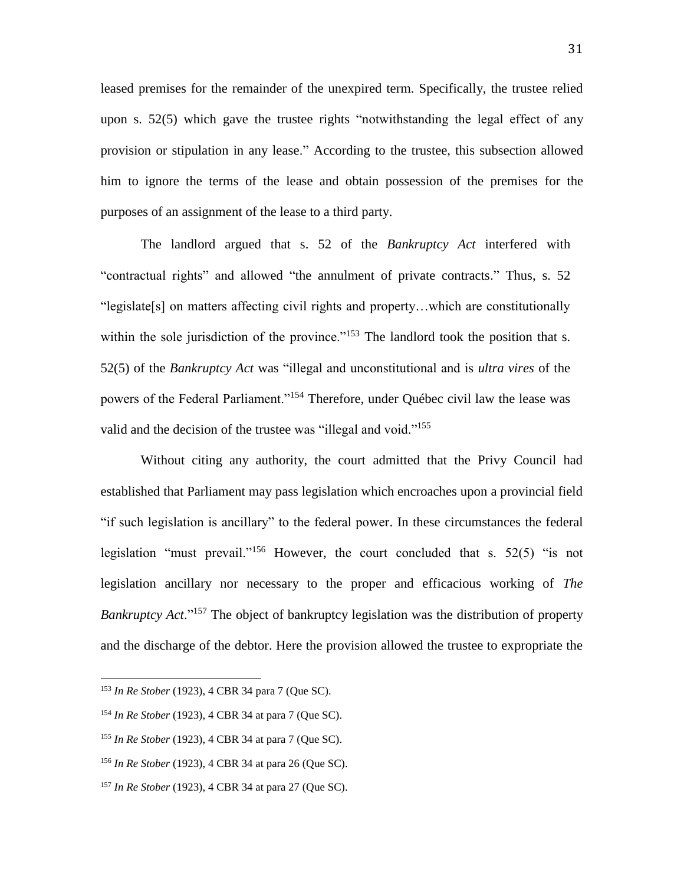leased premises for the remainder of the unexpired term. Specifically, the trustee relied upon s. 52(5) which gave the trustee rights "notwithstanding the legal effect of any provision or stipulation in any lease." According to the trustee, this subsection allowed him to ignore the terms of the lease and obtain possession of the premises for the purposes of an assignment of the lease to a third party.

The landlord argued that s. 52 of the *Bankruptcy Act* interfered with "contractual rights" and allowed "the annulment of private contracts." Thus, s. 52 "legislate[s] on matters affecting civil rights and property…which are constitutionally within the sole jurisdiction of the province."[153] The landlord took the position that s. 52(5) of the *Bankruptcy Act* was "illegal and unconstitutional and is *ultra vires* of the powers of the Federal Parliament."[154] Therefore, under Québec civil law the lease was valid and the decision of the trustee was "illegal and void."[155]

Without citing any authority, the court admitted that the Privy Council had established that Parliament may pass legislation which encroaches upon a provincial field "if such legislation is ancillary" to the federal power. In these circumstances the federal legislation "must prevail."[156] However, the court concluded that s. 52(5) "is not legislation ancillary nor necessary to the proper and efficacious working of *The Bankruptcy Act*."[157] The object of bankruptcy legislation was the distribution of property and the discharge of the debtor. Here the provision allowed the trustee to expropriate the

---

[153] *In Re Stober* (1923), 4 CBR 34 para 7 (Que SC).

[154] *In Re Stober* (1923), 4 CBR 34 at para 7 (Que SC).

[155] *In Re Stober* (1923), 4 CBR 34 at para 7 (Que SC).

[156] *In Re Stober* (1923), 4 CBR 34 at para 26 (Que SC).

[157] *In Re Stober* (1923), 4 CBR 34 at para 27 (Que SC).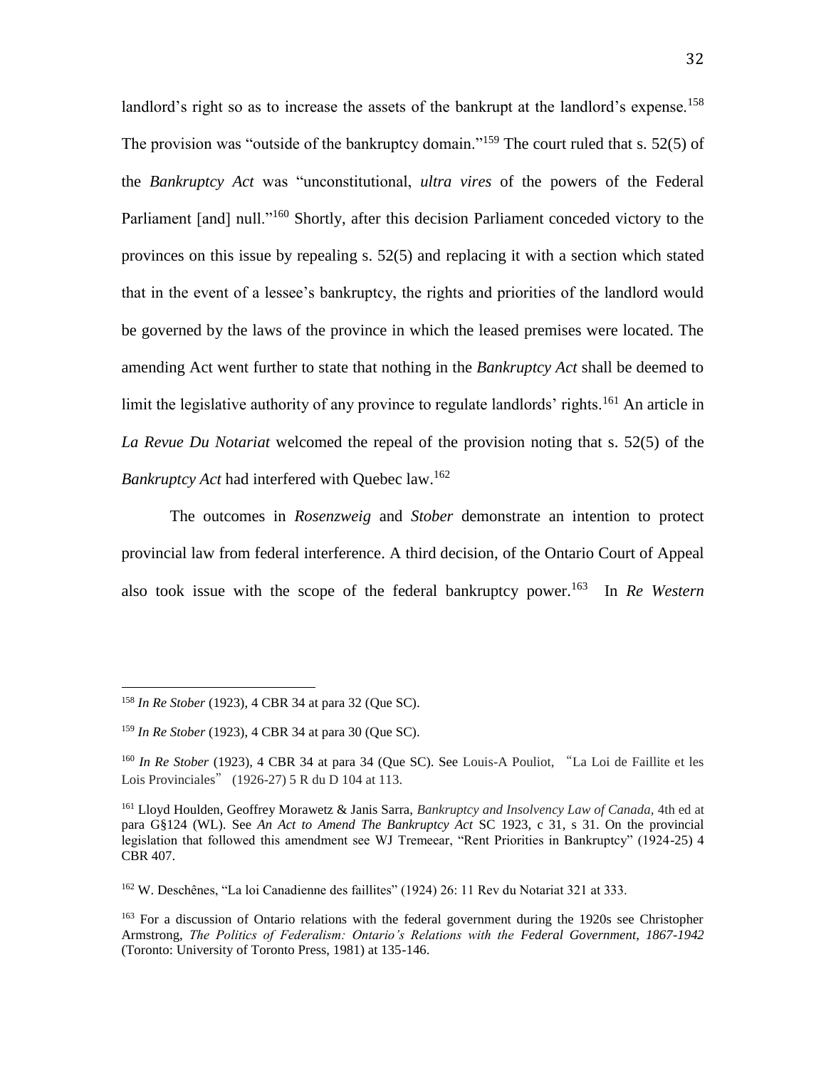landlord's right so as to increase the assets of the bankrupt at the landlord's expense.[158] The provision was "outside of the bankruptcy domain."[159] The court ruled that s. 52(5) of the *Bankruptcy Act* was "unconstitutional, *ultra vires* of the powers of the Federal Parliament [and] null."[160] Shortly, after this decision Parliament conceded victory to the provinces on this issue by repealing s. 52(5) and replacing it with a section which stated that in the event of a lessee's bankruptcy, the rights and priorities of the landlord would be governed by the laws of the province in which the leased premises were located. The amending Act went further to state that nothing in the *Bankruptcy Act* shall be deemed to limit the legislative authority of any province to regulate landlords' rights.[161] An article in *La Revue Du Notariat* welcomed the repeal of the provision noting that s. 52(5) of the *Bankruptcy Act* had interfered with Quebec law.[162]

The outcomes in *Rosenzweig* and *Stober* demonstrate an intention to protect provincial law from federal interference. A third decision, of the Ontario Court of Appeal also took issue with the scope of the federal bankruptcy power.[163] In *Re Western*

---

[158] *In Re Stober* (1923), 4 CBR 34 at para 32 (Que SC).

[159] *In Re Stober* (1923), 4 CBR 34 at para 30 (Que SC).

[160] *In Re Stober* (1923), 4 CBR 34 at para 34 (Que SC). See Louis-A Pouliot, "La Loi de Faillite et les Lois Provinciales" (1926-27) 5 R du D 104 at 113.

[161] Lloyd Houlden, Geoffrey Morawetz & Janis Sarra, *Bankruptcy and Insolvency Law of Canada*, 4th ed at para G§124 (WL). See *An Act to Amend The Bankruptcy Act* SC 1923, c 31, s 31. On the provincial legislation that followed this amendment see WJ Tremeear, "Rent Priorities in Bankruptcy" (1924-25) 4 CBR 407.

[162] W. Deschênes, "La loi Canadienne des faillites" (1924) 26: 11 Rev du Notariat 321 at 333.

[163] For a discussion of Ontario relations with the federal government during the 1920s see Christopher Armstrong, *The Politics of Federalism: Ontario's Relations with the Federal Government, 1867-1942* (Toronto: University of Toronto Press, 1981) at 135-146.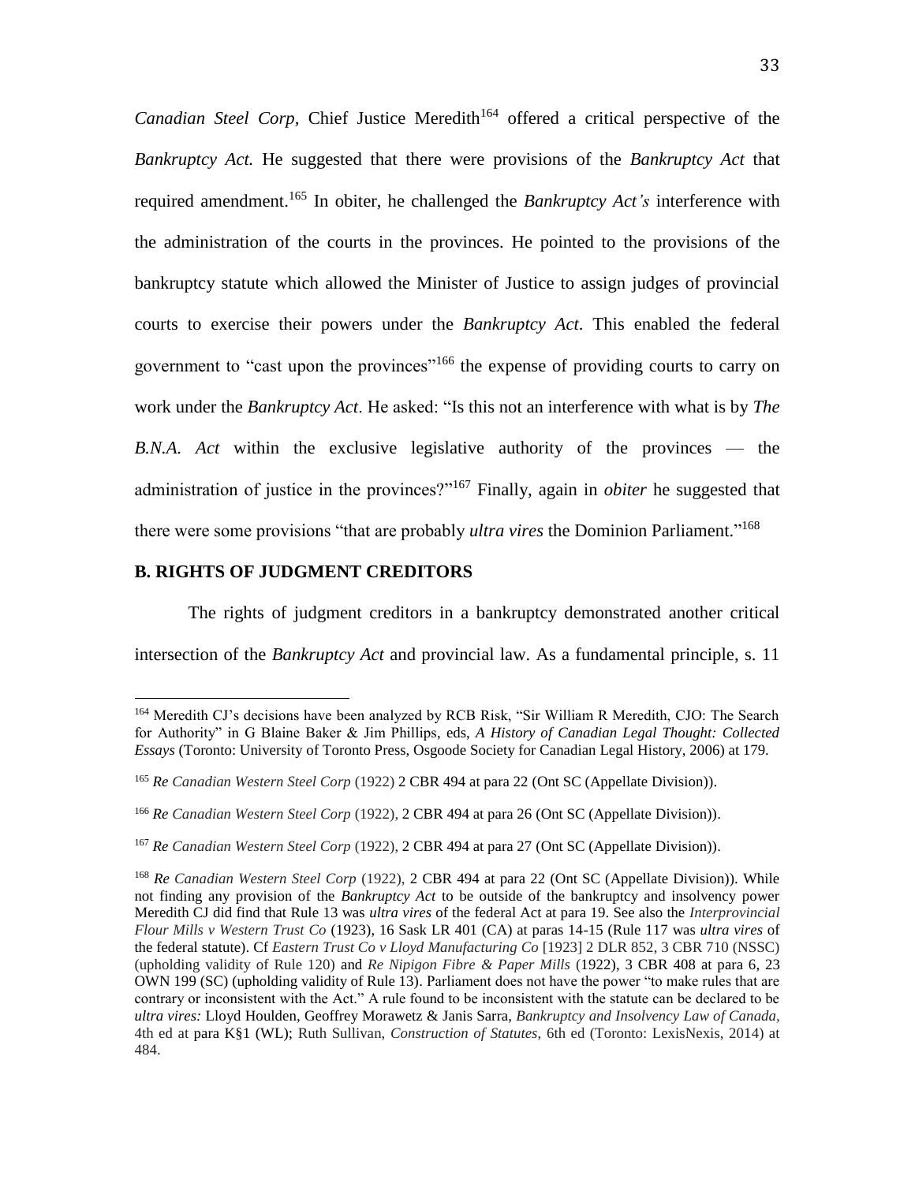*Canadian Steel Corp*, Chief Justice Meredith[164] offered a critical perspective of the *Bankruptcy Act.* He suggested that there were provisions of the *Bankruptcy Act* that required amendment.[165] In obiter, he challenged the *Bankruptcy Act's* interference with the administration of the courts in the provinces. He pointed to the provisions of the bankruptcy statute which allowed the Minister of Justice to assign judges of provincial courts to exercise their powers under the *Bankruptcy Act*. This enabled the federal government to "cast upon the provinces"[166] the expense of providing courts to carry on work under the *Bankruptcy Act*. He asked: "Is this not an interference with what is by *The B.N.A. Act* within the exclusive legislative authority of the provinces — the administration of justice in the provinces?"[167] Finally, again in *obiter* he suggested that there were some provisions "that are probably *ultra vires* the Dominion Parliament."[168]

### B. RIGHTS OF JUDGMENT CREDITORS

The rights of judgment creditors in a bankruptcy demonstrated another critical intersection of the *Bankruptcy Act* and provincial law. As a fundamental principle, s. 11

---

[164] Meredith CJ's decisions have been analyzed by RCB Risk, "Sir William R Meredith, CJO: The Search for Authority" in G Blaine Baker & Jim Phillips, eds, *A History of Canadian Legal Thought: Collected Essays* (Toronto: University of Toronto Press, Osgoode Society for Canadian Legal History, 2006) at 179.

[165] *Re Canadian Western Steel Corp* (1922) 2 CBR 494 at para 22 (Ont SC (Appellate Division)).

[166] *Re Canadian Western Steel Corp* (1922), 2 CBR 494 at para 26 (Ont SC (Appellate Division)).

[167] *Re Canadian Western Steel Corp* (1922), 2 CBR 494 at para 27 (Ont SC (Appellate Division)).

[168] *Re Canadian Western Steel Corp* (1922), 2 CBR 494 at para 22 (Ont SC (Appellate Division)). While not finding any provision of the *Bankruptcy Act* to be outside of the bankruptcy and insolvency power Meredith CJ did find that Rule 13 was *ultra vires* of the federal Act at para 19. See also the *Interprovincial Flour Mills v Western Trust Co* (1923), 16 Sask LR 401 (CA) at paras 14-15 (Rule 117 was *ultra vires* of the federal statute). Cf *Eastern Trust Co v Lloyd Manufacturing Co* [1923] 2 DLR 852, 3 CBR 710 (NSSC) (upholding validity of Rule 120) and *Re Nipigon Fibre & Paper Mills* (1922), 3 CBR 408 at para 6, 23 OWN 199 (SC) (upholding validity of Rule 13). Parliament does not have the power "to make rules that are contrary or inconsistent with the Act." A rule found to be inconsistent with the statute can be declared to be *ultra vires:* Lloyd Houlden, Geoffrey Morawetz & Janis Sarra, *Bankruptcy and Insolvency Law of Canada*, 4th ed at para K§1 (WL); Ruth Sullivan, *Construction of Statutes*, 6th ed (Toronto: LexisNexis, 2014) at 484.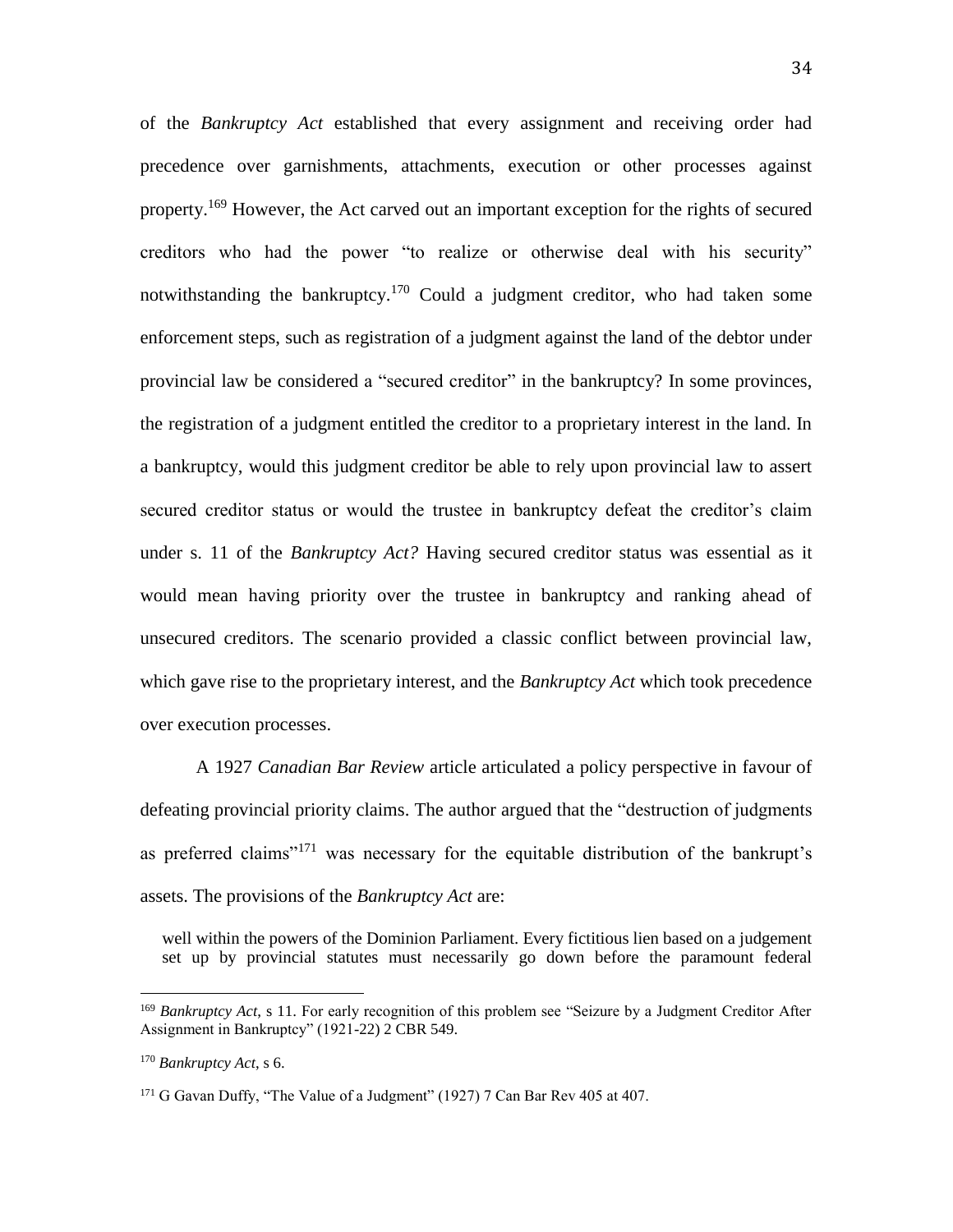of the *Bankruptcy Act* established that every assignment and receiving order had precedence over garnishments, attachments, execution or other processes against property.[169] However, the Act carved out an important exception for the rights of secured creditors who had the power "to realize or otherwise deal with his security" notwithstanding the bankruptcy.[170] Could a judgment creditor, who had taken some enforcement steps, such as registration of a judgment against the land of the debtor under provincial law be considered a "secured creditor" in the bankruptcy? In some provinces, the registration of a judgment entitled the creditor to a proprietary interest in the land. In a bankruptcy, would this judgment creditor be able to rely upon provincial law to assert secured creditor status or would the trustee in bankruptcy defeat the creditor's claim under s. 11 of the *Bankruptcy Act?* Having secured creditor status was essential as it would mean having priority over the trustee in bankruptcy and ranking ahead of unsecured creditors. The scenario provided a classic conflict between provincial law, which gave rise to the proprietary interest, and the *Bankruptcy Act* which took precedence over execution processes.

A 1927 *Canadian Bar Review* article articulated a policy perspective in favour of defeating provincial priority claims. The author argued that the "destruction of judgments as preferred claims"[171] was necessary for the equitable distribution of the bankrupt's assets. The provisions of the *Bankruptcy Act* are:

> well within the powers of the Dominion Parliament. Every fictitious lien based on a judgement set up by provincial statutes must necessarily go down before the paramount federal

---

[169] *Bankruptcy Act*, s 11. For early recognition of this problem see "Seizure by a Judgment Creditor After Assignment in Bankruptcy" (1921-22) 2 CBR 549.

[170] *Bankruptcy Act*, s 6.

[171] G Gavan Duffy, "The Value of a Judgment" (1927) 7 Can Bar Rev 405 at 407.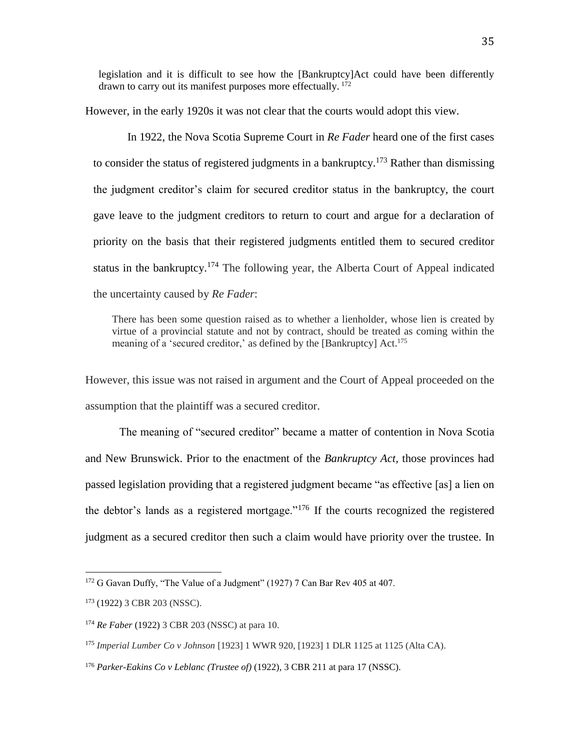> legislation and it is difficult to see how the [Bankruptcy]Act could have been differently drawn to carry out its manifest purposes more effectually. [172]

However, in the early 1920s it was not clear that the courts would adopt this view.

In 1922, the Nova Scotia Supreme Court in *Re Fader* heard one of the first cases to consider the status of registered judgments in a bankruptcy.[173] Rather than dismissing the judgment creditor's claim for secured creditor status in the bankruptcy, the court gave leave to the judgment creditors to return to court and argue for a declaration of priority on the basis that their registered judgments entitled them to secured creditor status in the bankruptcy.[174] The following year, the Alberta Court of Appeal indicated the uncertainty caused by *Re Fader*:

> There has been some question raised as to whether a lienholder, whose lien is created by virtue of a provincial statute and not by contract, should be treated as coming within the meaning of a 'secured creditor,' as defined by the [Bankruptcy] Act.[175]

However, this issue was not raised in argument and the Court of Appeal proceeded on the assumption that the plaintiff was a secured creditor.

The meaning of "secured creditor" became a matter of contention in Nova Scotia and New Brunswick. Prior to the enactment of the *Bankruptcy Act*, those provinces had passed legislation providing that a registered judgment became "as effective [as] a lien on the debtor's lands as a registered mortgage."[176] If the courts recognized the registered judgment as a secured creditor then such a claim would have priority over the trustee. In

---

[172] G Gavan Duffy, "The Value of a Judgment" (1927) 7 Can Bar Rev 405 at 407.

[173] (1922) 3 CBR 203 (NSSC).

[174] *Re Faber* (1922) 3 CBR 203 (NSSC) at para 10.

[175] *Imperial Lumber Co v Johnson* [1923] 1 WWR 920, [1923] 1 DLR 1125 at 1125 (Alta CA).

[176] *Parker-Eakins Co v Leblanc (Trustee of)* (1922), 3 CBR 211 at para 17 (NSSC).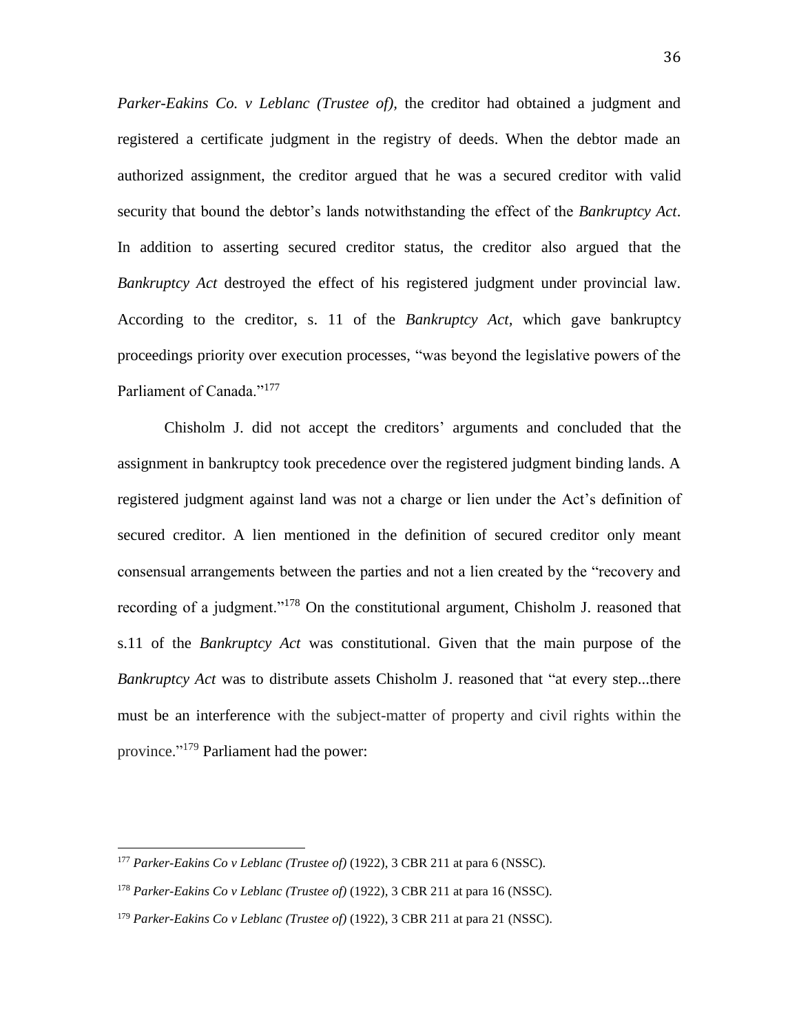*Parker-Eakins Co. v Leblanc (Trustee of)*, the creditor had obtained a judgment and registered a certificate judgment in the registry of deeds. When the debtor made an authorized assignment, the creditor argued that he was a secured creditor with valid security that bound the debtor's lands notwithstanding the effect of the *Bankruptcy Act*. In addition to asserting secured creditor status, the creditor also argued that the *Bankruptcy Act* destroyed the effect of his registered judgment under provincial law. According to the creditor, s. 11 of the *Bankruptcy Act*, which gave bankruptcy proceedings priority over execution processes, "was beyond the legislative powers of the Parliament of Canada."[177]

Chisholm J. did not accept the creditors' arguments and concluded that the assignment in bankruptcy took precedence over the registered judgment binding lands. A registered judgment against land was not a charge or lien under the Act's definition of secured creditor. A lien mentioned in the definition of secured creditor only meant consensual arrangements between the parties and not a lien created by the "recovery and recording of a judgment."[178] On the constitutional argument, Chisholm J. reasoned that s.11 of the *Bankruptcy Act* was constitutional. Given that the main purpose of the *Bankruptcy Act* was to distribute assets Chisholm J. reasoned that "at every step...there must be an interference with the subject-matter of property and civil rights within the province."[179] Parliament had the power:

---

[177] *Parker-Eakins Co v Leblanc (Trustee of)* (1922), 3 CBR 211 at para 6 (NSSC).

[178] *Parker-Eakins Co v Leblanc (Trustee of)* (1922), 3 CBR 211 at para 16 (NSSC).

[179] *Parker-Eakins Co v Leblanc (Trustee of)* (1922), 3 CBR 211 at para 21 (NSSC).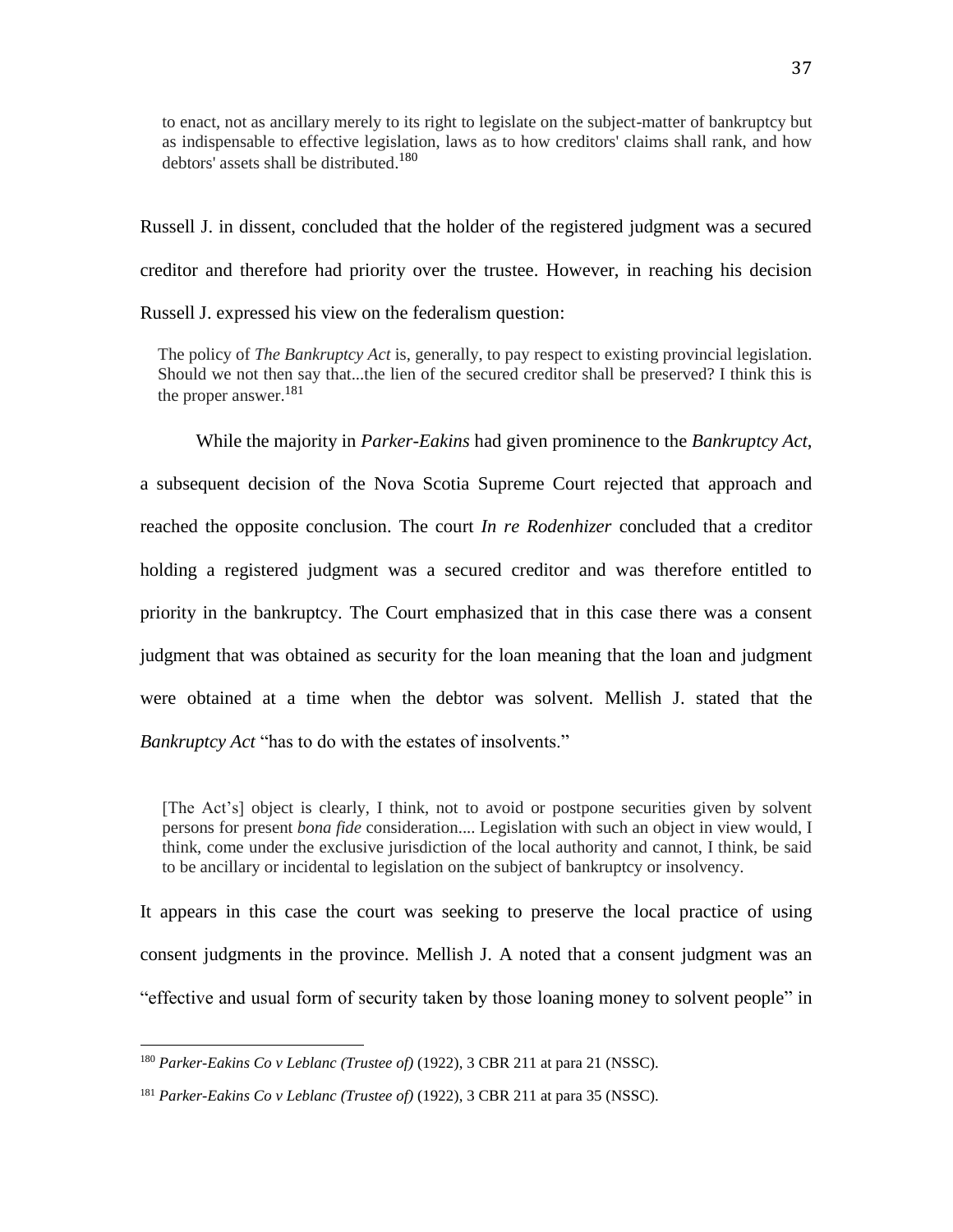> to enact, not as ancillary merely to its right to legislate on the subject-matter of bankruptcy but as indispensable to effective legislation, laws as to how creditors' claims shall rank, and how debtors' assets shall be distributed.[180]

Russell J. in dissent, concluded that the holder of the registered judgment was a secured creditor and therefore had priority over the trustee. However, in reaching his decision Russell J. expressed his view on the federalism question:

> The policy of *The Bankruptcy Act* is, generally, to pay respect to existing provincial legislation. Should we not then say that...the lien of the secured creditor shall be preserved? I think this is the proper answer.[181]

While the majority in *Parker-Eakins* had given prominence to the *Bankruptcy Act*, a subsequent decision of the Nova Scotia Supreme Court rejected that approach and reached the opposite conclusion. The court *In re Rodenhizer* concluded that a creditor holding a registered judgment was a secured creditor and was therefore entitled to priority in the bankruptcy. The Court emphasized that in this case there was a consent judgment that was obtained as security for the loan meaning that the loan and judgment were obtained at a time when the debtor was solvent. Mellish J. stated that the *Bankruptcy Act* "has to do with the estates of insolvents."

> [The Act's] object is clearly, I think, not to avoid or postpone securities given by solvent persons for present *bona fide* consideration.... Legislation with such an object in view would, I think, come under the exclusive jurisdiction of the local authority and cannot, I think, be said to be ancillary or incidental to legislation on the subject of bankruptcy or insolvency.

It appears in this case the court was seeking to preserve the local practice of using consent judgments in the province. Mellish J. A noted that a consent judgment was an "effective and usual form of security taken by those loaning money to solvent people" in

---

[180] *Parker-Eakins Co v Leblanc (Trustee of)* (1922), 3 CBR 211 at para 21 (NSSC).

[181] *Parker-Eakins Co v Leblanc (Trustee of)* (1922), 3 CBR 211 at para 35 (NSSC).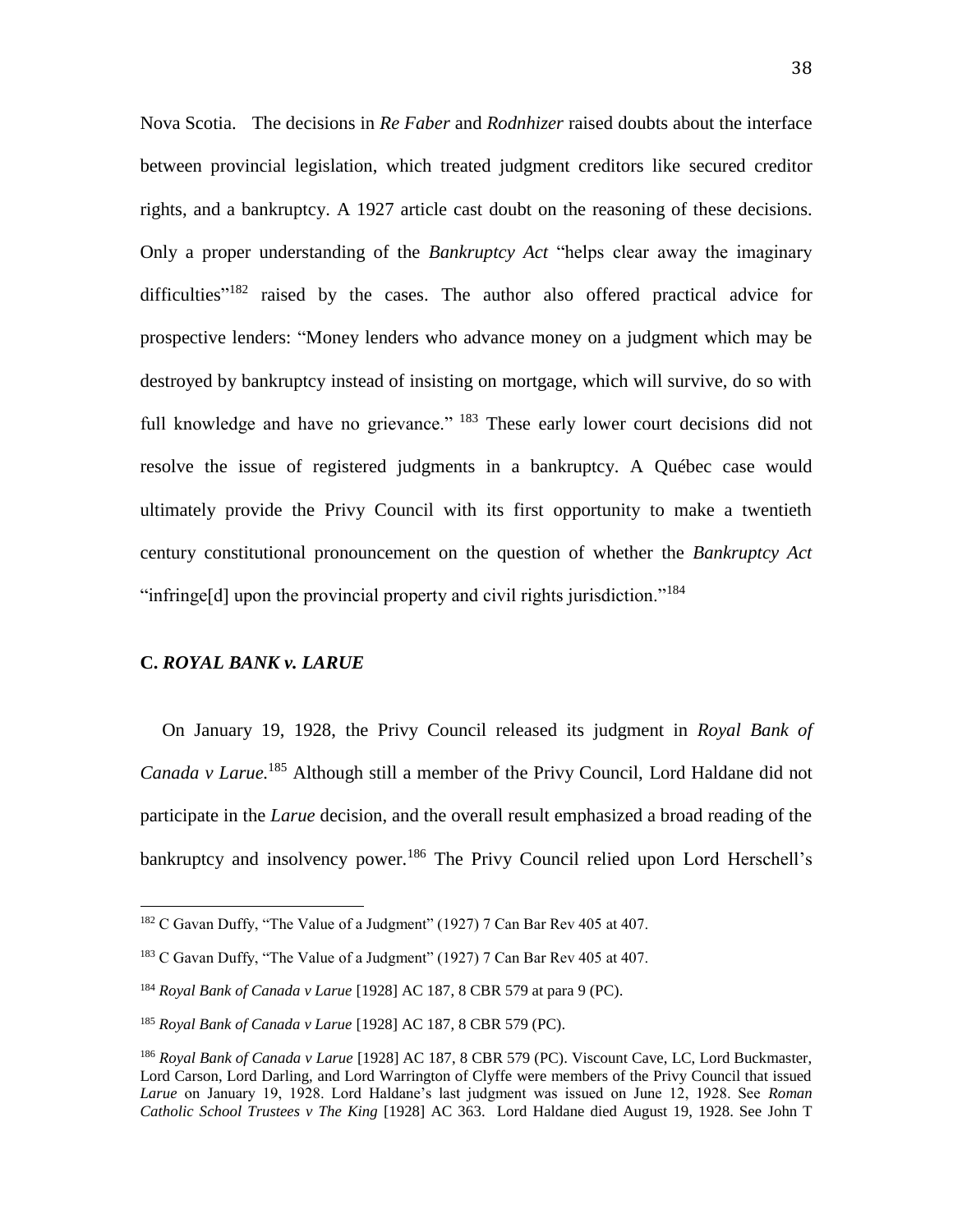Nova Scotia. The decisions in *Re Faber* and *Rodnhizer* raised doubts about the interface between provincial legislation, which treated judgment creditors like secured creditor rights, and a bankruptcy. A 1927 article cast doubt on the reasoning of these decisions. Only a proper understanding of the *Bankruptcy Act* "helps clear away the imaginary difficulties"[182] raised by the cases. The author also offered practical advice for prospective lenders: "Money lenders who advance money on a judgment which may be destroyed by bankruptcy instead of insisting on mortgage, which will survive, do so with full knowledge and have no grievance." [183] These early lower court decisions did not resolve the issue of registered judgments in a bankruptcy. A Québec case would ultimately provide the Privy Council with its first opportunity to make a twentieth century constitutional pronouncement on the question of whether the *Bankruptcy Act* "infringe[d] upon the provincial property and civil rights jurisdiction."[184]

### C. *ROYAL BANK v. LARUE*

On January 19, 1928, the Privy Council released its judgment in *Royal Bank of Canada v Larue.*[185] Although still a member of the Privy Council, Lord Haldane did not participate in the *Larue* decision, and the overall result emphasized a broad reading of the bankruptcy and insolvency power.[186] The Privy Council relied upon Lord Herschell's

---

[182] C Gavan Duffy, "The Value of a Judgment" (1927) 7 Can Bar Rev 405 at 407.

[183] C Gavan Duffy, "The Value of a Judgment" (1927) 7 Can Bar Rev 405 at 407.

[184] *Royal Bank of Canada v Larue* [1928] AC 187, 8 CBR 579 at para 9 (PC).

[185] *Royal Bank of Canada v Larue* [1928] AC 187, 8 CBR 579 (PC).

[186] *Royal Bank of Canada v Larue* [1928] AC 187, 8 CBR 579 (PC). Viscount Cave, LC, Lord Buckmaster, Lord Carson, Lord Darling, and Lord Warrington of Clyffe were members of the Privy Council that issued *Larue* on January 19, 1928. Lord Haldane's last judgment was issued on June 12, 1928. See *Roman Catholic School Trustees v The King* [1928] AC 363. Lord Haldane died August 19, 1928. See John T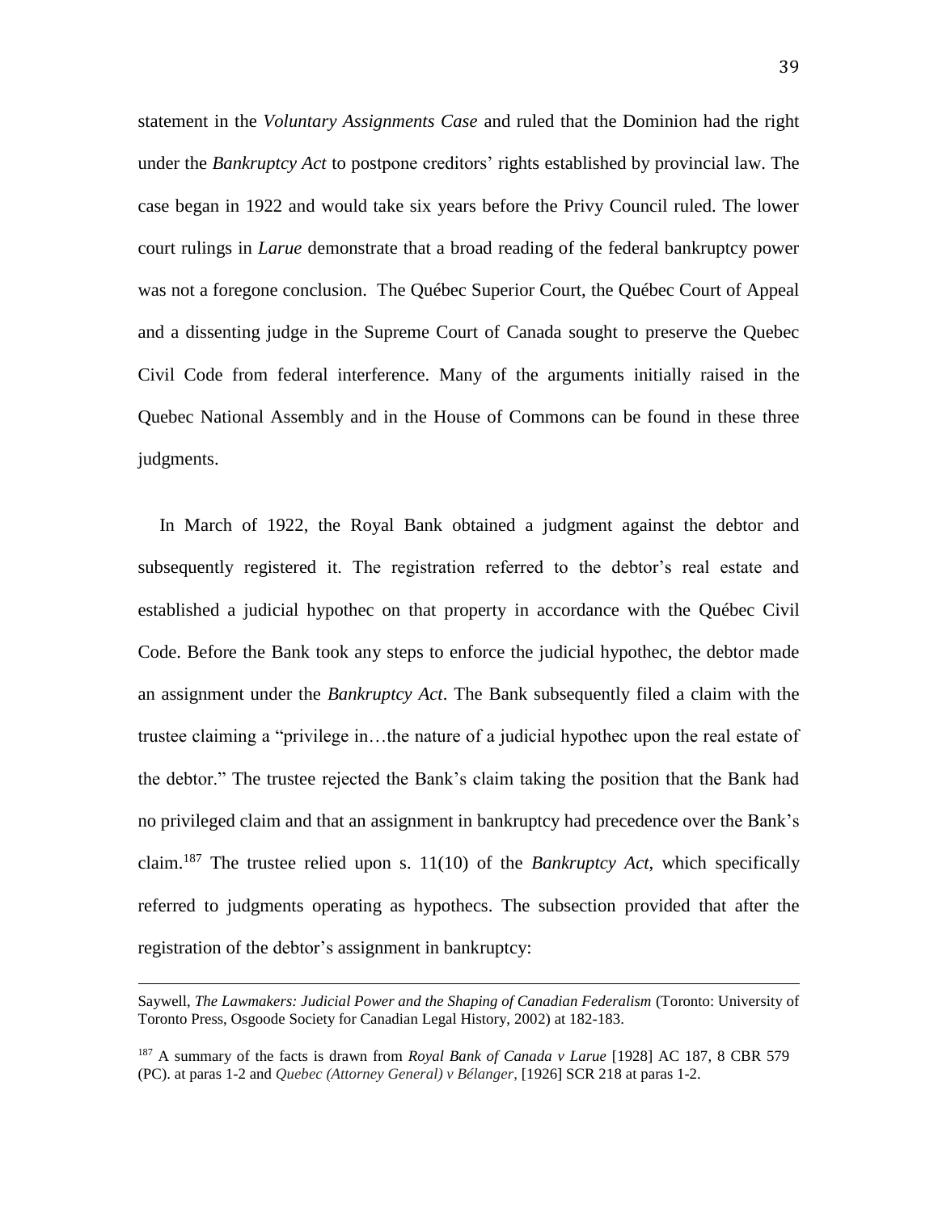statement in the *Voluntary Assignments Case* and ruled that the Dominion had the right under the *Bankruptcy Act* to postpone creditors' rights established by provincial law. The case began in 1922 and would take six years before the Privy Council ruled. The lower court rulings in *Larue* demonstrate that a broad reading of the federal bankruptcy power was not a foregone conclusion. The Québec Superior Court, the Québec Court of Appeal and a dissenting judge in the Supreme Court of Canada sought to preserve the Quebec Civil Code from federal interference. Many of the arguments initially raised in the Quebec National Assembly and in the House of Commons can be found in these three judgments.

In March of 1922, the Royal Bank obtained a judgment against the debtor and subsequently registered it. The registration referred to the debtor's real estate and established a judicial hypothec on that property in accordance with the Québec Civil Code. Before the Bank took any steps to enforce the judicial hypothec, the debtor made an assignment under the *Bankruptcy Act*. The Bank subsequently filed a claim with the trustee claiming a "privilege in…the nature of a judicial hypothec upon the real estate of the debtor." The trustee rejected the Bank's claim taking the position that the Bank had no privileged claim and that an assignment in bankruptcy had precedence over the Bank's claim.[187] The trustee relied upon s. 11(10) of the *Bankruptcy Act*, which specifically referred to judgments operating as hypothecs. The subsection provided that after the registration of the debtor's assignment in bankruptcy:

---

Saywell, *The Lawmakers: Judicial Power and the Shaping of Canadian Federalism* (Toronto: University of Toronto Press, Osgoode Society for Canadian Legal History, 2002) at 182-183.

[187] A summary of the facts is drawn from *Royal Bank of Canada v Larue* [1928] AC 187, 8 CBR 579 (PC). at paras 1-2 and *Quebec (Attorney General) v Bélanger*, [1926] SCR 218 at paras 1-2.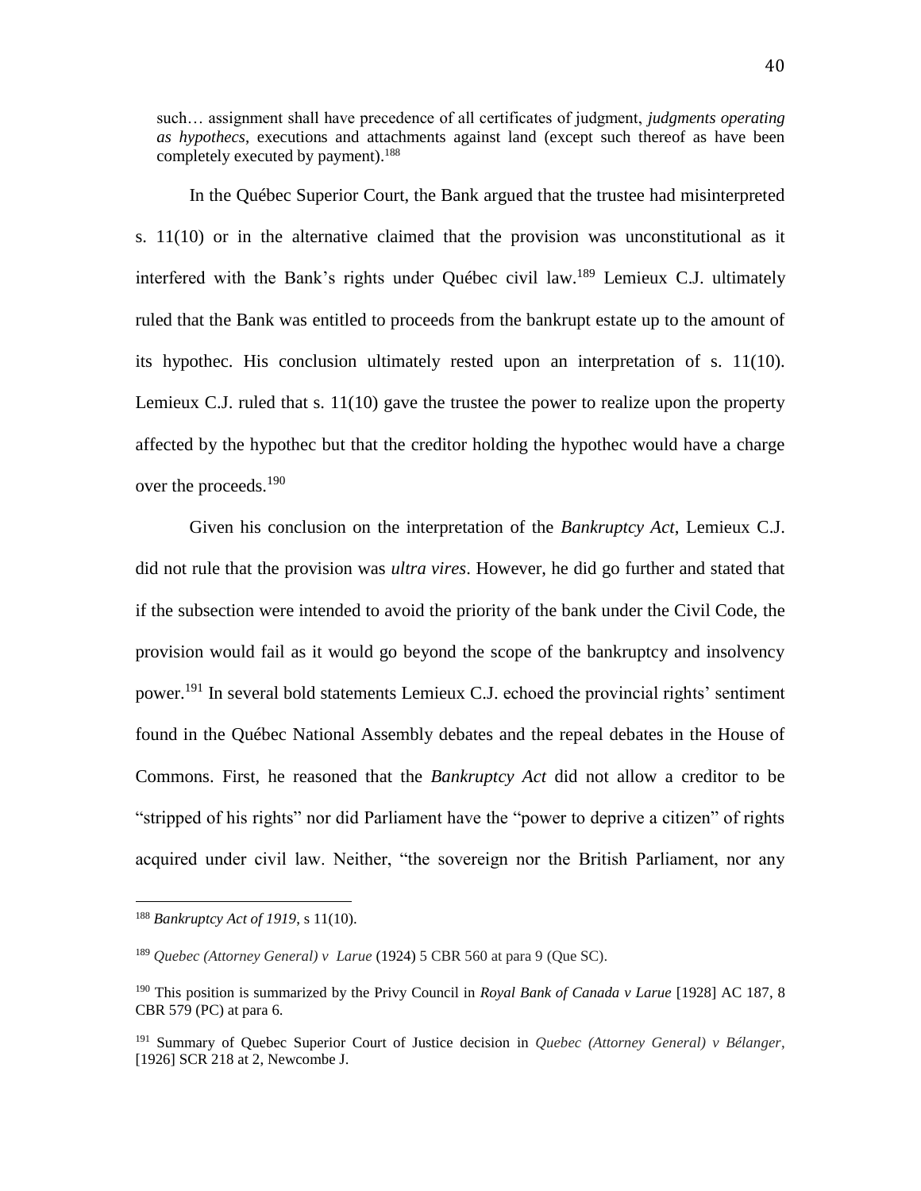such… assignment shall have precedence of all certificates of judgment, *judgments operating as hypothecs*, executions and attachments against land (except such thereof as have been completely executed by payment).[188]

In the Québec Superior Court, the Bank argued that the trustee had misinterpreted s. 11(10) or in the alternative claimed that the provision was unconstitutional as it interfered with the Bank's rights under Québec civil law.[189] Lemieux C.J. ultimately ruled that the Bank was entitled to proceeds from the bankrupt estate up to the amount of its hypothec. His conclusion ultimately rested upon an interpretation of s. 11(10). Lemieux C.J. ruled that s. 11(10) gave the trustee the power to realize upon the property affected by the hypothec but that the creditor holding the hypothec would have a charge over the proceeds.[190]

Given his conclusion on the interpretation of the *Bankruptcy Act*, Lemieux C.J. did not rule that the provision was *ultra vires*. However, he did go further and stated that if the subsection were intended to avoid the priority of the bank under the Civil Code, the provision would fail as it would go beyond the scope of the bankruptcy and insolvency power.[191] In several bold statements Lemieux C.J. echoed the provincial rights' sentiment found in the Québec National Assembly debates and the repeal debates in the House of Commons. First, he reasoned that the *Bankruptcy Act* did not allow a creditor to be "stripped of his rights" nor did Parliament have the "power to deprive a citizen" of rights acquired under civil law. Neither, "the sovereign nor the British Parliament, nor any

---

[188] *Bankruptcy Act of 1919*, s 11(10).

[189] *Quebec (Attorney General) v Larue* (1924) 5 CBR 560 at para 9 (Que SC).

[190] This position is summarized by the Privy Council in *Royal Bank of Canada v Larue* [1928] AC 187, 8 CBR 579 (PC) at para 6.

[191] Summary of Quebec Superior Court of Justice decision in *Quebec (Attorney General) v Bélanger*, [1926] SCR 218 at 2, Newcombe J.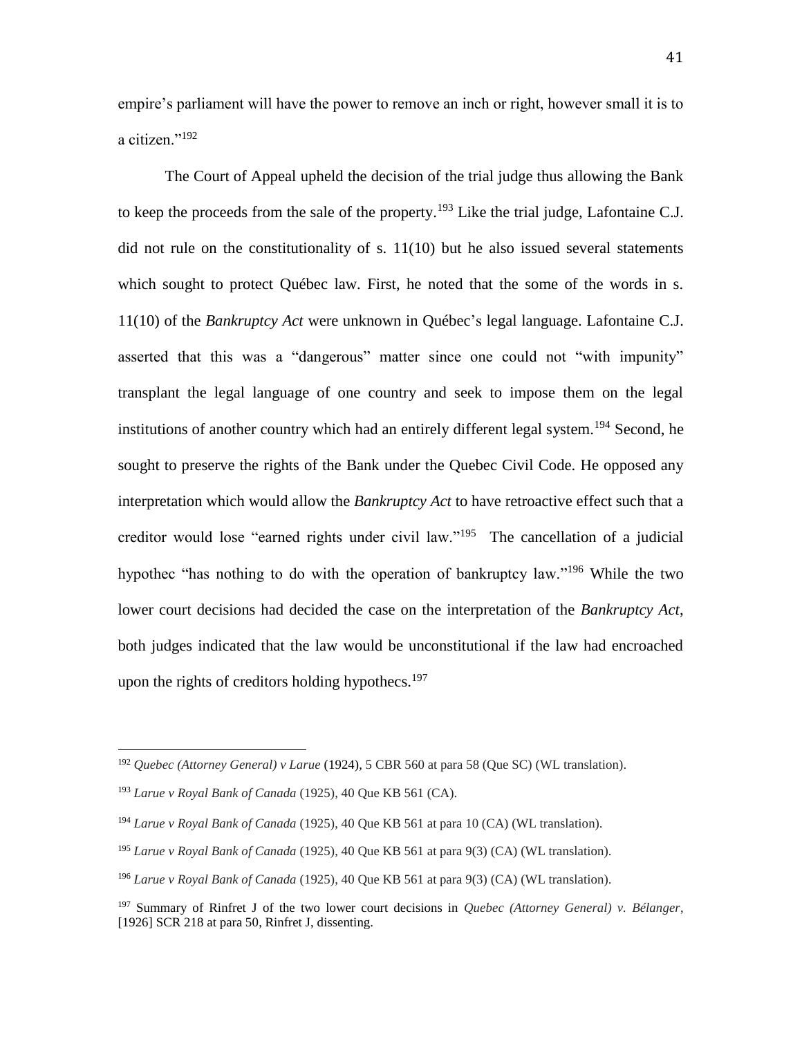empire's parliament will have the power to remove an inch or right, however small it is to a citizen."[192]

The Court of Appeal upheld the decision of the trial judge thus allowing the Bank to keep the proceeds from the sale of the property.[193] Like the trial judge, Lafontaine C.J. did not rule on the constitutionality of s. 11(10) but he also issued several statements which sought to protect Québec law. First, he noted that the some of the words in s. 11(10) of the *Bankruptcy Act* were unknown in Québec's legal language. Lafontaine C.J. asserted that this was a "dangerous" matter since one could not "with impunity" transplant the legal language of one country and seek to impose them on the legal institutions of another country which had an entirely different legal system.[194] Second, he sought to preserve the rights of the Bank under the Quebec Civil Code. He opposed any interpretation which would allow the *Bankruptcy Act* to have retroactive effect such that a creditor would lose "earned rights under civil law."[195] The cancellation of a judicial hypothec "has nothing to do with the operation of bankruptcy law."[196] While the two lower court decisions had decided the case on the interpretation of the *Bankruptcy Act*, both judges indicated that the law would be unconstitutional if the law had encroached upon the rights of creditors holding hypothecs.[197]

---

[192] *Quebec (Attorney General) v Larue* (1924), 5 CBR 560 at para 58 (Que SC) (WL translation).

[193] *Larue v Royal Bank of Canada* (1925), 40 Que KB 561 (CA).

[194] *Larue v Royal Bank of Canada* (1925), 40 Que KB 561 at para 10 (CA) (WL translation).

[195] *Larue v Royal Bank of Canada* (1925), 40 Que KB 561 at para 9(3) (CA) (WL translation).

[196] *Larue v Royal Bank of Canada* (1925), 40 Que KB 561 at para 9(3) (CA) (WL translation).

[197] Summary of Rinfret J of the two lower court decisions in *Quebec (Attorney General) v. Bélanger*, [1926] SCR 218 at para 50, Rinfret J, dissenting.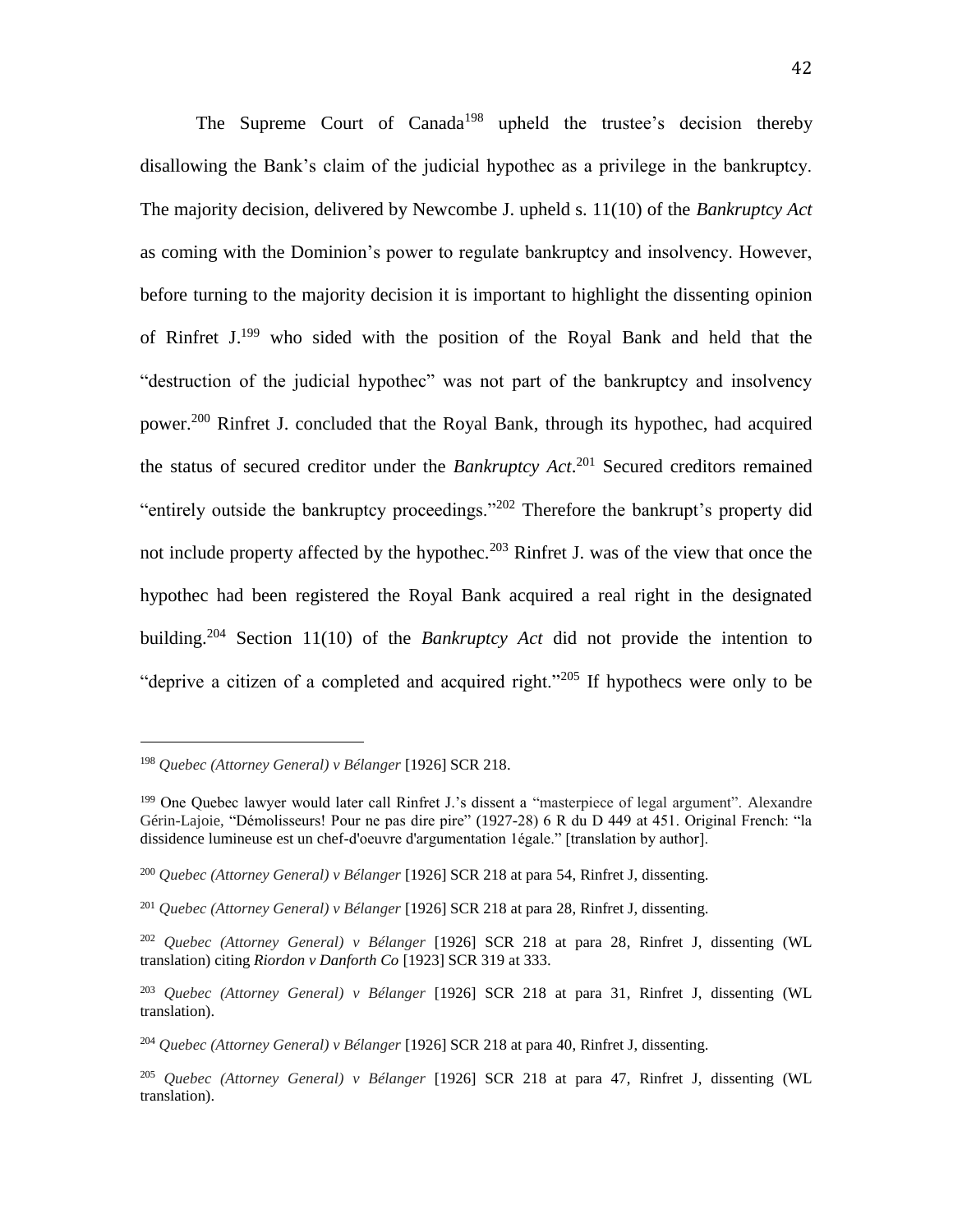The Supreme Court of Canada[198] upheld the trustee's decision thereby disallowing the Bank's claim of the judicial hypothec as a privilege in the bankruptcy. The majority decision, delivered by Newcombe J. upheld s. 11(10) of the *Bankruptcy Act* as coming with the Dominion's power to regulate bankruptcy and insolvency. However, before turning to the majority decision it is important to highlight the dissenting opinion of Rinfret J.[199] who sided with the position of the Royal Bank and held that the "destruction of the judicial hypothec" was not part of the bankruptcy and insolvency power.[200] Rinfret J. concluded that the Royal Bank, through its hypothec, had acquired the status of secured creditor under the *Bankruptcy Act*.[201] Secured creditors remained "entirely outside the bankruptcy proceedings."[202] Therefore the bankrupt's property did not include property affected by the hypothec.[203] Rinfret J. was of the view that once the hypothec had been registered the Royal Bank acquired a real right in the designated building.[204] Section 11(10) of the *Bankruptcy Act* did not provide the intention to "deprive a citizen of a completed and acquired right."[205] If hypothecs were only to be

---

[198] *Quebec (Attorney General) v Bélanger* [1926] SCR 218.

[199] One Quebec lawyer would later call Rinfret J.'s dissent a "masterpiece of legal argument". Alexandre Gérin-Lajoie, "Démolisseurs! Pour ne pas dire pire" (1927-28) 6 R du D 449 at 451. Original French: "la dissidence lumineuse est un chef-d'oeuvre d'argumentation 1égale." [translation by author].

[200] *Quebec (Attorney General) v Bélanger* [1926] SCR 218 at para 54, Rinfret J, dissenting.

[201] *Quebec (Attorney General) v Bélanger* [1926] SCR 218 at para 28, Rinfret J, dissenting.

[202] *Quebec (Attorney General) v Bélanger* [1926] SCR 218 at para 28, Rinfret J, dissenting (WL translation) citing *Riordon v Danforth Co* [1923] SCR 319 at 333.

[203] *Quebec (Attorney General) v Bélanger* [1926] SCR 218 at para 31, Rinfret J, dissenting (WL translation).

[204] *Quebec (Attorney General) v Bélanger* [1926] SCR 218 at para 40, Rinfret J, dissenting.

[205] *Quebec (Attorney General) v Bélanger* [1926] SCR 218 at para 47, Rinfret J, dissenting (WL translation).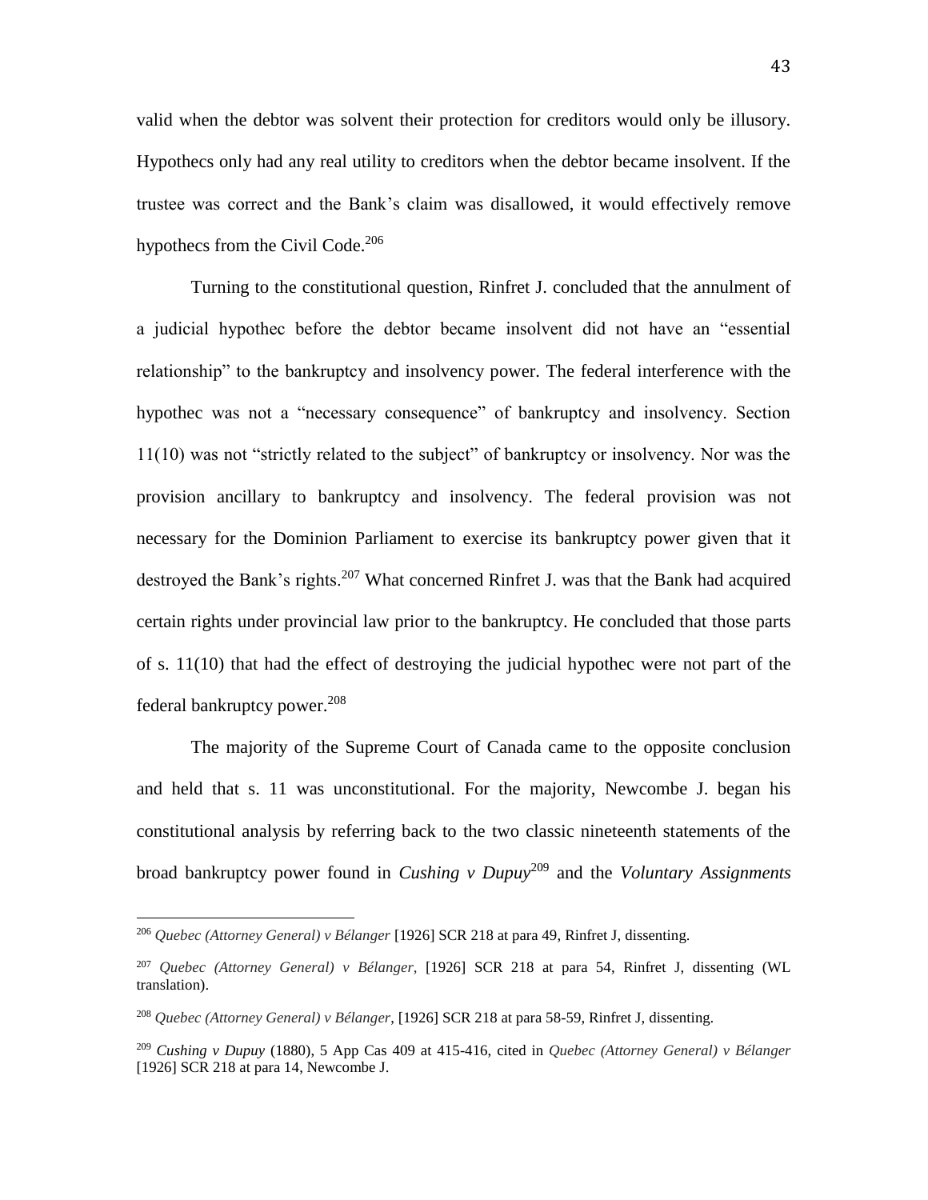valid when the debtor was solvent their protection for creditors would only be illusory. Hypothecs only had any real utility to creditors when the debtor became insolvent. If the trustee was correct and the Bank's claim was disallowed, it would effectively remove hypothecs from the Civil Code.[206]

Turning to the constitutional question, Rinfret J. concluded that the annulment of a judicial hypothec before the debtor became insolvent did not have an "essential relationship" to the bankruptcy and insolvency power. The federal interference with the hypothec was not a "necessary consequence" of bankruptcy and insolvency. Section 11(10) was not "strictly related to the subject" of bankruptcy or insolvency. Nor was the provision ancillary to bankruptcy and insolvency. The federal provision was not necessary for the Dominion Parliament to exercise its bankruptcy power given that it destroyed the Bank's rights.[207] What concerned Rinfret J. was that the Bank had acquired certain rights under provincial law prior to the bankruptcy. He concluded that those parts of s. 11(10) that had the effect of destroying the judicial hypothec were not part of the federal bankruptcy power.[208]

The majority of the Supreme Court of Canada came to the opposite conclusion and held that s. 11 was unconstitutional. For the majority, Newcombe J. began his constitutional analysis by referring back to the two classic nineteenth statements of the broad bankruptcy power found in *Cushing v Dupuy*[209] and the *Voluntary Assignments*

---

[206] *Quebec (Attorney General) v Bélanger* [1926] SCR 218 at para 49, Rinfret J, dissenting.

[207] *Quebec (Attorney General) v Bélanger*, [1926] SCR 218 at para 54, Rinfret J, dissenting (WL translation).

[208] *Quebec (Attorney General) v Bélanger*, [1926] SCR 218 at para 58-59, Rinfret J, dissenting.

[209] *Cushing v Dupuy* (1880), 5 App Cas 409 at 415-416, cited in *Quebec (Attorney General) v Bélanger* [1926] SCR 218 at para 14, Newcombe J.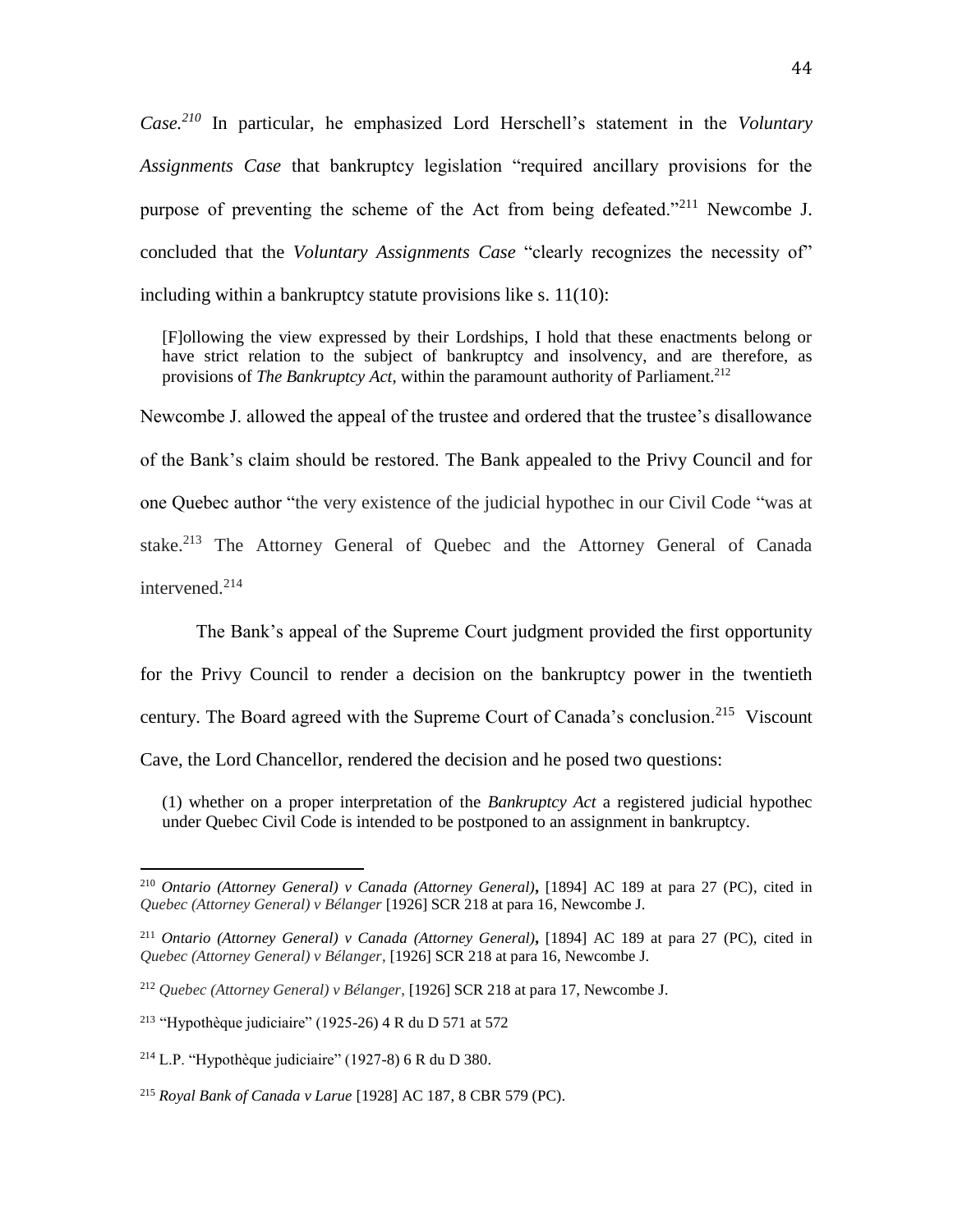*Case.*[210] In particular, he emphasized Lord Herschell's statement in the *Voluntary Assignments Case* that bankruptcy legislation "required ancillary provisions for the purpose of preventing the scheme of the Act from being defeated."[211] Newcombe J. concluded that the *Voluntary Assignments Case* "clearly recognizes the necessity of" including within a bankruptcy statute provisions like s. 11(10):

> [F]ollowing the view expressed by their Lordships, I hold that these enactments belong or have strict relation to the subject of bankruptcy and insolvency, and are therefore, as provisions of *The Bankruptcy Act*, within the paramount authority of Parliament.[212]

Newcombe J. allowed the appeal of the trustee and ordered that the trustee's disallowance of the Bank's claim should be restored. The Bank appealed to the Privy Council and for one Quebec author "the very existence of the judicial hypothec in our Civil Code "was at stake.[213] The Attorney General of Quebec and the Attorney General of Canada intervened.[214]

The Bank's appeal of the Supreme Court judgment provided the first opportunity for the Privy Council to render a decision on the bankruptcy power in the twentieth century. The Board agreed with the Supreme Court of Canada's conclusion.[215] Viscount Cave, the Lord Chancellor, rendered the decision and he posed two questions:

> (1) whether on a proper interpretation of the *Bankruptcy Act* a registered judicial hypothec under Quebec Civil Code is intended to be postponed to an assignment in bankruptcy.

---

[210] *Ontario (Attorney General) v Canada (Attorney General)***,** [1894] AC 189 at para 27 (PC), cited in *Quebec (Attorney General) v Bélanger* [1926] SCR 218 at para 16, Newcombe J.

[211] *Ontario (Attorney General) v Canada (Attorney General)***,** [1894] AC 189 at para 27 (PC), cited in *Quebec (Attorney General) v Bélanger*, [1926] SCR 218 at para 16, Newcombe J.

[212] *Quebec (Attorney General) v Bélanger*, [1926] SCR 218 at para 17, Newcombe J.

[213] "Hypothèque judiciaire" (1925-26) 4 R du D 571 at 572

[214] L.P. "Hypothèque judiciaire" (1927-8) 6 R du D 380.

[215] *Royal Bank of Canada v Larue* [1928] AC 187, 8 CBR 579 (PC).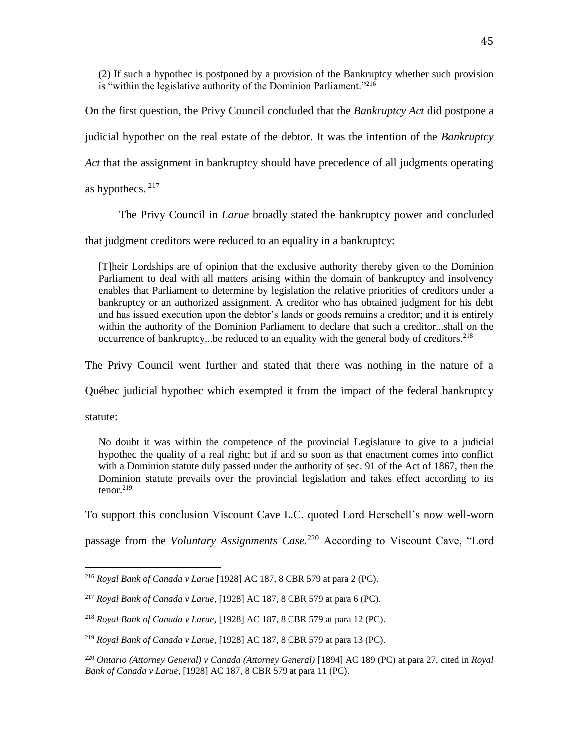(2) If such a hypothec is postponed by a provision of the Bankruptcy whether such provision is "within the legislative authority of the Dominion Parliament."[216]

On the first question, the Privy Council concluded that the *Bankruptcy Act* did postpone a judicial hypothec on the real estate of the debtor. It was the intention of the *Bankruptcy Act* that the assignment in bankruptcy should have precedence of all judgments operating as hypothecs.[217]

The Privy Council in *Larue* broadly stated the bankruptcy power and concluded that judgment creditors were reduced to an equality in a bankruptcy:

> [T]heir Lordships are of opinion that the exclusive authority thereby given to the Dominion Parliament to deal with all matters arising within the domain of bankruptcy and insolvency enables that Parliament to determine by legislation the relative priorities of creditors under a bankruptcy or an authorized assignment. A creditor who has obtained judgment for his debt and has issued execution upon the debtor's lands or goods remains a creditor; and it is entirely within the authority of the Dominion Parliament to declare that such a creditor...shall on the occurrence of bankruptcy...be reduced to an equality with the general body of creditors.[218]

The Privy Council went further and stated that there was nothing in the nature of a Québec judicial hypothec which exempted it from the impact of the federal bankruptcy statute:

> No doubt it was within the competence of the provincial Legislature to give to a judicial hypothec the quality of a real right; but if and so soon as that enactment comes into conflict with a Dominion statute duly passed under the authority of sec. 91 of the Act of 1867, then the Dominion statute prevails over the provincial legislation and takes effect according to its tenor.[219]

To support this conclusion Viscount Cave L.C. quoted Lord Herschell's now well-worn passage from the *Voluntary Assignments Case.*[220] According to Viscount Cave, "Lord

---

[216] *Royal Bank of Canada v Larue* [1928] AC 187, 8 CBR 579 at para 2 (PC).

[217] *Royal Bank of Canada v Larue*, [1928] AC 187, 8 CBR 579 at para 6 (PC).

[218] *Royal Bank of Canada v Larue*, [1928] AC 187, 8 CBR 579 at para 12 (PC).

[219] *Royal Bank of Canada v Larue*, [1928] AC 187, 8 CBR 579 at para 13 (PC).

[220] *Ontario (Attorney General) v Canada (Attorney General)* [1894] AC 189 (PC) at para 27, cited in *Royal Bank of Canada v Larue*, [1928] AC 187, 8 CBR 579 at para 11 (PC).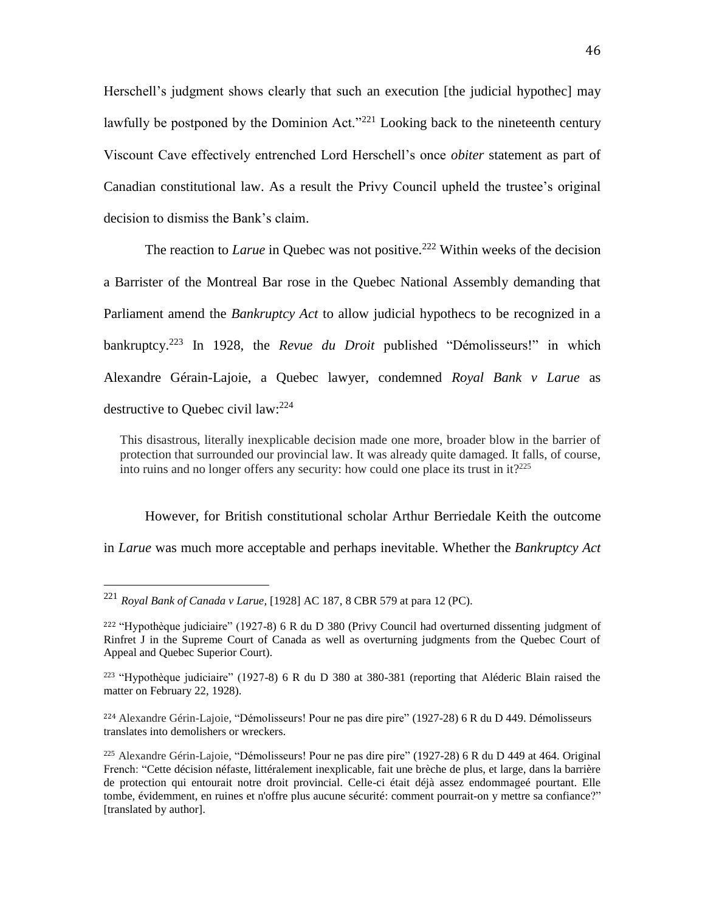Herschell's judgment shows clearly that such an execution [the judicial hypothec] may lawfully be postponed by the Dominion Act."[221] Looking back to the nineteenth century Viscount Cave effectively entrenched Lord Herschell's once *obiter* statement as part of Canadian constitutional law. As a result the Privy Council upheld the trustee's original decision to dismiss the Bank's claim.

The reaction to *Larue* in Quebec was not positive.[222] Within weeks of the decision a Barrister of the Montreal Bar rose in the Quebec National Assembly demanding that Parliament amend the *Bankruptcy Act* to allow judicial hypothecs to be recognized in a bankruptcy.[223] In 1928, the *Revue du Droit* published "Démolisseurs!" in which Alexandre Gérain-Lajoie, a Quebec lawyer, condemned *Royal Bank v Larue* as destructive to Quebec civil law:[224]

> This disastrous, literally inexplicable decision made one more, broader blow in the barrier of protection that surrounded our provincial law. It was already quite damaged. It falls, of course, into ruins and no longer offers any security: how could one place its trust in it?[225]

However, for British constitutional scholar Arthur Berriedale Keith the outcome in *Larue* was much more acceptable and perhaps inevitable. Whether the *Bankruptcy Act*

---

[221] *Royal Bank of Canada v Larue*, [1928] AC 187, 8 CBR 579 at para 12 (PC).

[222] "Hypothèque judiciaire" (1927-8) 6 R du D 380 (Privy Council had overturned dissenting judgment of Rinfret J in the Supreme Court of Canada as well as overturning judgments from the Quebec Court of Appeal and Quebec Superior Court).

[223] "Hypothèque judiciaire" (1927-8) 6 R du D 380 at 380-381 (reporting that Aléderic Blain raised the matter on February 22, 1928).

[224] Alexandre Gérin-Lajoie, "Démolisseurs! Pour ne pas dire pire" (1927-28) 6 R du D 449. Démolisseurs translates into demolishers or wreckers.

[225] Alexandre Gérin-Lajoie, "Démolisseurs! Pour ne pas dire pire" (1927-28) 6 R du D 449 at 464. Original French: "Cette décision néfaste, littéralement inexplicable, fait une brèche de plus, et large, dans la barrière de protection qui entourait notre droit provincial. Celle-ci était déjà assez endommageé pourtant. Elle tombe, évidemment, en ruines et n'offre plus aucune sécurité: comment pourrait-on y mettre sa confiance?" [translated by author].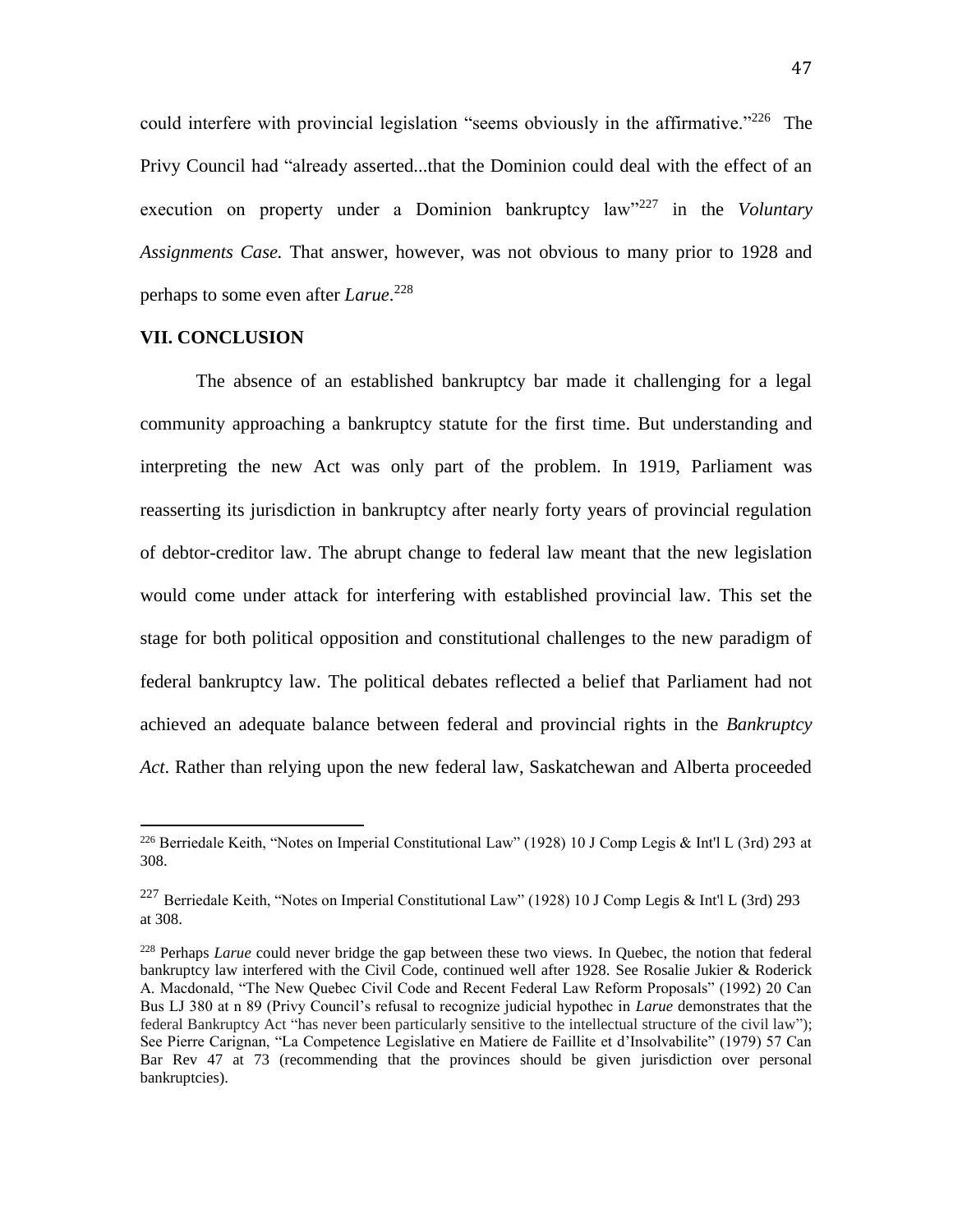could interfere with provincial legislation "seems obviously in the affirmative."[226] The Privy Council had "already asserted...that the Dominion could deal with the effect of an execution on property under a Dominion bankruptcy law"[227] in the *Voluntary Assignments Case.* That answer, however, was not obvious to many prior to 1928 and perhaps to some even after *Larue*.[228]

## VII. CONCLUSION

The absence of an established bankruptcy bar made it challenging for a legal community approaching a bankruptcy statute for the first time. But understanding and interpreting the new Act was only part of the problem. In 1919, Parliament was reasserting its jurisdiction in bankruptcy after nearly forty years of provincial regulation of debtor-creditor law. The abrupt change to federal law meant that the new legislation would come under attack for interfering with established provincial law. This set the stage for both political opposition and constitutional challenges to the new paradigm of federal bankruptcy law. The political debates reflected a belief that Parliament had not achieved an adequate balance between federal and provincial rights in the *Bankruptcy Act*. Rather than relying upon the new federal law, Saskatchewan and Alberta proceeded

---

[226] Berriedale Keith, "Notes on Imperial Constitutional Law" (1928) 10 J Comp Legis & Int'l L (3rd) 293 at 308.

[227] Berriedale Keith, "Notes on Imperial Constitutional Law" (1928) 10 J Comp Legis & Int'l L (3rd) 293 at 308.

[228] Perhaps *Larue* could never bridge the gap between these two views. In Quebec, the notion that federal bankruptcy law interfered with the Civil Code, continued well after 1928. See Rosalie Jukier & Roderick A. Macdonald, "The New Quebec Civil Code and Recent Federal Law Reform Proposals" (1992) 20 Can Bus LJ 380 at n 89 (Privy Council's refusal to recognize judicial hypothec in *Larue* demonstrates that the federal Bankruptcy Act "has never been particularly sensitive to the intellectual structure of the civil law"); See Pierre Carignan, "La Competence Legislative en Matiere de Faillite et d'Insolvabilite" (1979) 57 Can Bar Rev 47 at 73 (recommending that the provinces should be given jurisdiction over personal bankruptcies).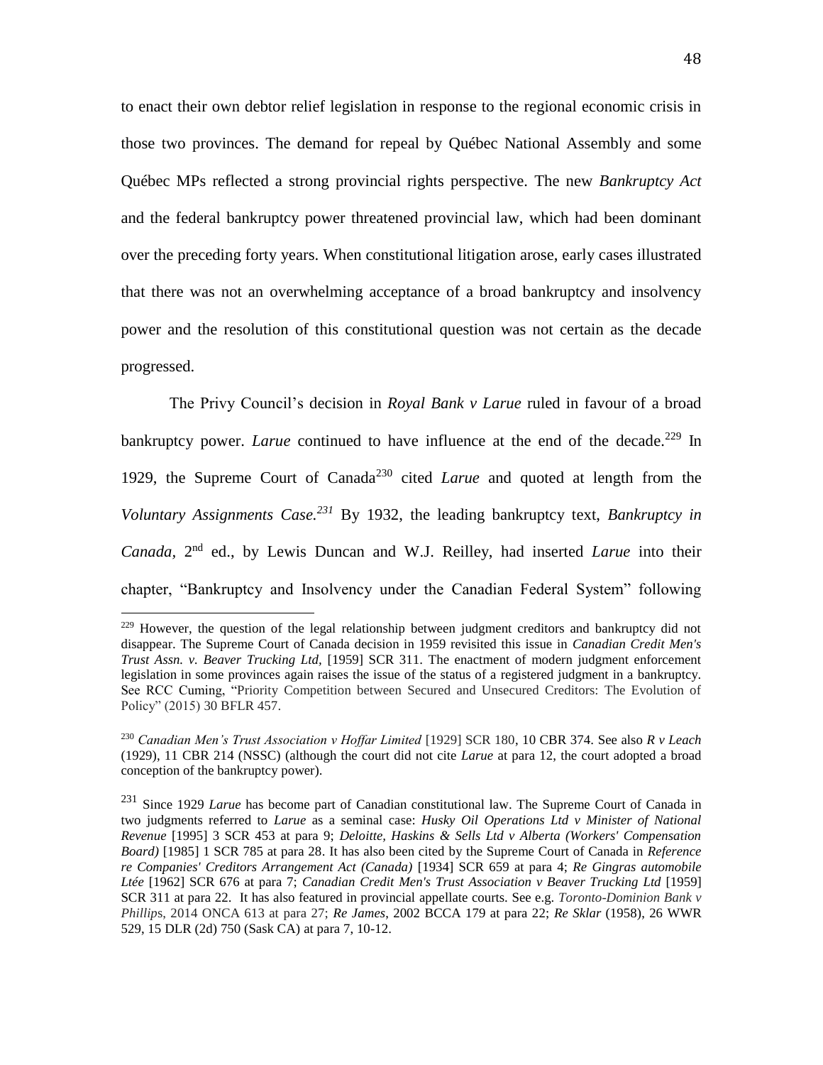to enact their own debtor relief legislation in response to the regional economic crisis in those two provinces. The demand for repeal by Québec National Assembly and some Québec MPs reflected a strong provincial rights perspective. The new *Bankruptcy Act* and the federal bankruptcy power threatened provincial law, which had been dominant over the preceding forty years. When constitutional litigation arose, early cases illustrated that there was not an overwhelming acceptance of a broad bankruptcy and insolvency power and the resolution of this constitutional question was not certain as the decade progressed.

The Privy Council's decision in *Royal Bank v Larue* ruled in favour of a broad bankruptcy power. *Larue* continued to have influence at the end of the decade.[229] In 1929, the Supreme Court of Canada[230] cited *Larue* and quoted at length from the *Voluntary Assignments Case.*[231] By 1932, the leading bankruptcy text, *Bankruptcy in Canada*, 2nd ed., by Lewis Duncan and W.J. Reilley, had inserted *Larue* into their chapter, "Bankruptcy and Insolvency under the Canadian Federal System" following

---

[229] However, the question of the legal relationship between judgment creditors and bankruptcy did not disappear. The Supreme Court of Canada decision in 1959 revisited this issue in *Canadian Credit Men's Trust Assn. v. Beaver Trucking Ltd*, [1959] SCR 311. The enactment of modern judgment enforcement legislation in some provinces again raises the issue of the status of a registered judgment in a bankruptcy. See RCC Cuming, "Priority Competition between Secured and Unsecured Creditors: The Evolution of Policy" (2015) 30 BFLR 457.

[230] *Canadian Men's Trust Association v Hoffar Limited* [1929] SCR 180, 10 CBR 374. See also *R v Leach* (1929), 11 CBR 214 (NSSC) (although the court did not cite *Larue* at para 12, the court adopted a broad conception of the bankruptcy power).

[231] Since 1929 *Larue* has become part of Canadian constitutional law. The Supreme Court of Canada in two judgments referred to *Larue* as a seminal case: *Husky Oil Operations Ltd v Minister of National Revenue* [1995] 3 SCR 453 at para 9; *Deloitte, Haskins & Sells Ltd v Alberta (Workers' Compensation Board)* [1985] 1 SCR 785 at para 28. It has also been cited by the Supreme Court of Canada in *Reference re Companies' Creditors Arrangement Act (Canada)* [1934] SCR 659 at para 4; *Re Gingras automobile Ltée* [1962] SCR 676 at para 7; *Canadian Credit Men's Trust Association v Beaver Trucking Ltd* [1959] SCR 311 at para 22. It has also featured in provincial appellate courts. See e.g. *Toronto-Dominion Bank v Phillips*, 2014 ONCA 613 at para 27; *Re James*, 2002 BCCA 179 at para 22; *Re Sklar* (1958), 26 WWR 529, 15 DLR (2d) 750 (Sask CA) at para 7, 10-12.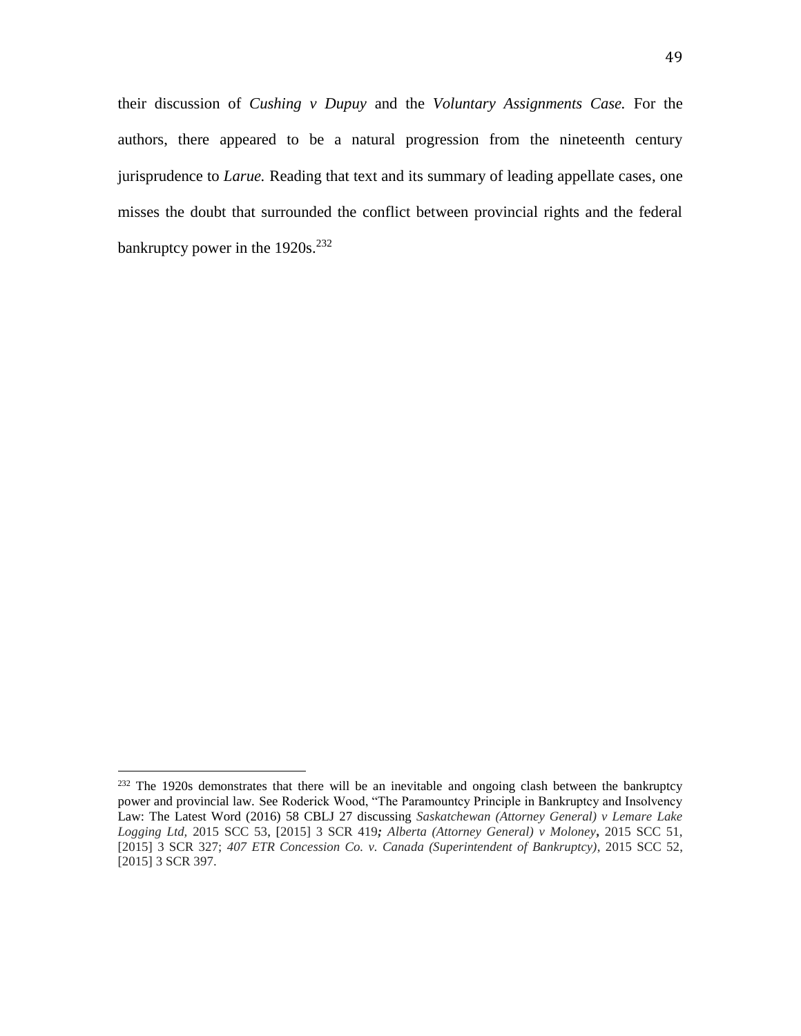their discussion of *Cushing v Dupuy* and the *Voluntary Assignments Case.* For the authors, there appeared to be a natural progression from the nineteenth century jurisprudence to *Larue.* Reading that text and its summary of leading appellate cases, one misses the doubt that surrounded the conflict between provincial rights and the federal bankruptcy power in the 1920s.[232]

---

[232] The 1920s demonstrates that there will be an inevitable and ongoing clash between the bankruptcy power and provincial law. See Roderick Wood, "The Paramountcy Principle in Bankruptcy and Insolvency Law: The Latest Word (2016) 58 CBLJ 27 discussing *Saskatchewan (Attorney General) v Lemare Lake Logging Ltd,* 2015 SCC 53, [2015] 3 SCR 419***;*** *Alberta (Attorney General) v Moloney***,** 2015 SCC 51, [2015] 3 SCR 327; *407 ETR Concession Co. v. Canada (Superintendent of Bankruptcy),* 2015 SCC 52, [2015] 3 SCR 397.